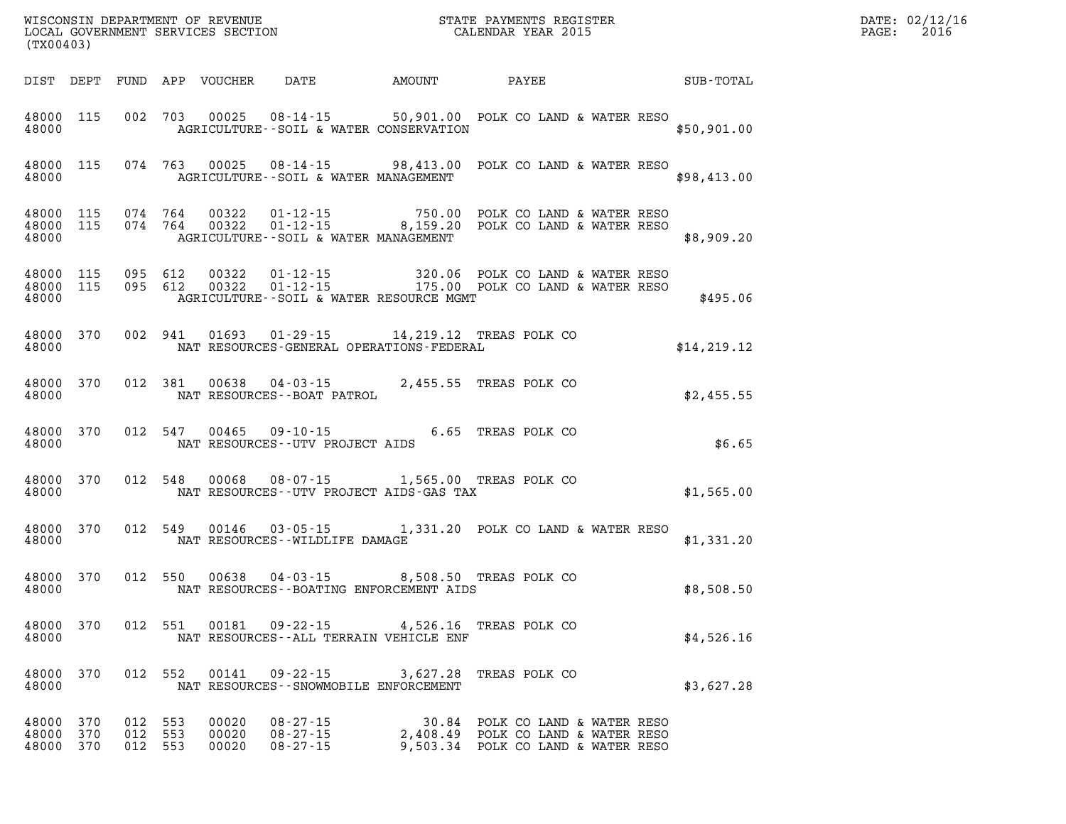WISCONSIN DEPARTMENT OF REVENUE
LOCAL GOVERNMENT SERVICES SECTION
(TX00403)

STATE PAYMENTS REGISTER
CALENDAR YEAR 2015

DATE: 02/12/16
PAGE: 2016

| DIST | DEPT | FUND | APP | VOUCHER | DATE | AMOUNT | PAYEE | SUB-TOTAL |
|---|---|---|---|---|---|---|---|---|
| 48000 | 115 | 002 | 703 | 00025 | 08-14-15 | 50,901.00 | POLK CO LAND & WATER RESO | |
| 48000 | | | | | AGRICULTURE--SOIL & WATER CONSERVATION | | | $50,901.00 |
| 48000 | 115 | 074 | 763 | 00025 | 08-14-15 | 98,413.00 | POLK CO LAND & WATER RESO | |
| 48000 | | | | | AGRICULTURE--SOIL & WATER MANAGEMENT | | | $98,413.00 |
| 48000 | 115 | 074 | 764 | 00322 | 01-12-15 | 750.00 | POLK CO LAND & WATER RESO | |
| 48000 | 115 | 074 | 764 | 00322 | 01-12-15 | 8,159.20 | POLK CO LAND & WATER RESO | |
| 48000 | | | | | AGRICULTURE--SOIL & WATER MANAGEMENT | | | $8,909.20 |
| 48000 | 115 | 095 | 612 | 00322 | 01-12-15 | 320.06 | POLK CO LAND & WATER RESO | |
| 48000 | 115 | 095 | 612 | 00322 | 01-12-15 | 175.00 | POLK CO LAND & WATER RESO | |
| 48000 | | | | | AGRICULTURE--SOIL & WATER RESOURCE MGMT | | | $495.06 |
| 48000 | 370 | 002 | 941 | 01693 | 01-29-15 | 14,219.12 | TREAS POLK CO | |
| 48000 | | | | | NAT RESOURCES-GENERAL OPERATIONS-FEDERAL | | | $14,219.12 |
| 48000 | 370 | 012 | 381 | 00638 | 04-03-15 | 2,455.55 | TREAS POLK CO | |
| 48000 | | | | | NAT RESOURCES--BOAT PATROL | | | $2,455.55 |
| 48000 | 370 | 012 | 547 | 00465 | 09-10-15 | 6.65 | TREAS POLK CO | |
| 48000 | | | | | NAT RESOURCES--UTV PROJECT AIDS | | | $6.65 |
| 48000 | 370 | 012 | 548 | 00068 | 08-07-15 | 1,565.00 | TREAS POLK CO | |
| 48000 | | | | | NAT RESOURCES--UTV PROJECT AIDS-GAS TAX | | | $1,565.00 |
| 48000 | 370 | 012 | 549 | 00146 | 03-05-15 | 1,331.20 | POLK CO LAND & WATER RESO | |
| 48000 | | | | | NAT RESOURCES--WILDLIFE DAMAGE | | | $1,331.20 |
| 48000 | 370 | 012 | 550 | 00638 | 04-03-15 | 8,508.50 | TREAS POLK CO | |
| 48000 | | | | | NAT RESOURCES--BOATING ENFORCEMENT AIDS | | | $8,508.50 |
| 48000 | 370 | 012 | 551 | 00181 | 09-22-15 | 4,526.16 | TREAS POLK CO | |
| 48000 | | | | | NAT RESOURCES--ALL TERRAIN VEHICLE ENF | | | $4,526.16 |
| 48000 | 370 | 012 | 552 | 00141 | 09-22-15 | 3,627.28 | TREAS POLK CO | |
| 48000 | | | | | NAT RESOURCES--SNOWMOBILE ENFORCEMENT | | | $3,627.28 |
| 48000 | 370 | 012 | 553 | 00020 | 08-27-15 | 30.84 | POLK CO LAND & WATER RESO | |
| 48000 | 370 | 012 | 553 | 00020 | 08-27-15 | 2,408.49 | POLK CO LAND & WATER RESO | |
| 48000 | 370 | 012 | 553 | 00020 | 08-27-15 | 9,503.34 | POLK CO LAND & WATER RESO | |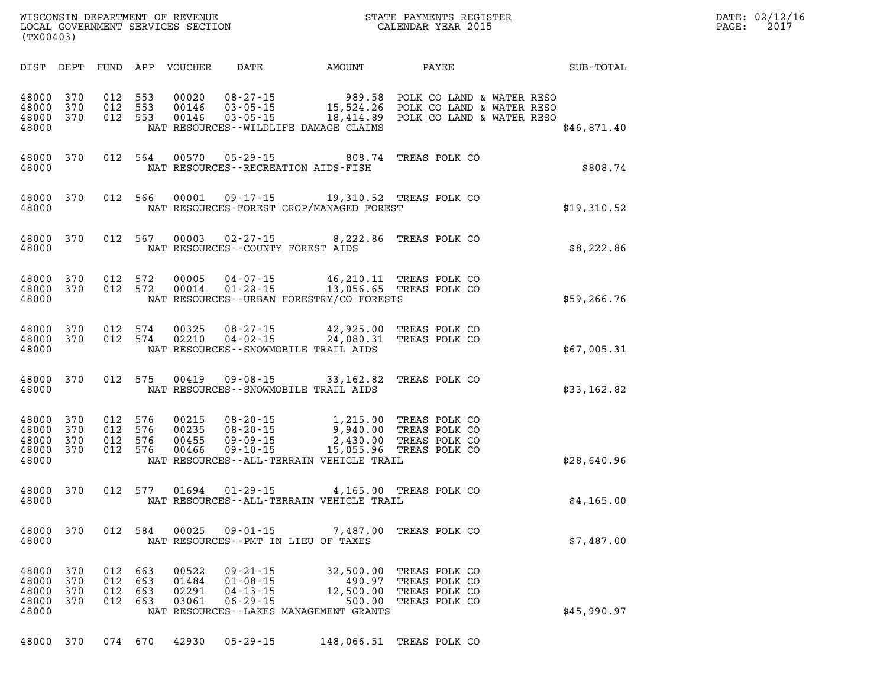WISCONSIN DEPARTMENT OF REVENUE
LOCAL GOVERNMENT SERVICES SECTION
(TX00403)

STATE PAYMENTS REGISTER
CALENDAR YEAR 2015

DATE: 02/12/16
PAGE: 2017

| DIST | DEPT | FUND | APP | VOUCHER | DATE | AMOUNT | PAYEE | SUB-TOTAL |
|---|---|---|---|---|---|---|---|---|
| 48000 | 370 | 012 | 553 | 00020 | 08-27-15 | 989.58 | POLK CO LAND & WATER RESO | |
| 48000 | 370 | 012 | 553 | 00146 | 03-05-15 | 15,524.26 | POLK CO LAND & WATER RESO | |
| 48000 | 370 | 012 | 553 | 00146 | 03-05-15 | 18,414.89 | POLK CO LAND & WATER RESO | |
| 48000 | | | | | NAT RESOURCES--WILDLIFE DAMAGE CLAIMS | | | $46,871.40 |
| 48000 | 370 | 012 | 564 | 00570 | 05-29-15 | 808.74 | TREAS POLK CO | |
| 48000 | | | | | NAT RESOURCES--RECREATION AIDS-FISH | | | $808.74 |
| 48000 | 370 | 012 | 566 | 00001 | 09-17-15 | 19,310.52 | TREAS POLK CO | |
| 48000 | | | | | NAT RESOURCES-FOREST CROP/MANAGED FOREST | | | $19,310.52 |
| 48000 | 370 | 012 | 567 | 00003 | 02-27-15 | 8,222.86 | TREAS POLK CO | |
| 48000 | | | | | NAT RESOURCES--COUNTY FOREST AIDS | | | $8,222.86 |
| 48000 | 370 | 012 | 572 | 00005 | 04-07-15 | 46,210.11 | TREAS POLK CO | |
| 48000 | 370 | 012 | 572 | 00014 | 01-22-15 | 13,056.65 | TREAS POLK CO | |
| 48000 | | | | | NAT RESOURCES--URBAN FORESTRY/CO FORESTS | | | $59,266.76 |
| 48000 | 370 | 012 | 574 | 00325 | 08-27-15 | 42,925.00 | TREAS POLK CO | |
| 48000 | 370 | 012 | 574 | 02210 | 04-02-15 | 24,080.31 | TREAS POLK CO | |
| 48000 | | | | | NAT RESOURCES--SNOWMOBILE TRAIL AIDS | | | $67,005.31 |
| 48000 | 370 | 012 | 575 | 00419 | 09-08-15 | 33,162.82 | TREAS POLK CO | |
| 48000 | | | | | NAT RESOURCES--SNOWMOBILE TRAIL AIDS | | | $33,162.82 |
| 48000 | 370 | 012 | 576 | 00215 | 08-20-15 | 1,215.00 | TREAS POLK CO | |
| 48000 | 370 | 012 | 576 | 00235 | 08-20-15 | 9,940.00 | TREAS POLK CO | |
| 48000 | 370 | 012 | 576 | 00455 | 09-09-15 | 2,430.00 | TREAS POLK CO | |
| 48000 | 370 | 012 | 576 | 00466 | 09-10-15 | 15,055.96 | TREAS POLK CO | |
| 48000 | | | | | NAT RESOURCES--ALL-TERRAIN VEHICLE TRAIL | | | $28,640.96 |
| 48000 | 370 | 012 | 577 | 01694 | 01-29-15 | 4,165.00 | TREAS POLK CO | |
| 48000 | | | | | NAT RESOURCES--ALL-TERRAIN VEHICLE TRAIL | | | $4,165.00 |
| 48000 | 370 | 012 | 584 | 00025 | 09-01-15 | 7,487.00 | TREAS POLK CO | |
| 48000 | | | | | NAT RESOURCES--PMT IN LIEU OF TAXES | | | $7,487.00 |
| 48000 | 370 | 012 | 663 | 00522 | 09-21-15 | 32,500.00 | TREAS POLK CO | |
| 48000 | 370 | 012 | 663 | 01484 | 01-08-15 | 490.97 | TREAS POLK CO | |
| 48000 | 370 | 012 | 663 | 02291 | 04-13-15 | 12,500.00 | TREAS POLK CO | |
| 48000 | 370 | 012 | 663 | 03061 | 06-29-15 | 500.00 | TREAS POLK CO | |
| 48000 | | | | | NAT RESOURCES--LAKES MANAGEMENT GRANTS | | | $45,990.97 |
| 48000 | 370 | 074 | 670 | 42930 | 05-29-15 | 148,066.51 | TREAS POLK CO | |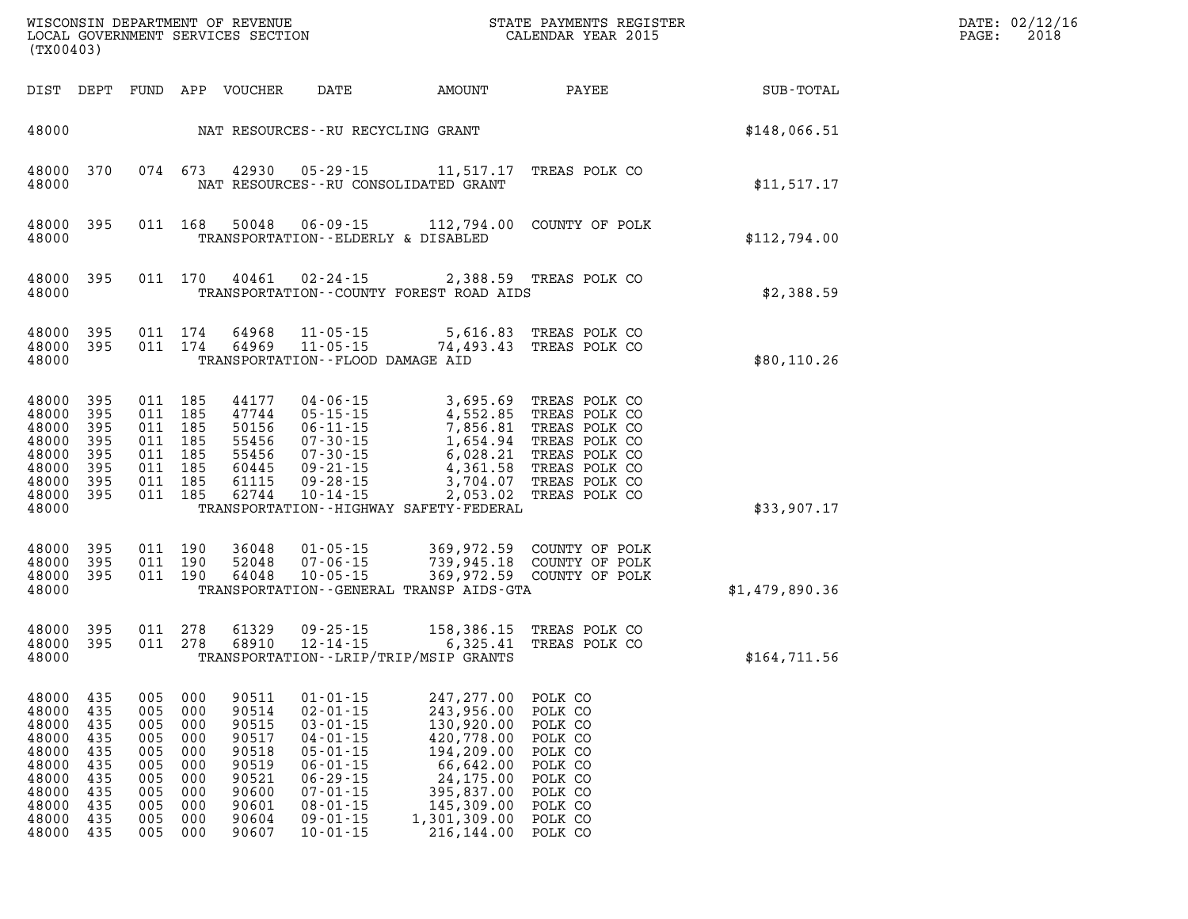WISCONSIN DEPARTMENT OF REVENUE
LOCAL GOVERNMENT SERVICES SECTION
(TX00403)

STATE PAYMENTS REGISTER
CALENDAR YEAR 2015

DATE: 02/12/16
PAGE: 2018

| DIST | DEPT | FUND | APP | VOUCHER | DATE | AMOUNT | PAYEE | SUB-TOTAL |
|---|---|---|---|---|---|---|---|---|
| 48000 | | | | | NAT RESOURCES--RU RECYCLING GRANT | | | $148,066.51 |
| 48000 | 370 | 074 | 673 | 42930 | 05-29-15 | 11,517.17 | TREAS POLK CO | |
| 48000 | | | | | NAT RESOURCES--RU CONSOLIDATED GRANT | | | $11,517.17 |
| 48000 | 395 | 011 | 168 | 50048 | 06-09-15 | 112,794.00 | COUNTY OF POLK | |
| 48000 | | | | | TRANSPORTATION--ELDERLY & DISABLED | | | $112,794.00 |
| 48000 | 395 | 011 | 170 | 40461 | 02-24-15 | 2,388.59 | TREAS POLK CO | |
| 48000 | | | | | TRANSPORTATION--COUNTY FOREST ROAD AIDS | | | $2,388.59 |
| 48000 | 395 | 011 | 174 | 64968 | 11-05-15 | 5,616.83 | TREAS POLK CO | |
| 48000 | 395 | 011 | 174 | 64969 | 11-05-15 | 74,493.43 | TREAS POLK CO | |
| 48000 | | | | | TRANSPORTATION--FLOOD DAMAGE AID | | | $80,110.26 |
| 48000 | 395 | 011 | 185 | 44177 | 04-06-15 | 3,695.69 | TREAS POLK CO | |
| 48000 | 395 | 011 | 185 | 47744 | 05-15-15 | 4,552.85 | TREAS POLK CO | |
| 48000 | 395 | 011 | 185 | 50156 | 06-11-15 | 7,856.81 | TREAS POLK CO | |
| 48000 | 395 | 011 | 185 | 55456 | 07-30-15 | 1,654.94 | TREAS POLK CO | |
| 48000 | 395 | 011 | 185 | 55456 | 07-30-15 | 6,028.21 | TREAS POLK CO | |
| 48000 | 395 | 011 | 185 | 60445 | 09-21-15 | 4,361.58 | TREAS POLK CO | |
| 48000 | 395 | 011 | 185 | 61115 | 09-28-15 | 3,704.07 | TREAS POLK CO | |
| 48000 | 395 | 011 | 185 | 62744 | 10-14-15 | 2,053.02 | TREAS POLK CO | |
| 48000 | | | | | TRANSPORTATION--HIGHWAY SAFETY-FEDERAL | | | $33,907.17 |
| 48000 | 395 | 011 | 190 | 36048 | 01-05-15 | 369,972.59 | COUNTY OF POLK | |
| 48000 | 395 | 011 | 190 | 52048 | 07-06-15 | 739,945.18 | COUNTY OF POLK | |
| 48000 | 395 | 011 | 190 | 64048 | 10-05-15 | 369,972.59 | COUNTY OF POLK | |
| 48000 | | | | | TRANSPORTATION--GENERAL TRANSP AIDS-GTA | | | $1,479,890.36 |
| 48000 | 395 | 011 | 278 | 61329 | 09-25-15 | 158,386.15 | TREAS POLK CO | |
| 48000 | 395 | 011 | 278 | 68910 | 12-14-15 | 6,325.41 | TREAS POLK CO | |
| 48000 | | | | | TRANSPORTATION--LRIP/TRIP/MSIP GRANTS | | | $164,711.56 |
| 48000 | 435 | 005 | 000 | 90511 | 01-01-15 | 247,277.00 | POLK CO | |
| 48000 | 435 | 005 | 000 | 90514 | 02-01-15 | 243,956.00 | POLK CO | |
| 48000 | 435 | 005 | 000 | 90515 | 03-01-15 | 130,920.00 | POLK CO | |
| 48000 | 435 | 005 | 000 | 90517 | 04-01-15 | 420,778.00 | POLK CO | |
| 48000 | 435 | 005 | 000 | 90518 | 05-01-15 | 194,209.00 | POLK CO | |
| 48000 | 435 | 005 | 000 | 90519 | 06-01-15 | 66,642.00 | POLK CO | |
| 48000 | 435 | 005 | 000 | 90521 | 06-29-15 | 24,175.00 | POLK CO | |
| 48000 | 435 | 005 | 000 | 90600 | 07-01-15 | 395,837.00 | POLK CO | |
| 48000 | 435 | 005 | 000 | 90601 | 08-01-15 | 145,309.00 | POLK CO | |
| 48000 | 435 | 005 | 000 | 90604 | 09-01-15 | 1,301,309.00 | POLK CO | |
| 48000 | 435 | 005 | 000 | 90607 | 10-01-15 | 216,144.00 | POLK CO | |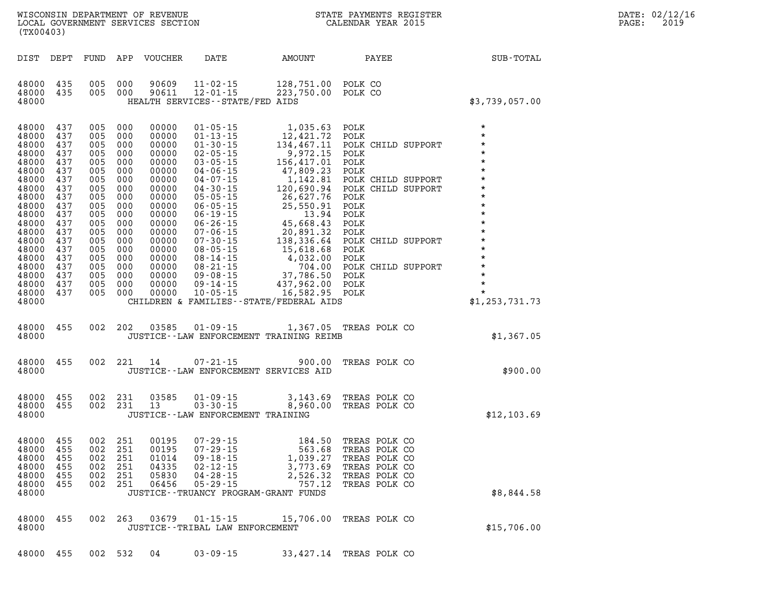WISCONSIN DEPARTMENT OF REVENUE
LOCAL GOVERNMENT SERVICES SECTION
(TX00403)

STATE PAYMENTS REGISTER
CALENDAR YEAR 2015

DATE: 02/12/16
PAGE: 2019

| DIST | DEPT | FUND | APP | VOUCHER | DATE | AMOUNT | PAYEE | SUB-TOTAL |
|---|---|---|---|---|---|---|---|---|
| 48000 | 435 | 005 | 000 | 90609 | 11-02-15 | 128,751.00 | POLK CO | |
| 48000 | 435 | 005 | 000 | 90611 | 12-01-15 | 223,750.00 | POLK CO | |
| 48000 | | | | | HEALTH SERVICES--STATE/FED AIDS | | | $3,739,057.00 |
| 48000 | 437 | 005 | 000 | 00000 | 01-05-15 | 1,035.63 | POLK | * |
| 48000 | 437 | 005 | 000 | 00000 | 01-13-15 | 12,421.72 | POLK | * |
| 48000 | 437 | 005 | 000 | 00000 | 01-30-15 | 134,467.11 | POLK CHILD SUPPORT | * |
| 48000 | 437 | 005 | 000 | 00000 | 02-05-15 | 9,972.15 | POLK | * |
| 48000 | 437 | 005 | 000 | 00000 | 03-05-15 | 156,417.01 | POLK | * |
| 48000 | 437 | 005 | 000 | 00000 | 04-06-15 | 47,809.23 | POLK | * |
| 48000 | 437 | 005 | 000 | 00000 | 04-07-15 | 1,142.81 | POLK CHILD SUPPORT | * |
| 48000 | 437 | 005 | 000 | 00000 | 04-30-15 | 120,690.94 | POLK CHILD SUPPORT | * |
| 48000 | 437 | 005 | 000 | 00000 | 05-05-15 | 26,627.76 | POLK | * |
| 48000 | 437 | 005 | 000 | 00000 | 06-05-15 | 25,550.91 | POLK | * |
| 48000 | 437 | 005 | 000 | 00000 | 06-19-15 | 13.94 | POLK | * |
| 48000 | 437 | 005 | 000 | 00000 | 06-26-15 | 45,668.43 | POLK | * |
| 48000 | 437 | 005 | 000 | 00000 | 07-06-15 | 20,891.32 | POLK | * |
| 48000 | 437 | 005 | 000 | 00000 | 07-30-15 | 138,336.64 | POLK CHILD SUPPORT | * |
| 48000 | 437 | 005 | 000 | 00000 | 08-05-15 | 15,618.68 | POLK | * |
| 48000 | 437 | 005 | 000 | 00000 | 08-14-15 | 4,032.00 | POLK | * |
| 48000 | 437 | 005 | 000 | 00000 | 08-21-15 | 704.00 | POLK CHILD SUPPORT | * |
| 48000 | 437 | 005 | 000 | 00000 | 09-08-15 | 37,786.50 | POLK | * |
| 48000 | 437 | 005 | 000 | 00000 | 09-14-15 | 437,962.00 | POLK | * |
| 48000 | 437 | 005 | 000 | 00000 | 10-05-15 | 16,582.95 | POLK | * |
| 48000 | | | | | CHILDREN & FAMILIES--STATE/FEDERAL AIDS | | | $1,253,731.73 |
| 48000 | 455 | 002 | 202 | 03585 | 01-09-15 | 1,367.05 | TREAS POLK CO | |
| 48000 | | | | | JUSTICE--LAW ENFORCEMENT TRAINING REIMB | | | $1,367.05 |
| 48000 | 455 | 002 | 221 | 14 | 07-21-15 | 900.00 | TREAS POLK CO | |
| 48000 | | | | | JUSTICE--LAW ENFORCEMENT SERVICES AID | | | $900.00 |
| 48000 | 455 | 002 | 231 | 03585 | 01-09-15 | 3,143.69 | TREAS POLK CO | |
| 48000 | 455 | 002 | 231 | 13 | 03-30-15 | 8,960.00 | TREAS POLK CO | |
| 48000 | | | | | JUSTICE--LAW ENFORCEMENT TRAINING | | | $12,103.69 |
| 48000 | 455 | 002 | 251 | 00195 | 07-29-15 | 184.50 | TREAS POLK CO | |
| 48000 | 455 | 002 | 251 | 00195 | 07-29-15 | 563.68 | TREAS POLK CO | |
| 48000 | 455 | 002 | 251 | 01014 | 09-18-15 | 1,039.27 | TREAS POLK CO | |
| 48000 | 455 | 002 | 251 | 04335 | 02-12-15 | 3,773.69 | TREAS POLK CO | |
| 48000 | 455 | 002 | 251 | 05830 | 04-28-15 | 2,526.32 | TREAS POLK CO | |
| 48000 | 455 | 002 | 251 | 06456 | 05-29-15 | 757.12 | TREAS POLK CO | |
| 48000 | | | | | JUSTICE--TRUANCY PROGRAM-GRANT FUNDS | | | $8,844.58 |
| 48000 | 455 | 002 | 263 | 03679 | 01-15-15 | 15,706.00 | TREAS POLK CO | |
| 48000 | | | | | JUSTICE--TRIBAL LAW ENFORCEMENT | | | $15,706.00 |
| 48000 | 455 | 002 | 532 | 04 | 03-09-15 | 33,427.14 | TREAS POLK CO | |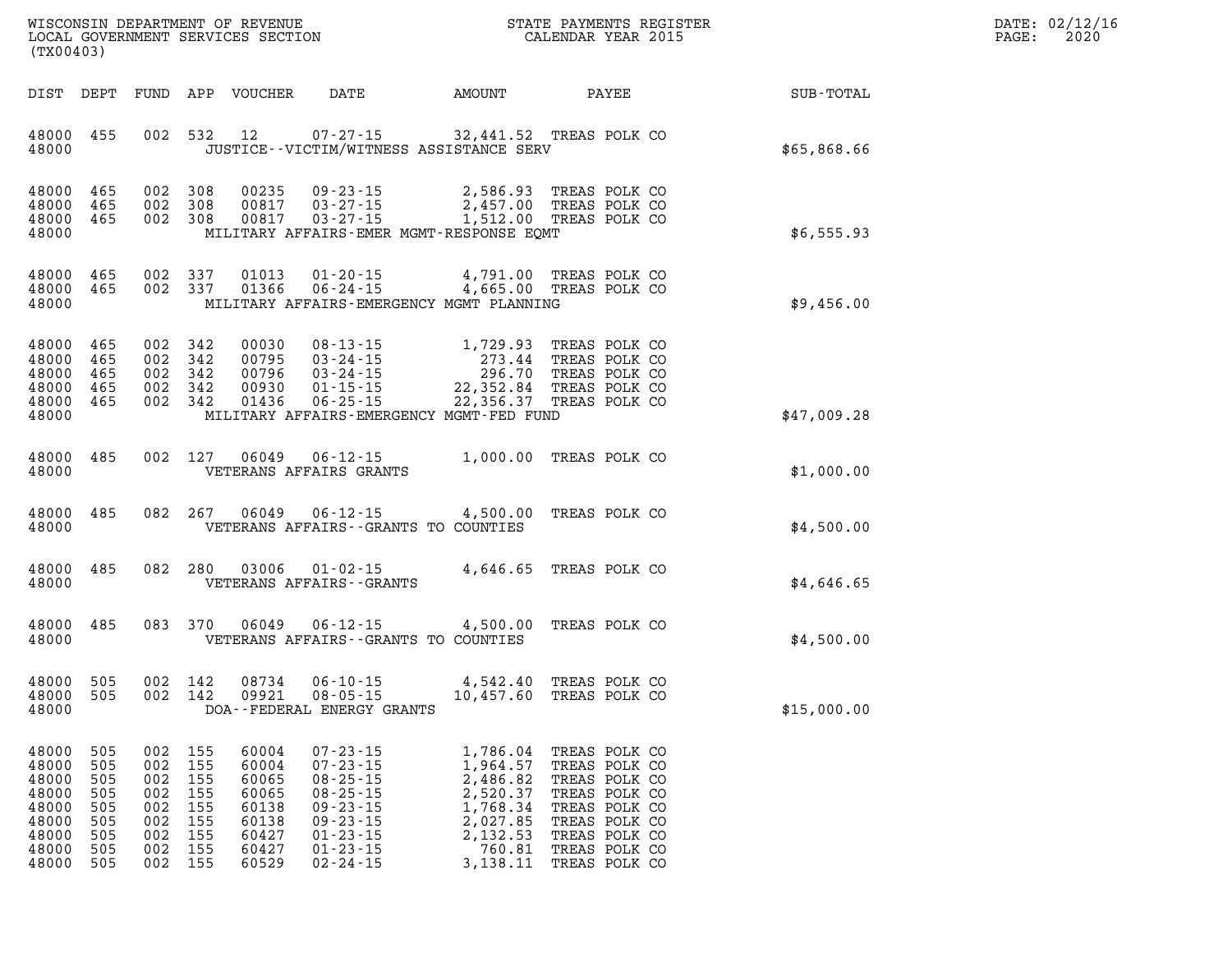| DIST | DEPT | FUND | APP | VOUCHER | DATE | AMOUNT | PAYEE | SUB-TOTAL |
|---|---|---|---|---|---|---|---|---|
| 48000 | 455 | 002 | 532 | 12 | 07-27-15 | 32,441.52 | TREAS POLK CO | |
| 48000 | | | | | JUSTICE--VICTIM/WITNESS ASSISTANCE SERV | | | $65,868.66 |
| 48000 | 465 | 002 | 308 | 00235 | 09-23-15 | 2,586.93 | TREAS POLK CO | |
| 48000 | 465 | 002 | 308 | 00817 | 03-27-15 | 2,457.00 | TREAS POLK CO | |
| 48000 | 465 | 002 | 308 | 00817 | 03-27-15 | 1,512.00 | TREAS POLK CO | |
| 48000 | | | | | MILITARY AFFAIRS-EMER MGMT-RESPONSE EQMT | | | $6,555.93 |
| 48000 | 465 | 002 | 337 | 01013 | 01-20-15 | 4,791.00 | TREAS POLK CO | |
| 48000 | 465 | 002 | 337 | 01366 | 06-24-15 | 4,665.00 | TREAS POLK CO | |
| 48000 | | | | | MILITARY AFFAIRS-EMERGENCY MGMT PLANNING | | | $9,456.00 |
| 48000 | 465 | 002 | 342 | 00030 | 08-13-15 | 1,729.93 | TREAS POLK CO | |
| 48000 | 465 | 002 | 342 | 00795 | 03-24-15 | 273.44 | TREAS POLK CO | |
| 48000 | 465 | 002 | 342 | 00796 | 03-24-15 | 296.70 | TREAS POLK CO | |
| 48000 | 465 | 002 | 342 | 00930 | 01-15-15 | 22,352.84 | TREAS POLK CO | |
| 48000 | 465 | 002 | 342 | 01436 | 06-25-15 | 22,356.37 | TREAS POLK CO | |
| 48000 | | | | | MILITARY AFFAIRS-EMERGENCY MGMT-FED FUND | | | $47,009.28 |
| 48000 | 485 | 002 | 127 | 06049 | 06-12-15 | 1,000.00 | TREAS POLK CO | |
| 48000 | | | | | VETERANS AFFAIRS GRANTS | | | $1,000.00 |
| 48000 | 485 | 082 | 267 | 06049 | 06-12-15 | 4,500.00 | TREAS POLK CO | |
| 48000 | | | | | VETERANS AFFAIRS--GRANTS TO COUNTIES | | | $4,500.00 |
| 48000 | 485 | 082 | 280 | 03006 | 01-02-15 | 4,646.65 | TREAS POLK CO | |
| 48000 | | | | | VETERANS AFFAIRS--GRANTS | | | $4,646.65 |
| 48000 | 485 | 083 | 370 | 06049 | 06-12-15 | 4,500.00 | TREAS POLK CO | |
| 48000 | | | | | VETERANS AFFAIRS--GRANTS TO COUNTIES | | | $4,500.00 |
| 48000 | 505 | 002 | 142 | 08734 | 06-10-15 | 4,542.40 | TREAS POLK CO | |
| 48000 | 505 | 002 | 142 | 09921 | 08-05-15 | 10,457.60 | TREAS POLK CO | |
| 48000 | | | | | DOA--FEDERAL ENERGY GRANTS | | | $15,000.00 |
| 48000 | 505 | 002 | 155 | 60004 | 07-23-15 | 1,786.04 | TREAS POLK CO | |
| 48000 | 505 | 002 | 155 | 60004 | 07-23-15 | 1,964.57 | TREAS POLK CO | |
| 48000 | 505 | 002 | 155 | 60065 | 08-25-15 | 2,486.82 | TREAS POLK CO | |
| 48000 | 505 | 002 | 155 | 60065 | 08-25-15 | 2,520.37 | TREAS POLK CO | |
| 48000 | 505 | 002 | 155 | 60138 | 09-23-15 | 1,768.34 | TREAS POLK CO | |
| 48000 | 505 | 002 | 155 | 60138 | 09-23-15 | 2,027.85 | TREAS POLK CO | |
| 48000 | 505 | 002 | 155 | 60427 | 01-23-15 | 2,132.53 | TREAS POLK CO | |
| 48000 | 505 | 002 | 155 | 60427 | 01-23-15 | 760.81 | TREAS POLK CO | |
| 48000 | 505 | 002 | 155 | 60529 | 02-24-15 | 3,138.11 | TREAS POLK CO | |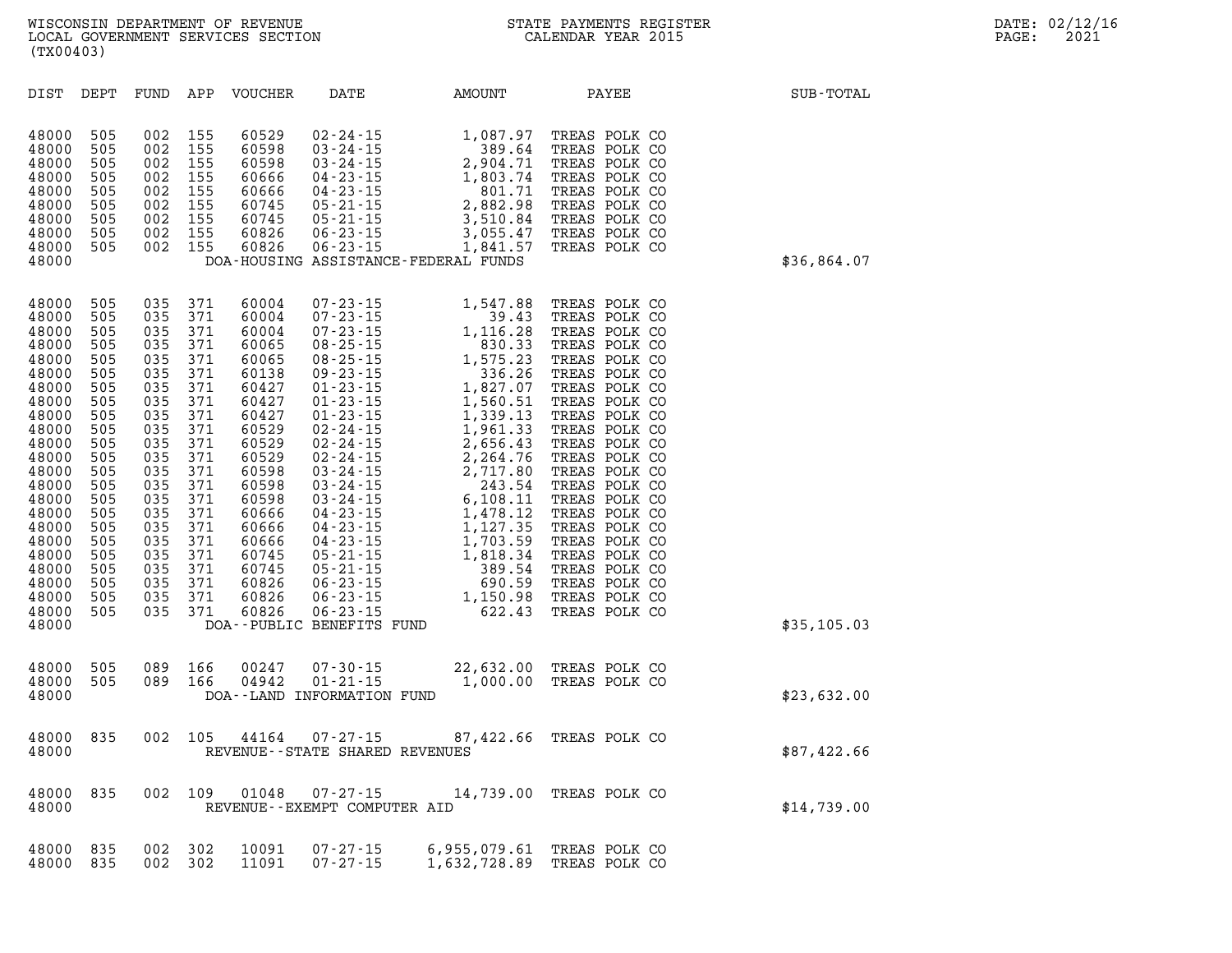| DIST | DEPT | FUND | APP | VOUCHER | DATE | AMOUNT | PAYEE | SUB-TOTAL |
|---|---|---|---|---|---|---|---|---|
| 48000 | 505 | 002 | 155 | 60529 | 02-24-15 | 1,087.97 | TREAS POLK CO | |
| 48000 | 505 | 002 | 155 | 60598 | 03-24-15 | 389.64 | TREAS POLK CO | |
| 48000 | 505 | 002 | 155 | 60598 | 03-24-15 | 2,904.71 | TREAS POLK CO | |
| 48000 | 505 | 002 | 155 | 60666 | 04-23-15 | 1,803.74 | TREAS POLK CO | |
| 48000 | 505 | 002 | 155 | 60666 | 04-23-15 | 801.71 | TREAS POLK CO | |
| 48000 | 505 | 002 | 155 | 60745 | 05-21-15 | 2,882.98 | TREAS POLK CO | |
| 48000 | 505 | 002 | 155 | 60745 | 05-21-15 | 3,510.84 | TREAS POLK CO | |
| 48000 | 505 | 002 | 155 | 60826 | 06-23-15 | 3,055.47 | TREAS POLK CO | |
| 48000 | 505 | 002 | 155 | 60826 | 06-23-15 | 1,841.57 | TREAS POLK CO | |
| 48000 | | | | | DOA-HOUSING ASSISTANCE-FEDERAL FUNDS | | | $36,864.07 |
| 48000 | 505 | 035 | 371 | 60004 | 07-23-15 | 1,547.88 | TREAS POLK CO | |
| 48000 | 505 | 035 | 371 | 60004 | 07-23-15 | 39.43 | TREAS POLK CO | |
| 48000 | 505 | 035 | 371 | 60004 | 07-23-15 | 1,116.28 | TREAS POLK CO | |
| 48000 | 505 | 035 | 371 | 60065 | 08-25-15 | 830.33 | TREAS POLK CO | |
| 48000 | 505 | 035 | 371 | 60065 | 08-25-15 | 1,575.23 | TREAS POLK CO | |
| 48000 | 505 | 035 | 371 | 60138 | 09-23-15 | 336.26 | TREAS POLK CO | |
| 48000 | 505 | 035 | 371 | 60427 | 01-23-15 | 1,827.07 | TREAS POLK CO | |
| 48000 | 505 | 035 | 371 | 60427 | 01-23-15 | 1,560.51 | TREAS POLK CO | |
| 48000 | 505 | 035 | 371 | 60427 | 01-23-15 | 1,339.13 | TREAS POLK CO | |
| 48000 | 505 | 035 | 371 | 60529 | 02-24-15 | 1,961.33 | TREAS POLK CO | |
| 48000 | 505 | 035 | 371 | 60529 | 02-24-15 | 2,656.43 | TREAS POLK CO | |
| 48000 | 505 | 035 | 371 | 60529 | 02-24-15 | 2,264.76 | TREAS POLK CO | |
| 48000 | 505 | 035 | 371 | 60598 | 03-24-15 | 2,717.80 | TREAS POLK CO | |
| 48000 | 505 | 035 | 371 | 60598 | 03-24-15 | 243.54 | TREAS POLK CO | |
| 48000 | 505 | 035 | 371 | 60598 | 03-24-15 | 6,108.11 | TREAS POLK CO | |
| 48000 | 505 | 035 | 371 | 60666 | 04-23-15 | 1,478.12 | TREAS POLK CO | |
| 48000 | 505 | 035 | 371 | 60666 | 04-23-15 | 1,127.35 | TREAS POLK CO | |
| 48000 | 505 | 035 | 371 | 60666 | 04-23-15 | 1,703.59 | TREAS POLK CO | |
| 48000 | 505 | 035 | 371 | 60745 | 05-21-15 | 1,818.34 | TREAS POLK CO | |
| 48000 | 505 | 035 | 371 | 60745 | 05-21-15 | 389.54 | TREAS POLK CO | |
| 48000 | 505 | 035 | 371 | 60826 | 06-23-15 | 690.59 | TREAS POLK CO | |
| 48000 | 505 | 035 | 371 | 60826 | 06-23-15 | 1,150.98 | TREAS POLK CO | |
| 48000 | 505 | 035 | 371 | 60826 | 06-23-15 | 622.43 | TREAS POLK CO | |
| 48000 | | | | | DOA--PUBLIC BENEFITS FUND | | | $35,105.03 |
| 48000 | 505 | 089 | 166 | 00247 | 07-30-15 | 22,632.00 | TREAS POLK CO | |
| 48000 | 505 | 089 | 166 | 04942 | 01-21-15 | 1,000.00 | TREAS POLK CO | |
| 48000 | | | | | DOA--LAND INFORMATION FUND | | | $23,632.00 |
| 48000 | 835 | 002 | 105 | 44164 | 07-27-15 | 87,422.66 | TREAS POLK CO | |
| 48000 | | | | | REVENUE--STATE SHARED REVENUES | | | $87,422.66 |
| 48000 | 835 | 002 | 109 | 01048 | 07-27-15 | 14,739.00 | TREAS POLK CO | |
| 48000 | | | | | REVENUE--EXEMPT COMPUTER AID | | | $14,739.00 |
| 48000 | 835 | 002 | 302 | 10091 | 07-27-15 | 6,955,079.61 | TREAS POLK CO | |
| 48000 | 835 | 002 | 302 | 11091 | 07-27-15 | 1,632,728.89 | TREAS POLK CO | |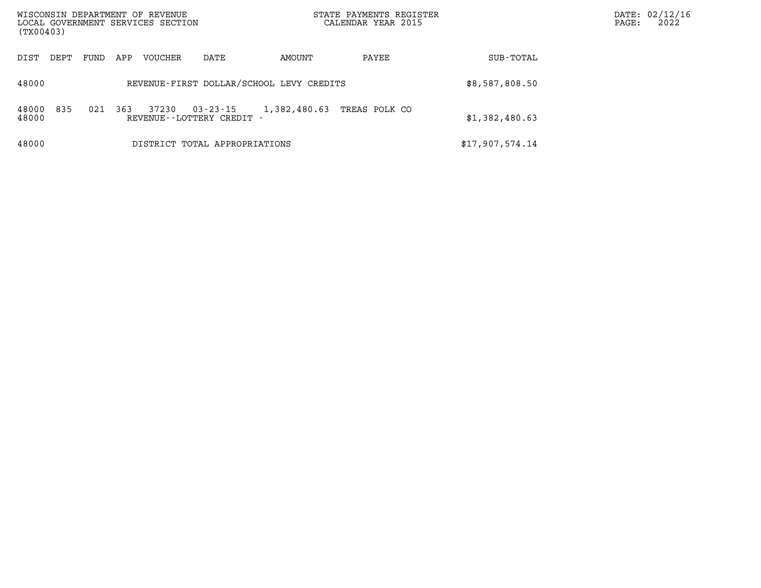WISCONSIN DEPARTMENT OF REVENUE
LOCAL GOVERNMENT SERVICES SECTION
(TX00403)

STATE PAYMENTS REGISTER
CALENDAR YEAR 2015

| DIST | DEPT | FUND | APP | VOUCHER | DATE | AMOUNT | PAYEE | SUB-TOTAL |
|---|---|---|---|---|---|---|---|---|
| 48000 | | | | REVENUE-FIRST DOLLAR/SCHOOL LEVY CREDITS | | | | $8,587,808.50 |
| 48000 | 835 | 021 | 363 | 37230 | 03-23-15 | 1,382,480.63 | TREAS POLK CO | |
| 48000 | | | | REVENUE--LOTTERY CREDIT - | | | | $1,382,480.63 |
| 48000 | | | | DISTRICT TOTAL APPROPRIATIONS | | | | $17,907,574.14 |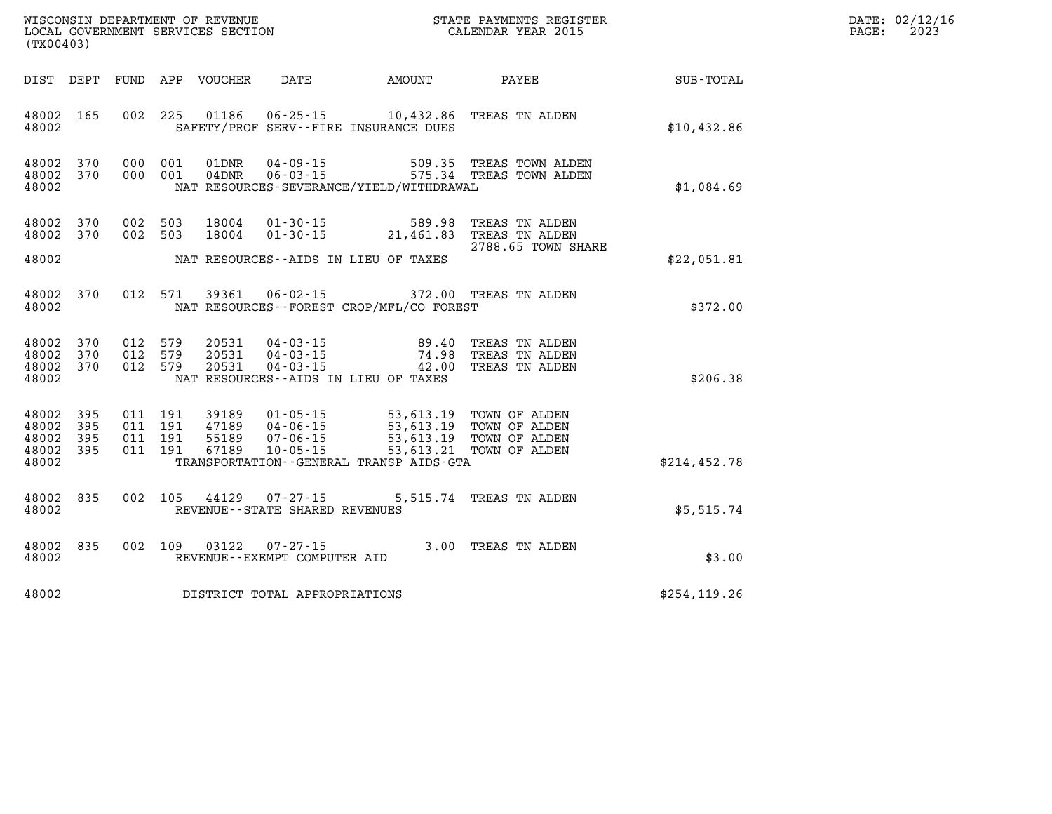WISCONSIN DEPARTMENT OF REVENUE
LOCAL GOVERNMENT SERVICES SECTION
(TX00403)

STATE PAYMENTS REGISTER
CALENDAR YEAR 2015

DATE: 02/12/16
PAGE: 2023

| DIST | DEPT | FUND | APP | VOUCHER | DATE | AMOUNT | PAYEE | SUB-TOTAL |
|---|---|---|---|---|---|---|---|---|
| 48002 | 165 | 002 | 225 | 01186 | 06-25-15 | 10,432.86 | TREAS TN ALDEN | |
| 48002 | | | | | SAFETY/PROF SERV--FIRE INSURANCE DUES | | | $10,432.86 |
| 48002 | 370 | 000 | 001 | 01DNR | 04-09-15 | 509.35 | TREAS TOWN ALDEN | |
| 48002 | 370 | 000 | 001 | 04DNR | 06-03-15 | 575.34 | TREAS TOWN ALDEN | |
| 48002 | | | | | NAT RESOURCES-SEVERANCE/YIELD/WITHDRAWAL | | | $1,084.69 |
| 48002 | 370 | 002 | 503 | 18004 | 01-30-15 | 589.98 | TREAS TN ALDEN | |
| 48002 | 370 | 002 | 503 | 18004 | 01-30-15 | 21,461.83 | TREAS TN ALDEN 2788.65 TOWN SHARE | |
| 48002 | | | | | NAT RESOURCES--AIDS IN LIEU OF TAXES | | | $22,051.81 |
| 48002 | 370 | 012 | 571 | 39361 | 06-02-15 | 372.00 | TREAS TN ALDEN | |
| 48002 | | | | | NAT RESOURCES--FOREST CROP/MFL/CO FOREST | | | $372.00 |
| 48002 | 370 | 012 | 579 | 20531 | 04-03-15 | 89.40 | TREAS TN ALDEN | |
| 48002 | 370 | 012 | 579 | 20531 | 04-03-15 | 74.98 | TREAS TN ALDEN | |
| 48002 | 370 | 012 | 579 | 20531 | 04-03-15 | 42.00 | TREAS TN ALDEN | |
| 48002 | | | | | NAT RESOURCES--AIDS IN LIEU OF TAXES | | | $206.38 |
| 48002 | 395 | 011 | 191 | 39189 | 01-05-15 | 53,613.19 | TOWN OF ALDEN | |
| 48002 | 395 | 011 | 191 | 47189 | 04-06-15 | 53,613.19 | TOWN OF ALDEN | |
| 48002 | 395 | 011 | 191 | 55189 | 07-06-15 | 53,613.19 | TOWN OF ALDEN | |
| 48002 | 395 | 011 | 191 | 67189 | 10-05-15 | 53,613.21 | TOWN OF ALDEN | |
| 48002 | | | | | TRANSPORTATION--GENERAL TRANSP AIDS-GTA | | | $214,452.78 |
| 48002 | 835 | 002 | 105 | 44129 | 07-27-15 | 5,515.74 | TREAS TN ALDEN | |
| 48002 | | | | | REVENUE--STATE SHARED REVENUES | | | $5,515.74 |
| 48002 | 835 | 002 | 109 | 03122 | 07-27-15 | 3.00 | TREAS TN ALDEN | |
| 48002 | | | | | REVENUE--EXEMPT COMPUTER AID | | | $3.00 |
| 48002 | | | | | DISTRICT TOTAL APPROPRIATIONS | | | $254,119.26 |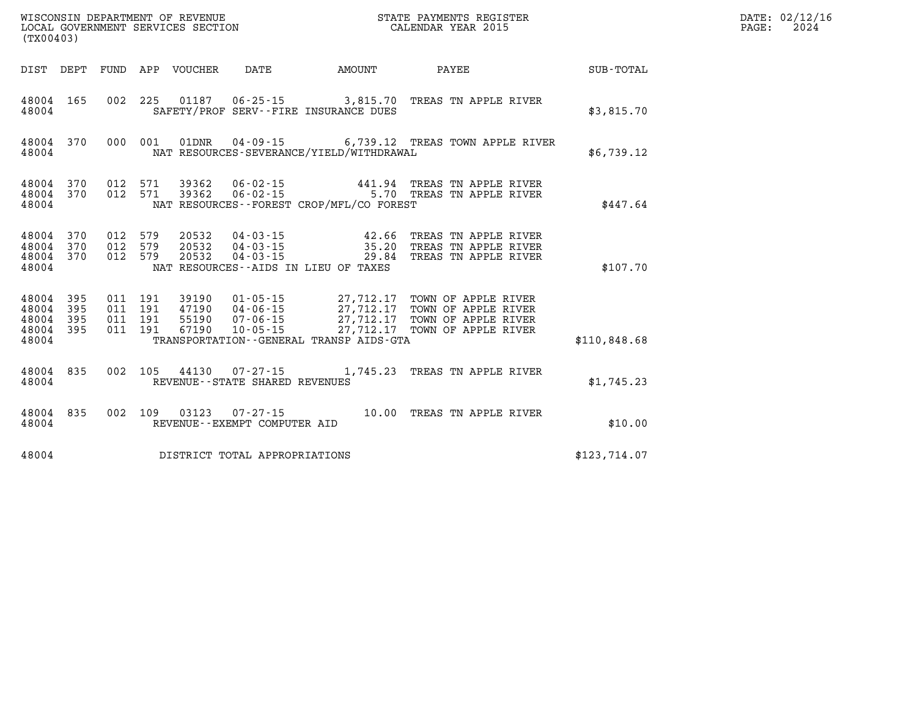WISCONSIN DEPARTMENT OF REVENUE
LOCAL GOVERNMENT SERVICES SECTION
(TX00403)

STATE PAYMENTS REGISTER
CALENDAR YEAR 2015

DATE: 02/12/16

| DIST | DEPT | FUND | APP | VOUCHER | DATE | AMOUNT | PAYEE | SUB-TOTAL |
|---|---|---|---|---|---|---|---|---|
| 48004 | 165 | 002 | 225 | 01187 | 06-25-15 | 3,815.70 | TREAS TN APPLE RIVER | |
| 48004 | | | | | SAFETY/PROF SERV--FIRE INSURANCE DUES | | | $3,815.70 |
| 48004 | 370 | 000 | 001 | 01DNR | 04-09-15 | 6,739.12 | TREAS TOWN APPLE RIVER | |
| 48004 | | | | | NAT RESOURCES-SEVERANCE/YIELD/WITHDRAWAL | | | $6,739.12 |
| 48004 | 370 | 012 | 571 | 39362 | 06-02-15 | 441.94 | TREAS TN APPLE RIVER | |
| 48004 | 370 | 012 | 571 | 39362 | 06-02-15 | 5.70 | TREAS TN APPLE RIVER | |
| 48004 | | | | | NAT RESOURCES--FOREST CROP/MFL/CO FOREST | | | $447.64 |
| 48004 | 370 | 012 | 579 | 20532 | 04-03-15 | 42.66 | TREAS TN APPLE RIVER | |
| 48004 | 370 | 012 | 579 | 20532 | 04-03-15 | 35.20 | TREAS TN APPLE RIVER | |
| 48004 | 370 | 012 | 579 | 20532 | 04-03-15 | 29.84 | TREAS TN APPLE RIVER | |
| 48004 | | | | | NAT RESOURCES--AIDS IN LIEU OF TAXES | | | $107.70 |
| 48004 | 395 | 011 | 191 | 39190 | 01-05-15 | 27,712.17 | TOWN OF APPLE RIVER | |
| 48004 | 395 | 011 | 191 | 47190 | 04-06-15 | 27,712.17 | TOWN OF APPLE RIVER | |
| 48004 | 395 | 011 | 191 | 55190 | 07-06-15 | 27,712.17 | TOWN OF APPLE RIVER | |
| 48004 | 395 | 011 | 191 | 67190 | 10-05-15 | 27,712.17 | TOWN OF APPLE RIVER | |
| 48004 | | | | | TRANSPORTATION--GENERAL TRANSP AIDS-GTA | | | $110,848.68 |
| 48004 | 835 | 002 | 105 | 44130 | 07-27-15 | 1,745.23 | TREAS TN APPLE RIVER | |
| 48004 | | | | | REVENUE--STATE SHARED REVENUES | | | $1,745.23 |
| 48004 | 835 | 002 | 109 | 03123 | 07-27-15 | 10.00 | TREAS TN APPLE RIVER | |
| 48004 | | | | | REVENUE--EXEMPT COMPUTER AID | | | $10.00 |
| 48004 | | | | | DISTRICT TOTAL APPROPRIATIONS | | | $123,714.07 |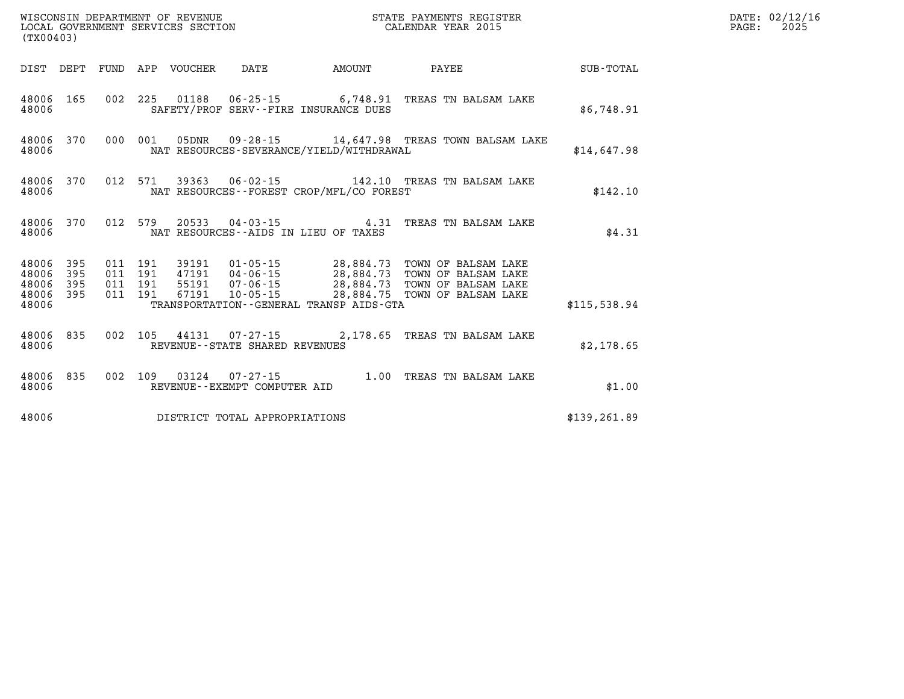WISCONSIN DEPARTMENT OF REVENUE
LOCAL GOVERNMENT SERVICES SECTION
(TX00403)

STATE PAYMENTS REGISTER
CALENDAR YEAR 2015

DATE: 02/12/16
PAGE: 2025

| DIST | DEPT | FUND | APP | VOUCHER | DATE | AMOUNT | PAYEE | SUB-TOTAL |
|---|---|---|---|---|---|---|---|---|
| 48006 | 165 | 002 | 225 | 01188 | 06-25-15 | 6,748.91 | TREAS TN BALSAM LAKE | |
| 48006 | | | | SAFETY/PROF SERV--FIRE INSURANCE DUES | | | | $6,748.91 |
| 48006 | 370 | 000 | 001 | 05DNR | 09-28-15 | 14,647.98 | TREAS TOWN BALSAM LAKE | |
| 48006 | | | | NAT RESOURCES-SEVERANCE/YIELD/WITHDRAWAL | | | | $14,647.98 |
| 48006 | 370 | 012 | 571 | 39363 | 06-02-15 | 142.10 | TREAS TN BALSAM LAKE | |
| 48006 | | | | NAT RESOURCES--FOREST CROP/MFL/CO FOREST | | | | $142.10 |
| 48006 | 370 | 012 | 579 | 20533 | 04-03-15 | 4.31 | TREAS TN BALSAM LAKE | |
| 48006 | | | | NAT RESOURCES--AIDS IN LIEU OF TAXES | | | | $4.31 |
| 48006 | 395 | 011 | 191 | 39191 | 01-05-15 | 28,884.73 | TOWN OF BALSAM LAKE | |
| 48006 | 395 | 011 | 191 | 47191 | 04-06-15 | 28,884.73 | TOWN OF BALSAM LAKE | |
| 48006 | 395 | 011 | 191 | 55191 | 07-06-15 | 28,884.73 | TOWN OF BALSAM LAKE | |
| 48006 | 395 | 011 | 191 | 67191 | 10-05-15 | 28,884.75 | TOWN OF BALSAM LAKE | |
| 48006 | | | | TRANSPORTATION--GENERAL TRANSP AIDS-GTA | | | | $115,538.94 |
| 48006 | 835 | 002 | 105 | 44131 | 07-27-15 | 2,178.65 | TREAS TN BALSAM LAKE | |
| 48006 | | | | REVENUE--STATE SHARED REVENUES | | | | $2,178.65 |
| 48006 | 835 | 002 | 109 | 03124 | 07-27-15 | 1.00 | TREAS TN BALSAM LAKE | |
| 48006 | | | | REVENUE--EXEMPT COMPUTER AID | | | | $1.00 |
| 48006 | | | | DISTRICT TOTAL APPROPRIATIONS | | | | $139,261.89 |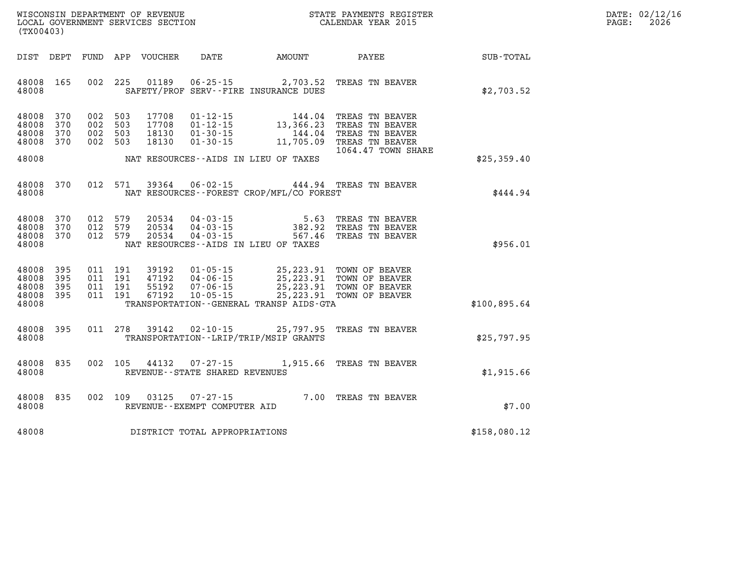WISCONSIN DEPARTMENT OF REVENUE
LOCAL GOVERNMENT SERVICES SECTION
(TX00403)

STATE PAYMENTS REGISTER
CALENDAR YEAR 2015

DATE: 02/12/16
PAGE: 2026

| DIST | DEPT | FUND | APP | VOUCHER | DATE | AMOUNT | PAYEE | SUB-TOTAL |
|---|---|---|---|---|---|---|---|---|
| 48008 | 165 | 002 | 225 | 01189 | 06-25-15 | 2,703.52 | TREAS TN BEAVER | |
| 48008 | | | | | SAFETY/PROF SERV--FIRE INSURANCE DUES | | | $2,703.52 |
| 48008 | 370 | 002 | 503 | 17708 | 01-12-15 | 144.04 | TREAS TN BEAVER | |
| 48008 | 370 | 002 | 503 | 17708 | 01-12-15 | 13,366.23 | TREAS TN BEAVER | |
| 48008 | 370 | 002 | 503 | 18130 | 01-30-15 | 144.04 | TREAS TN BEAVER | |
| 48008 | 370 | 002 | 503 | 18130 | 01-30-15 | 11,705.09 | TREAS TN BEAVER 1064.47 TOWN SHARE | |
| 48008 | | | | | NAT RESOURCES--AIDS IN LIEU OF TAXES | | | $25,359.40 |
| 48008 | 370 | 012 | 571 | 39364 | 06-02-15 | 444.94 | TREAS TN BEAVER | |
| 48008 | | | | | NAT RESOURCES--FOREST CROP/MFL/CO FOREST | | | $444.94 |
| 48008 | 370 | 012 | 579 | 20534 | 04-03-15 | 5.63 | TREAS TN BEAVER | |
| 48008 | 370 | 012 | 579 | 20534 | 04-03-15 | 382.92 | TREAS TN BEAVER | |
| 48008 | 370 | 012 | 579 | 20534 | 04-03-15 | 567.46 | TREAS TN BEAVER | |
| 48008 | | | | | NAT RESOURCES--AIDS IN LIEU OF TAXES | | | $956.01 |
| 48008 | 395 | 011 | 191 | 39192 | 01-05-15 | 25,223.91 | TOWN OF BEAVER | |
| 48008 | 395 | 011 | 191 | 47192 | 04-06-15 | 25,223.91 | TOWN OF BEAVER | |
| 48008 | 395 | 011 | 191 | 55192 | 07-06-15 | 25,223.91 | TOWN OF BEAVER | |
| 48008 | 395 | 011 | 191 | 67192 | 10-05-15 | 25,223.91 | TOWN OF BEAVER | |
| 48008 | | | | | TRANSPORTATION--GENERAL TRANSP AIDS-GTA | | | $100,895.64 |
| 48008 | 395 | 011 | 278 | 39142 | 02-10-15 | 25,797.95 | TREAS TN BEAVER | |
| 48008 | | | | | TRANSPORTATION--LRIP/TRIP/MSIP GRANTS | | | $25,797.95 |
| 48008 | 835 | 002 | 105 | 44132 | 07-27-15 | 1,915.66 | TREAS TN BEAVER | |
| 48008 | | | | | REVENUE--STATE SHARED REVENUES | | | $1,915.66 |
| 48008 | 835 | 002 | 109 | 03125 | 07-27-15 | 7.00 | TREAS TN BEAVER | |
| 48008 | | | | | REVENUE--EXEMPT COMPUTER AID | | | $7.00 |
| 48008 | | | | | DISTRICT TOTAL APPROPRIATIONS | | | $158,080.12 |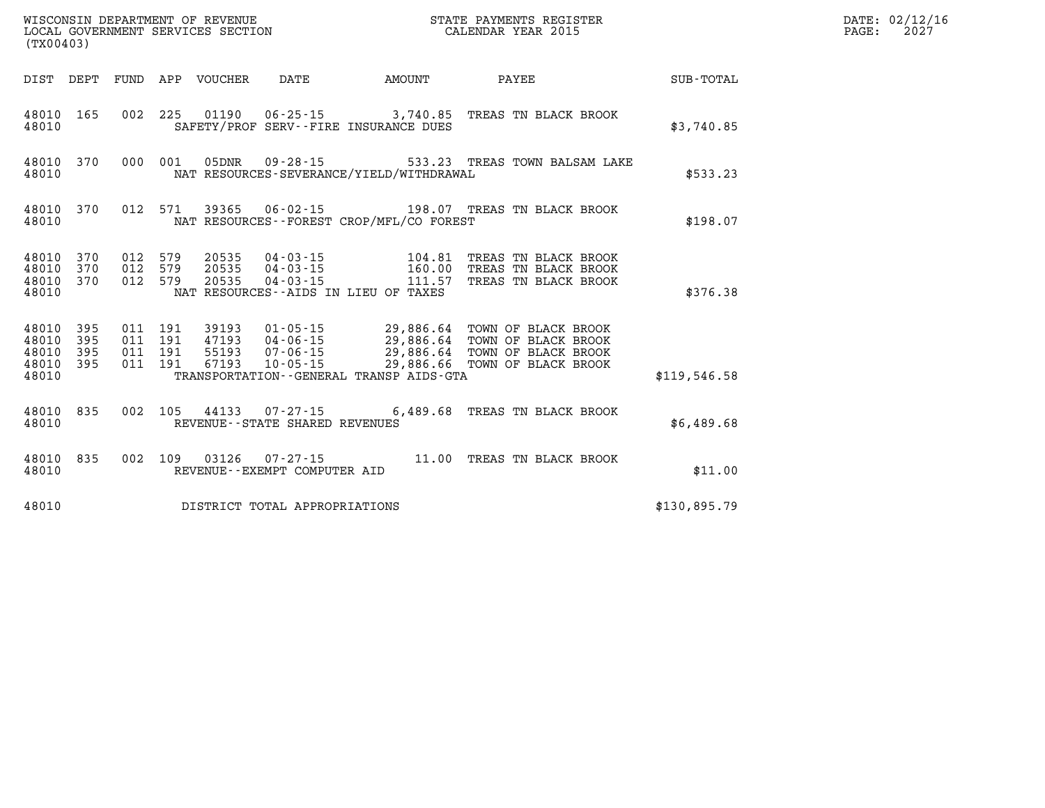WISCONSIN DEPARTMENT OF REVENUE
LOCAL GOVERNMENT SERVICES SECTION
(TX00403)

STATE PAYMENTS REGISTER
CALENDAR YEAR 2015

DATE: 02/12/16
PAGE: 2027

| DIST | DEPT | FUND | APP | VOUCHER | DATE | AMOUNT | PAYEE | SUB-TOTAL |
|---|---|---|---|---|---|---|---|---|
| 48010 | 165 | 002 | 225 | 01190 | 06-25-15 | 3,740.85 | TREAS TN BLACK BROOK | |
| 48010 | | | | SAFETY/PROF SERV--FIRE INSURANCE DUES | | | | $3,740.85 |
| 48010 | 370 | 000 | 001 | 05DNR | 09-28-15 | 533.23 | TREAS TOWN BALSAM LAKE | |
| 48010 | | | | NAT RESOURCES-SEVERANCE/YIELD/WITHDRAWAL | | | | $533.23 |
| 48010 | 370 | 012 | 571 | 39365 | 06-02-15 | 198.07 | TREAS TN BLACK BROOK | |
| 48010 | | | | NAT RESOURCES--FOREST CROP/MFL/CO FOREST | | | | $198.07 |
| 48010 | 370 | 012 | 579 | 20535 | 04-03-15 | 104.81 | TREAS TN BLACK BROOK | |
| 48010 | 370 | 012 | 579 | 20535 | 04-03-15 | 160.00 | TREAS TN BLACK BROOK | |
| 48010 | 370 | 012 | 579 | 20535 | 04-03-15 | 111.57 | TREAS TN BLACK BROOK | |
| 48010 | | | | NAT RESOURCES--AIDS IN LIEU OF TAXES | | | | $376.38 |
| 48010 | 395 | 011 | 191 | 39193 | 01-05-15 | 29,886.64 | TOWN OF BLACK BROOK | |
| 48010 | 395 | 011 | 191 | 47193 | 04-06-15 | 29,886.64 | TOWN OF BLACK BROOK | |
| 48010 | 395 | 011 | 191 | 55193 | 07-06-15 | 29,886.64 | TOWN OF BLACK BROOK | |
| 48010 | 395 | 011 | 191 | 67193 | 10-05-15 | 29,886.66 | TOWN OF BLACK BROOK | |
| 48010 | | | | TRANSPORTATION--GENERAL TRANSP AIDS-GTA | | | | $119,546.58 |
| 48010 | 835 | 002 | 105 | 44133 | 07-27-15 | 6,489.68 | TREAS TN BLACK BROOK | |
| 48010 | | | | REVENUE--STATE SHARED REVENUES | | | | $6,489.68 |
| 48010 | 835 | 002 | 109 | 03126 | 07-27-15 | 11.00 | TREAS TN BLACK BROOK | |
| 48010 | | | | REVENUE--EXEMPT COMPUTER AID | | | | $11.00 |
| 48010 | | | | DISTRICT TOTAL APPROPRIATIONS | | | | $130,895.79 |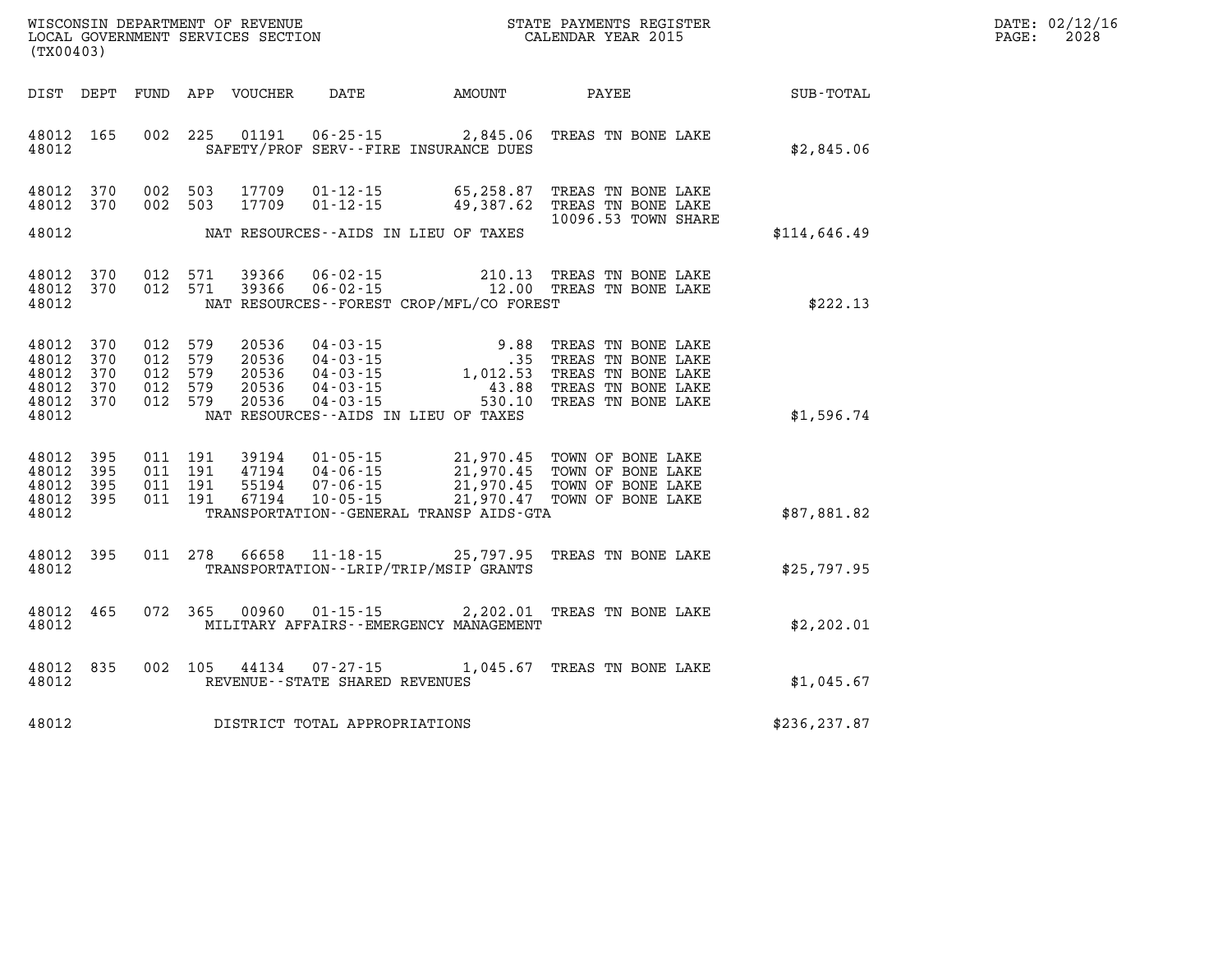WISCONSIN DEPARTMENT OF REVENUE
LOCAL GOVERNMENT SERVICES SECTION
(TX00403)

STATE PAYMENTS REGISTER
CALENDAR YEAR 2015

DATE: 02/12/16
PAGE: 2028

| DIST | DEPT | FUND | APP | VOUCHER | DATE | AMOUNT | PAYEE | SUB-TOTAL |
|---|---|---|---|---|---|---|---|---|
| 48012 | 165 | 002 | 225 | 01191 | 06-25-15 | 2,845.06 | TREAS TN BONE LAKE | |
| 48012 | | | | | SAFETY/PROF SERV--FIRE INSURANCE DUES | | | $2,845.06 |
| 48012 | 370 | 002 | 503 | 17709 | 01-12-15 | 65,258.87 | TREAS TN BONE LAKE | |
| 48012 | 370 | 002 | 503 | 17709 | 01-12-15 | 49,387.62 | TREAS TN BONE LAKE | |
| | | | | | | | 10096.53 TOWN SHARE | |
| 48012 | | | | | NAT RESOURCES--AIDS IN LIEU OF TAXES | | | $114,646.49 |
| 48012 | 370 | 012 | 571 | 39366 | 06-02-15 | 210.13 | TREAS TN BONE LAKE | |
| 48012 | 370 | 012 | 571 | 39366 | 06-02-15 | 12.00 | TREAS TN BONE LAKE | |
| 48012 | | | | | NAT RESOURCES--FOREST CROP/MFL/CO FOREST | | | $222.13 |
| 48012 | 370 | 012 | 579 | 20536 | 04-03-15 | 9.88 | TREAS TN BONE LAKE | |
| 48012 | 370 | 012 | 579 | 20536 | 04-03-15 | .35 | TREAS TN BONE LAKE | |
| 48012 | 370 | 012 | 579 | 20536 | 04-03-15 | 1,012.53 | TREAS TN BONE LAKE | |
| 48012 | 370 | 012 | 579 | 20536 | 04-03-15 | 43.88 | TREAS TN BONE LAKE | |
| 48012 | 370 | 012 | 579 | 20536 | 04-03-15 | 530.10 | TREAS TN BONE LAKE | |
| 48012 | | | | | NAT RESOURCES--AIDS IN LIEU OF TAXES | | | $1,596.74 |
| 48012 | 395 | 011 | 191 | 39194 | 01-05-15 | 21,970.45 | TOWN OF BONE LAKE | |
| 48012 | 395 | 011 | 191 | 47194 | 04-06-15 | 21,970.45 | TOWN OF BONE LAKE | |
| 48012 | 395 | 011 | 191 | 55194 | 07-06-15 | 21,970.45 | TOWN OF BONE LAKE | |
| 48012 | 395 | 011 | 191 | 67194 | 10-05-15 | 21,970.47 | TOWN OF BONE LAKE | |
| 48012 | | | | | TRANSPORTATION--GENERAL TRANSP AIDS-GTA | | | $87,881.82 |
| 48012 | 395 | 011 | 278 | 66658 | 11-18-15 | 25,797.95 | TREAS TN BONE LAKE | |
| 48012 | | | | | TRANSPORTATION--LRIP/TRIP/MSIP GRANTS | | | $25,797.95 |
| 48012 | 465 | 072 | 365 | 00960 | 01-15-15 | 2,202.01 | TREAS TN BONE LAKE | |
| 48012 | | | | | MILITARY AFFAIRS--EMERGENCY MANAGEMENT | | | $2,202.01 |
| 48012 | 835 | 002 | 105 | 44134 | 07-27-15 | 1,045.67 | TREAS TN BONE LAKE | |
| 48012 | | | | | REVENUE--STATE SHARED REVENUES | | | $1,045.67 |
| 48012 | | | | | DISTRICT TOTAL APPROPRIATIONS | | | $236,237.87 |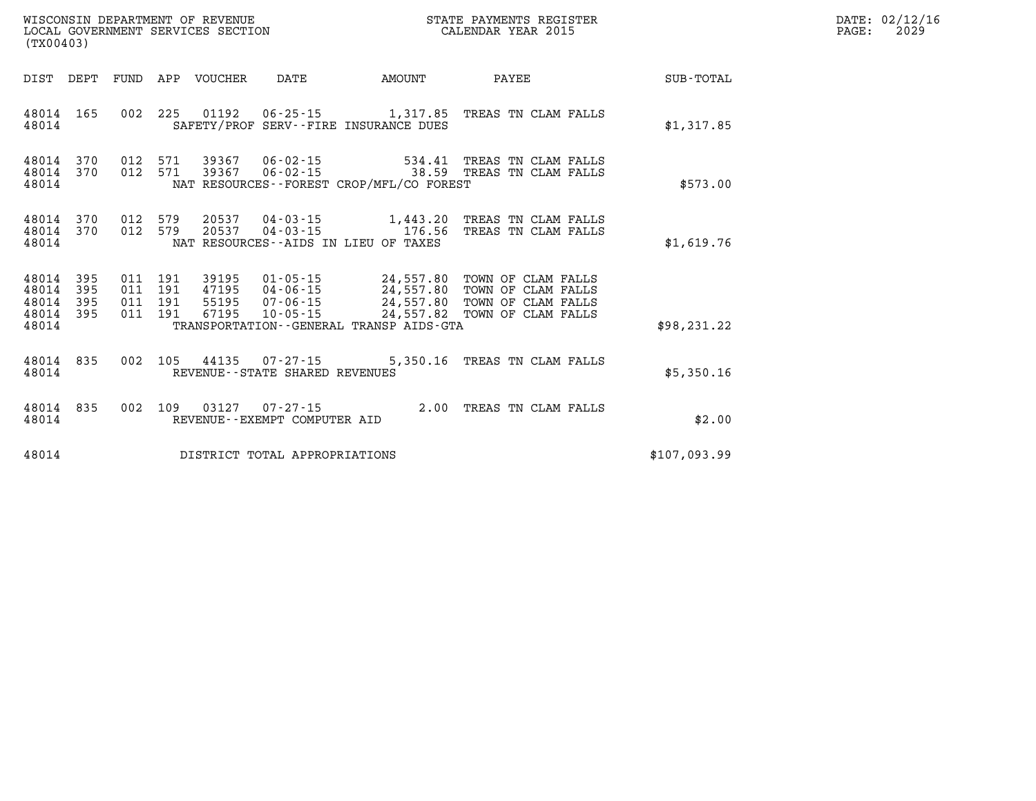WISCONSIN DEPARTMENT OF REVENUE
LOCAL GOVERNMENT SERVICES SECTION
(TX00403)

STATE PAYMENTS REGISTER
CALENDAR YEAR 2015

DATE: 02/12/16

| DIST | DEPT | FUND | APP | VOUCHER | DATE | AMOUNT | PAYEE | SUB-TOTAL |
|---|---|---|---|---|---|---|---|---|
| 48014 | 165 | 002 | 225 | 01192 | 06-25-15 | 1,317.85 | TREAS TN CLAM FALLS | |
| 48014 | | | | SAFETY/PROF SERV--FIRE INSURANCE DUES | | | | $1,317.85 |
| 48014 | 370 | 012 | 571 | 39367 | 06-02-15 | 534.41 | TREAS TN CLAM FALLS | |
| 48014 | 370 | 012 | 571 | 39367 | 06-02-15 | 38.59 | TREAS TN CLAM FALLS | |
| 48014 | | | | NAT RESOURCES--FOREST CROP/MFL/CO FOREST | | | | $573.00 |
| 48014 | 370 | 012 | 579 | 20537 | 04-03-15 | 1,443.20 | TREAS TN CLAM FALLS | |
| 48014 | 370 | 012 | 579 | 20537 | 04-03-15 | 176.56 | TREAS TN CLAM FALLS | |
| 48014 | | | | NAT RESOURCES--AIDS IN LIEU OF TAXES | | | | $1,619.76 |
| 48014 | 395 | 011 | 191 | 39195 | 01-05-15 | 24,557.80 | TOWN OF CLAM FALLS | |
| 48014 | 395 | 011 | 191 | 47195 | 04-06-15 | 24,557.80 | TOWN OF CLAM FALLS | |
| 48014 | 395 | 011 | 191 | 55195 | 07-06-15 | 24,557.80 | TOWN OF CLAM FALLS | |
| 48014 | 395 | 011 | 191 | 67195 | 10-05-15 | 24,557.82 | TOWN OF CLAM FALLS | |
| 48014 | | | | TRANSPORTATION--GENERAL TRANSP AIDS-GTA | | | | $98,231.22 |
| 48014 | 835 | 002 | 105 | 44135 | 07-27-15 | 5,350.16 | TREAS TN CLAM FALLS | |
| 48014 | | | | REVENUE--STATE SHARED REVENUES | | | | $5,350.16 |
| 48014 | 835 | 002 | 109 | 03127 | 07-27-15 | 2.00 | TREAS TN CLAM FALLS | |
| 48014 | | | | REVENUE--EXEMPT COMPUTER AID | | | | $2.00 |
| 48014 | | | | DISTRICT TOTAL APPROPRIATIONS | | | | $107,093.99 |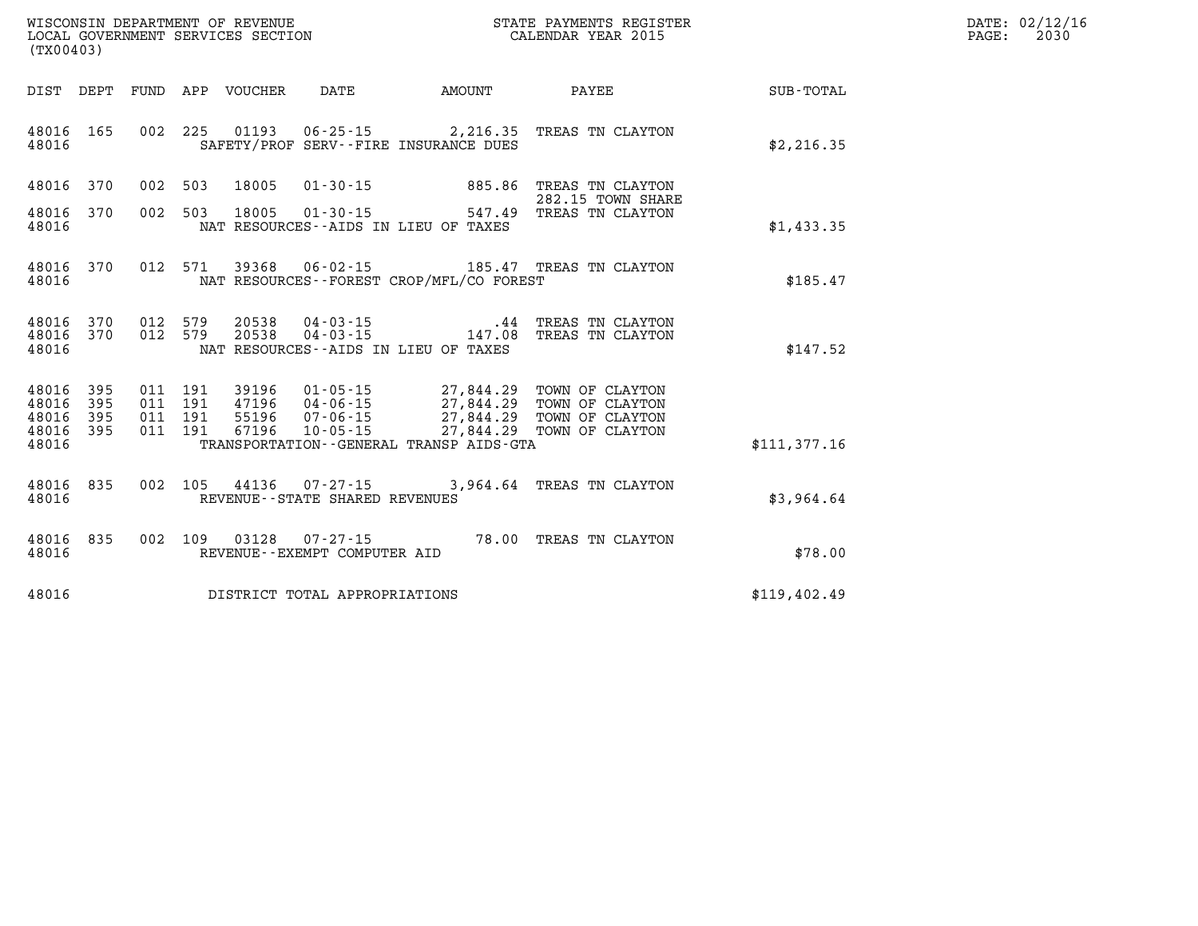WISCONSIN DEPARTMENT OF REVENUE
LOCAL GOVERNMENT SERVICES SECTION
(TX00403)

STATE PAYMENTS REGISTER
CALENDAR YEAR 2015

DATE: 02/12/16

| DIST | DEPT | FUND | APP | VOUCHER | DATE | AMOUNT | PAYEE | SUB-TOTAL |
|---|---|---|---|---|---|---|---|---|
| 48016 | 165 | 002 | 225 | 01193 | 06-25-15 | 2,216.35 | TREAS TN CLAYTON | |
| 48016 | | | | | SAFETY/PROF SERV--FIRE INSURANCE DUES | | | $2,216.35 |
| 48016 | 370 | 002 | 503 | 18005 | 01-30-15 | 885.86 | TREAS TN CLAYTON 282.15 TOWN SHARE | |
| 48016 | 370 | 002 | 503 | 18005 | 01-30-15 | 547.49 | TREAS TN CLAYTON | |
| 48016 | | | | | NAT RESOURCES--AIDS IN LIEU OF TAXES | | | $1,433.35 |
| 48016 | 370 | 012 | 571 | 39368 | 06-02-15 | 185.47 | TREAS TN CLAYTON | |
| 48016 | | | | | NAT RESOURCES--FOREST CROP/MFL/CO FOREST | | | $185.47 |
| 48016 | 370 | 012 | 579 | 20538 | 04-03-15 | .44 | TREAS TN CLAYTON | |
| 48016 | 370 | 012 | 579 | 20538 | 04-03-15 | 147.08 | TREAS TN CLAYTON | |
| 48016 | | | | | NAT RESOURCES--AIDS IN LIEU OF TAXES | | | $147.52 |
| 48016 | 395 | 011 | 191 | 39196 | 01-05-15 | 27,844.29 | TOWN OF CLAYTON | |
| 48016 | 395 | 011 | 191 | 47196 | 04-06-15 | 27,844.29 | TOWN OF CLAYTON | |
| 48016 | 395 | 011 | 191 | 55196 | 07-06-15 | 27,844.29 | TOWN OF CLAYTON | |
| 48016 | 395 | 011 | 191 | 67196 | 10-05-15 | 27,844.29 | TOWN OF CLAYTON | |
| 48016 | | | | | TRANSPORTATION--GENERAL TRANSP AIDS-GTA | | | $111,377.16 |
| 48016 | 835 | 002 | 105 | 44136 | 07-27-15 | 3,964.64 | TREAS TN CLAYTON | |
| 48016 | | | | | REVENUE--STATE SHARED REVENUES | | | $3,964.64 |
| 48016 | 835 | 002 | 109 | 03128 | 07-27-15 | 78.00 | TREAS TN CLAYTON | |
| 48016 | | | | | REVENUE--EXEMPT COMPUTER AID | | | $78.00 |
| 48016 | | | | | DISTRICT TOTAL APPROPRIATIONS | | | $119,402.49 |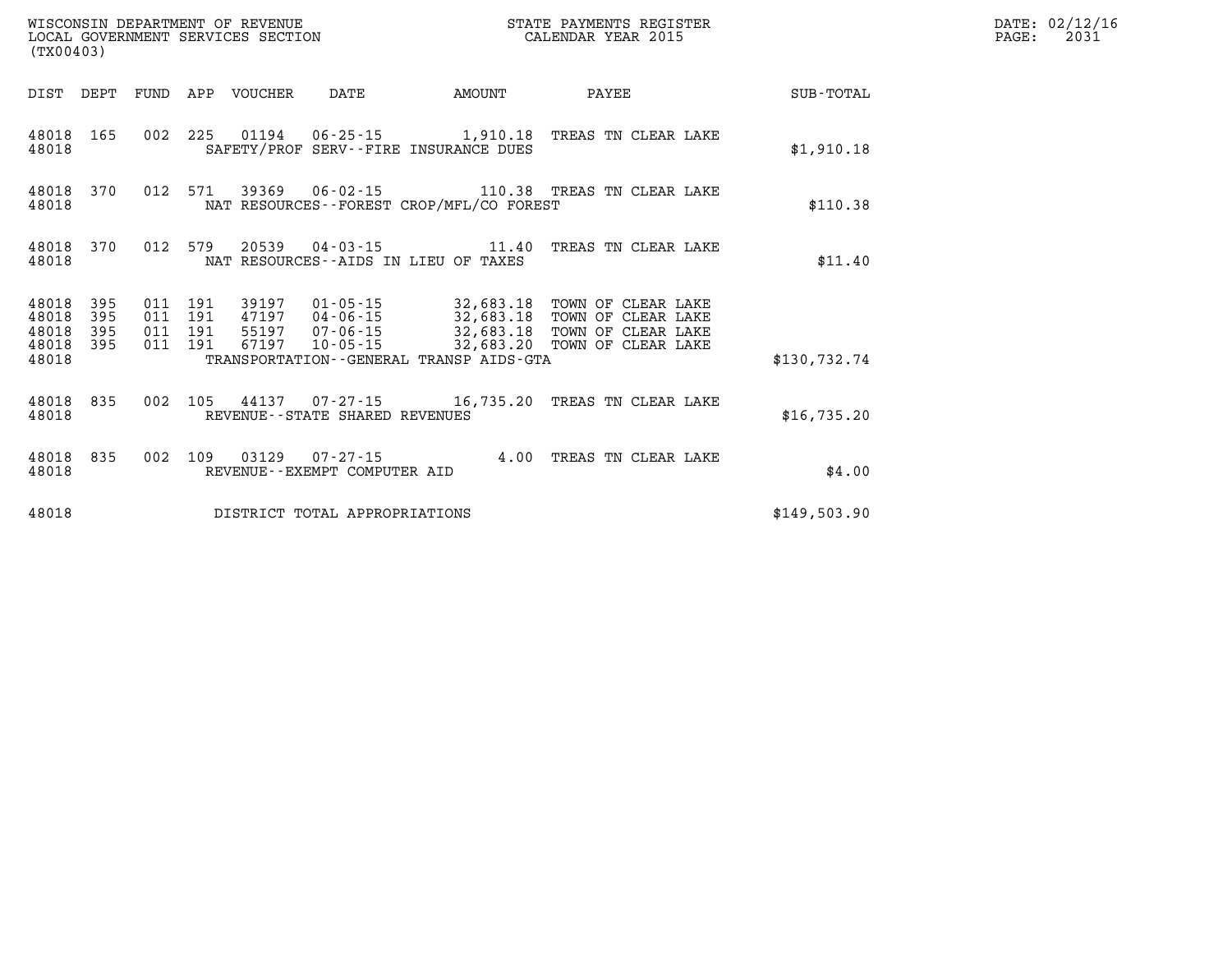WISCONSIN DEPARTMENT OF REVENUE
LOCAL GOVERNMENT SERVICES SECTION
(TX00403)

STATE PAYMENTS REGISTER
CALENDAR YEAR 2015

DATE: 02/12/16
PAGE: 2031

| DIST | DEPT | FUND | APP | VOUCHER | DATE | AMOUNT | PAYEE | SUB-TOTAL |
|---|---|---|---|---|---|---|---|---|
| 48018 | 165 | 002 | 225 | 01194 | 06-25-15 | 1,910.18 | TREAS TN CLEAR LAKE | |
| 48018 | | | | | SAFETY/PROF SERV--FIRE INSURANCE DUES | | | $1,910.18 |
| 48018 | 370 | 012 | 571 | 39369 | 06-02-15 | 110.38 | TREAS TN CLEAR LAKE | |
| 48018 | | | | | NAT RESOURCES--FOREST CROP/MFL/CO FOREST | | | $110.38 |
| 48018 | 370 | 012 | 579 | 20539 | 04-03-15 | 11.40 | TREAS TN CLEAR LAKE | |
| 48018 | | | | | NAT RESOURCES--AIDS IN LIEU OF TAXES | | | $11.40 |
| 48018 | 395 | 011 | 191 | 39197 | 01-05-15 | 32,683.18 | TOWN OF CLEAR LAKE | |
| 48018 | 395 | 011 | 191 | 47197 | 04-06-15 | 32,683.18 | TOWN OF CLEAR LAKE | |
| 48018 | 395 | 011 | 191 | 55197 | 07-06-15 | 32,683.18 | TOWN OF CLEAR LAKE | |
| 48018 | 395 | 011 | 191 | 67197 | 10-05-15 | 32,683.20 | TOWN OF CLEAR LAKE | |
| 48018 | | | | | TRANSPORTATION--GENERAL TRANSP AIDS-GTA | | | $130,732.74 |
| 48018 | 835 | 002 | 105 | 44137 | 07-27-15 | 16,735.20 | TREAS TN CLEAR LAKE | |
| 48018 | | | | | REVENUE--STATE SHARED REVENUES | | | $16,735.20 |
| 48018 | 835 | 002 | 109 | 03129 | 07-27-15 | 4.00 | TREAS TN CLEAR LAKE | |
| 48018 | | | | | REVENUE--EXEMPT COMPUTER AID | | | $4.00 |
| 48018 | | | | | DISTRICT TOTAL APPROPRIATIONS | | | $149,503.90 |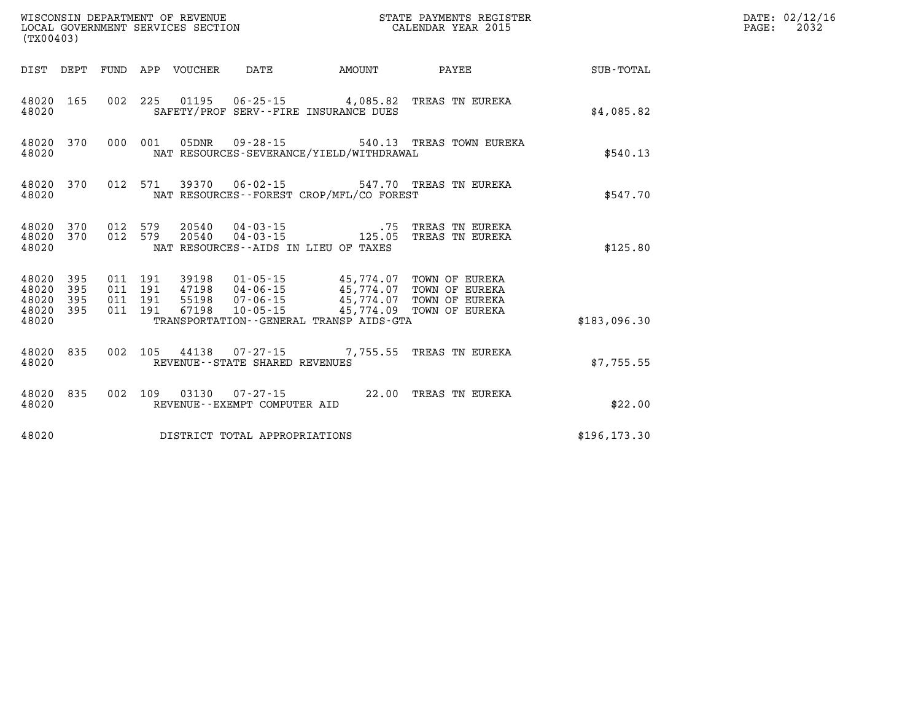WISCONSIN DEPARTMENT OF REVENUE
LOCAL GOVERNMENT SERVICES SECTION
(TX00403)

STATE PAYMENTS REGISTER
CALENDAR YEAR 2015

DATE: 02/12/16
PAGE: 2032

| DIST | DEPT | FUND | APP | VOUCHER | DATE | AMOUNT | PAYEE | SUB-TOTAL |
|---|---|---|---|---|---|---|---|---|
| 48020 | 165 | 002 | 225 | 01195 | 06-25-15 | 4,085.82 | TREAS TN EUREKA | |
| 48020 | | | | SAFETY/PROF SERV--FIRE INSURANCE DUES | | | | $4,085.82 |
| 48020 | 370 | 000 | 001 | 05DNR | 09-28-15 | 540.13 | TREAS TOWN EUREKA | |
| 48020 | | | | NAT RESOURCES-SEVERANCE/YIELD/WITHDRAWAL | | | | $540.13 |
| 48020 | 370 | 012 | 571 | 39370 | 06-02-15 | 547.70 | TREAS TN EUREKA | |
| 48020 | | | | NAT RESOURCES--FOREST CROP/MFL/CO FOREST | | | | $547.70 |
| 48020 | 370 | 012 | 579 | 20540 | 04-03-15 | .75 | TREAS TN EUREKA | |
| 48020 | 370 | 012 | 579 | 20540 | 04-03-15 | 125.05 | TREAS TN EUREKA | |
| 48020 | | | | NAT RESOURCES--AIDS IN LIEU OF TAXES | | | | $125.80 |
| 48020 | 395 | 011 | 191 | 39198 | 01-05-15 | 45,774.07 | TOWN OF EUREKA | |
| 48020 | 395 | 011 | 191 | 47198 | 04-06-15 | 45,774.07 | TOWN OF EUREKA | |
| 48020 | 395 | 011 | 191 | 55198 | 07-06-15 | 45,774.07 | TOWN OF EUREKA | |
| 48020 | 395 | 011 | 191 | 67198 | 10-05-15 | 45,774.09 | TOWN OF EUREKA | |
| 48020 | | | | TRANSPORTATION--GENERAL TRANSP AIDS-GTA | | | | $183,096.30 |
| 48020 | 835 | 002 | 105 | 44138 | 07-27-15 | 7,755.55 | TREAS TN EUREKA | |
| 48020 | | | | REVENUE--STATE SHARED REVENUES | | | | $7,755.55 |
| 48020 | 835 | 002 | 109 | 03130 | 07-27-15 | 22.00 | TREAS TN EUREKA | |
| 48020 | | | | REVENUE--EXEMPT COMPUTER AID | | | | $22.00 |
| 48020 | | | | DISTRICT TOTAL APPROPRIATIONS | | | | $196,173.30 |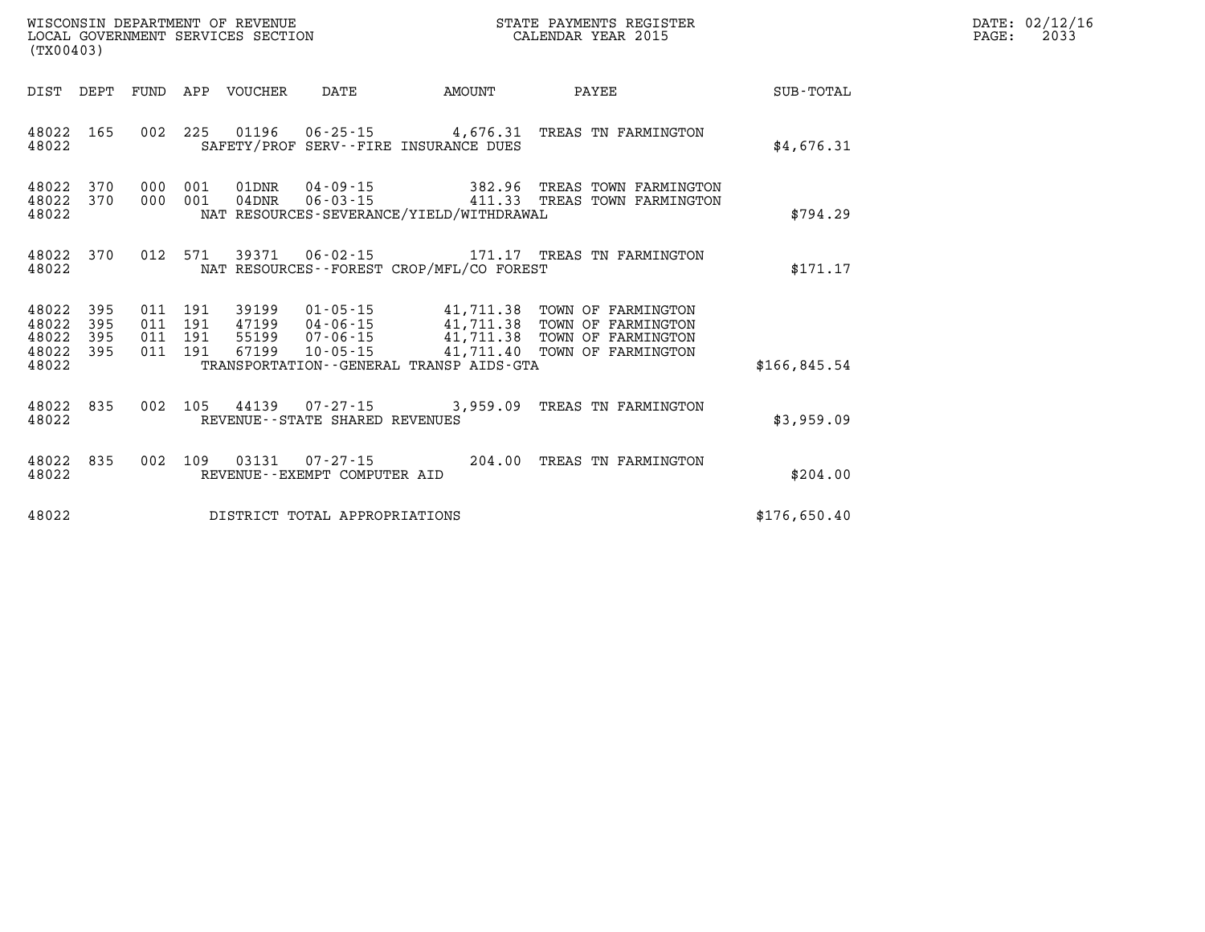WISCONSIN DEPARTMENT OF REVENUE
LOCAL GOVERNMENT SERVICES SECTION
(TX00403)

STATE PAYMENTS REGISTER
CALENDAR YEAR 2015

DATE: 02/12/16
PAGE: 2033

| DIST | DEPT | FUND | APP | VOUCHER | DATE | AMOUNT | PAYEE | SUB-TOTAL |
|---|---|---|---|---|---|---|---|---|
| 48022 | 165 | 002 | 225 | 01196 | 06-25-15 | 4,676.31 | TREAS TN FARMINGTON | |
| 48022 | | | | | SAFETY/PROF SERV--FIRE INSURANCE DUES | | | $4,676.31 |
| 48022 | 370 | 000 | 001 | 01DNR | 04-09-15 | 382.96 | TREAS TOWN FARMINGTON | |
| 48022 | 370 | 000 | 001 | 04DNR | 06-03-15 | 411.33 | TREAS TOWN FARMINGTON | |
| 48022 | | | | | NAT RESOURCES-SEVERANCE/YIELD/WITHDRAWAL | | | $794.29 |
| 48022 | 370 | 012 | 571 | 39371 | 06-02-15 | 171.17 | TREAS TN FARMINGTON | |
| 48022 | | | | | NAT RESOURCES--FOREST CROP/MFL/CO FOREST | | | $171.17 |
| 48022 | 395 | 011 | 191 | 39199 | 01-05-15 | 41,711.38 | TOWN OF FARMINGTON | |
| 48022 | 395 | 011 | 191 | 47199 | 04-06-15 | 41,711.38 | TOWN OF FARMINGTON | |
| 48022 | 395 | 011 | 191 | 55199 | 07-06-15 | 41,711.38 | TOWN OF FARMINGTON | |
| 48022 | 395 | 011 | 191 | 67199 | 10-05-15 | 41,711.40 | TOWN OF FARMINGTON | |
| 48022 | | | | | TRANSPORTATION--GENERAL TRANSP AIDS-GTA | | | $166,845.54 |
| 48022 | 835 | 002 | 105 | 44139 | 07-27-15 | 3,959.09 | TREAS TN FARMINGTON | |
| 48022 | | | | | REVENUE--STATE SHARED REVENUES | | | $3,959.09 |
| 48022 | 835 | 002 | 109 | 03131 | 07-27-15 | 204.00 | TREAS TN FARMINGTON | |
| 48022 | | | | | REVENUE--EXEMPT COMPUTER AID | | | $204.00 |
| 48022 | | | | | DISTRICT TOTAL APPROPRIATIONS | | | $176,650.40 |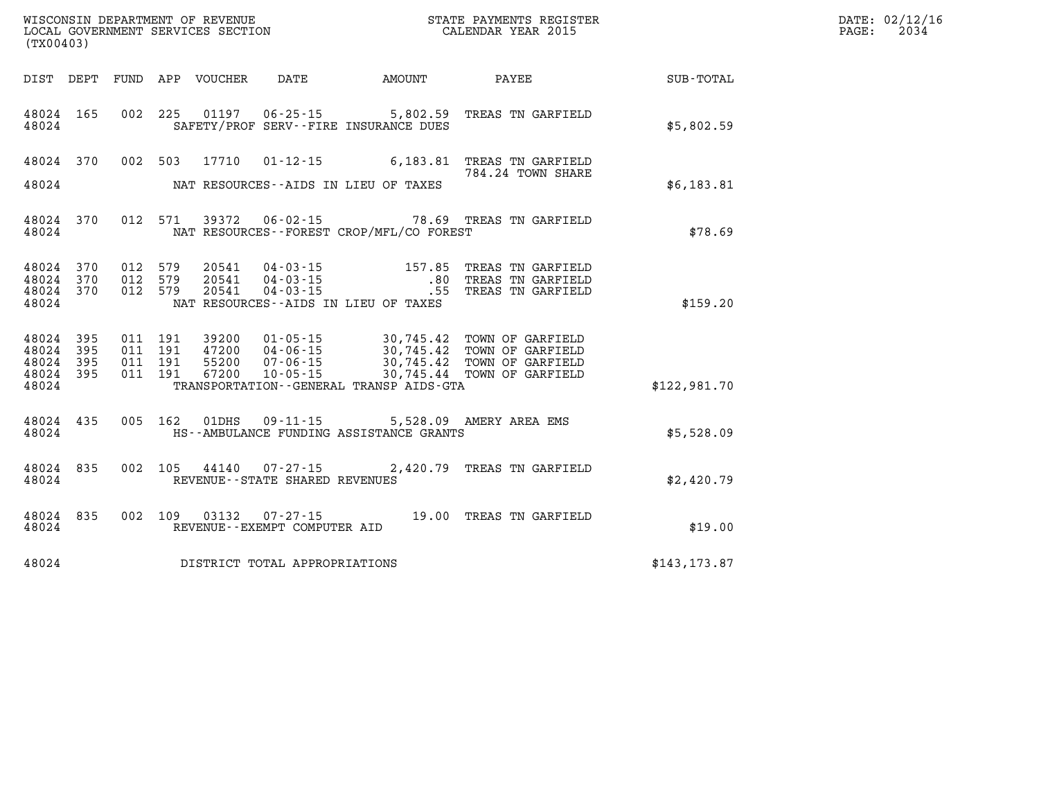WISCONSIN DEPARTMENT OF REVENUE
LOCAL GOVERNMENT SERVICES SECTION
(TX00403)

STATE PAYMENTS REGISTER
CALENDAR YEAR 2015

DATE: 02/12/16
PAGE: 2034

| DIST | DEPT | FUND | APP | VOUCHER | DATE | AMOUNT | PAYEE | SUB-TOTAL |
|---|---|---|---|---|---|---|---|---|
| 48024 | 165 | 002 | 225 | 01197 | 06-25-15 | 5,802.59 | TREAS TN GARFIELD | |
| 48024 | | | | SAFETY/PROF SERV--FIRE INSURANCE DUES | | | | $5,802.59 |
| 48024 | 370 | 002 | 503 | 17710 | 01-12-15 | 6,183.81 | TREAS TN GARFIELD<br>784.24 TOWN SHARE | |
| 48024 | | | | NAT RESOURCES--AIDS IN LIEU OF TAXES | | | | $6,183.81 |
| 48024 | 370 | 012 | 571 | 39372 | 06-02-15 | 78.69 | TREAS TN GARFIELD | |
| 48024 | | | | NAT RESOURCES--FOREST CROP/MFL/CO FOREST | | | | $78.69 |
| 48024 | 370 | 012 | 579 | 20541 | 04-03-15 | 157.85 | TREAS TN GARFIELD | |
| 48024 | 370 | 012 | 579 | 20541 | 04-03-15 | .80 | TREAS TN GARFIELD | |
| 48024 | 370 | 012 | 579 | 20541 | 04-03-15 | .55 | TREAS TN GARFIELD | |
| 48024 | | | | NAT RESOURCES--AIDS IN LIEU OF TAXES | | | | $159.20 |
| 48024 | 395 | 011 | 191 | 39200 | 01-05-15 | 30,745.42 | TOWN OF GARFIELD | |
| 48024 | 395 | 011 | 191 | 47200 | 04-06-15 | 30,745.42 | TOWN OF GARFIELD | |
| 48024 | 395 | 011 | 191 | 55200 | 07-06-15 | 30,745.42 | TOWN OF GARFIELD | |
| 48024 | 395 | 011 | 191 | 67200 | 10-05-15 | 30,745.44 | TOWN OF GARFIELD | |
| 48024 | | | | TRANSPORTATION--GENERAL TRANSP AIDS-GTA | | | | $122,981.70 |
| 48024 | 435 | 005 | 162 | 01DHS | 09-11-15 | 5,528.09 | AMERY AREA EMS | |
| 48024 | | | | HS--AMBULANCE FUNDING ASSISTANCE GRANTS | | | | $5,528.09 |
| 48024 | 835 | 002 | 105 | 44140 | 07-27-15 | 2,420.79 | TREAS TN GARFIELD | |
| 48024 | | | | REVENUE--STATE SHARED REVENUES | | | | $2,420.79 |
| 48024 | 835 | 002 | 109 | 03132 | 07-27-15 | 19.00 | TREAS TN GARFIELD | |
| 48024 | | | | REVENUE--EXEMPT COMPUTER AID | | | | $19.00 |
| 48024 | | | | DISTRICT TOTAL APPROPRIATIONS | | | | $143,173.87 |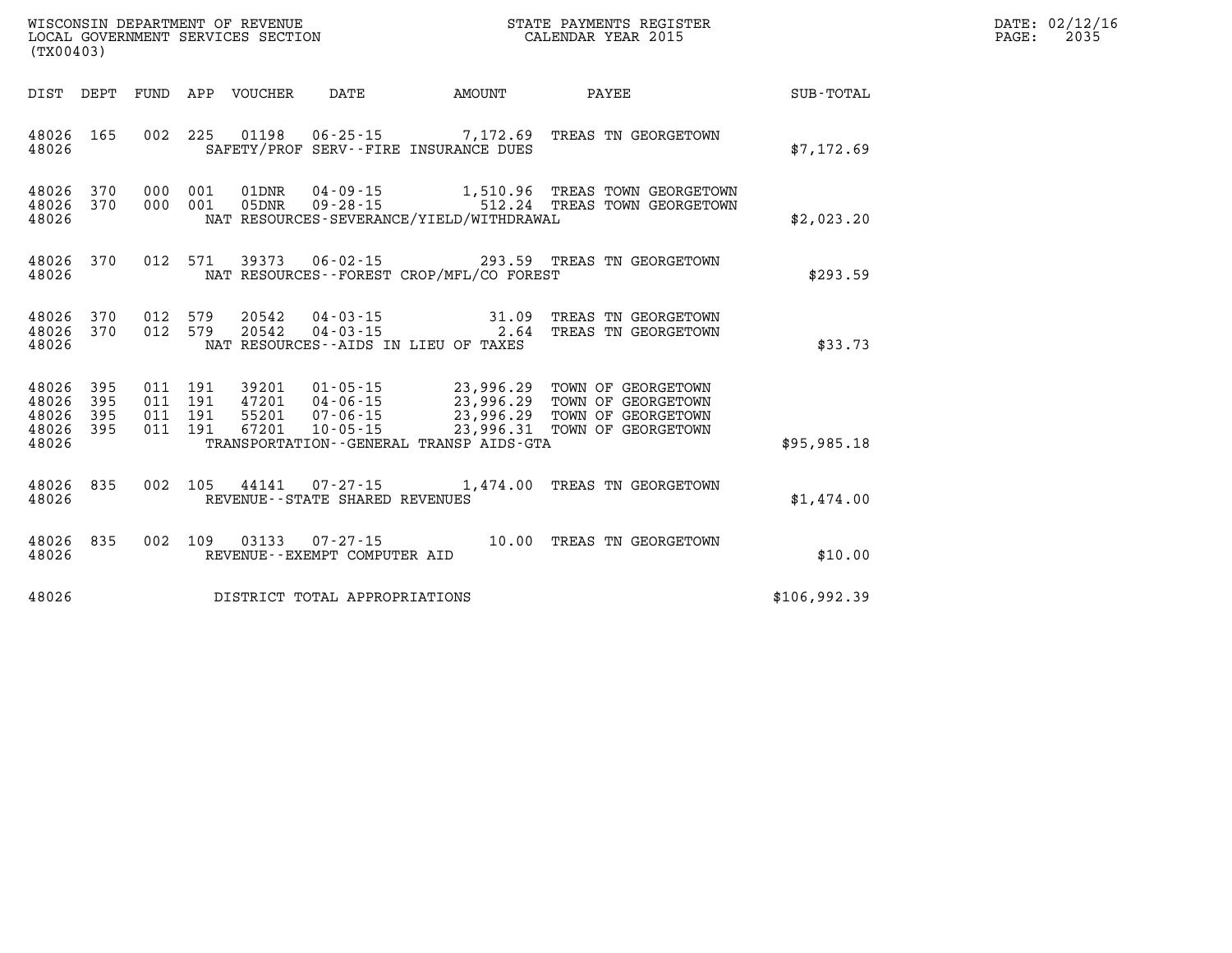WISCONSIN DEPARTMENT OF REVENUE
LOCAL GOVERNMENT SERVICES SECTION
(TX00403)

STATE PAYMENTS REGISTER
CALENDAR YEAR 2015

DATE: 02/12/16
PAGE: 2035

| DIST | DEPT | FUND | APP | VOUCHER | DATE | AMOUNT | PAYEE | SUB-TOTAL |
|---|---|---|---|---|---|---|---|---|
| 48026 | 165 | 002 | 225 | 01198 | 06-25-15 | 7,172.69 | TREAS TN GEORGETOWN | |
| 48026 | | | | SAFETY/PROF SERV--FIRE INSURANCE DUES | | | | $7,172.69 |
| 48026 | 370 | 000 | 001 | 01DNR | 04-09-15 | 1,510.96 | TREAS TOWN GEORGETOWN | |
| 48026 | 370 | 000 | 001 | 05DNR | 09-28-15 | 512.24 | TREAS TOWN GEORGETOWN | |
| 48026 | | | | NAT RESOURCES-SEVERANCE/YIELD/WITHDRAWAL | | | | $2,023.20 |
| 48026 | 370 | 012 | 571 | 39373 | 06-02-15 | 293.59 | TREAS TN GEORGETOWN | |
| 48026 | | | | NAT RESOURCES--FOREST CROP/MFL/CO FOREST | | | | $293.59 |
| 48026 | 370 | 012 | 579 | 20542 | 04-03-15 | 31.09 | TREAS TN GEORGETOWN | |
| 48026 | 370 | 012 | 579 | 20542 | 04-03-15 | 2.64 | TREAS TN GEORGETOWN | |
| 48026 | | | | NAT RESOURCES--AIDS IN LIEU OF TAXES | | | | $33.73 |
| 48026 | 395 | 011 | 191 | 39201 | 01-05-15 | 23,996.29 | TOWN OF GEORGETOWN | |
| 48026 | 395 | 011 | 191 | 47201 | 04-06-15 | 23,996.29 | TOWN OF GEORGETOWN | |
| 48026 | 395 | 011 | 191 | 55201 | 07-06-15 | 23,996.29 | TOWN OF GEORGETOWN | |
| 48026 | 395 | 011 | 191 | 67201 | 10-05-15 | 23,996.31 | TOWN OF GEORGETOWN | |
| 48026 | | | | TRANSPORTATION--GENERAL TRANSP AIDS-GTA | | | | $95,985.18 |
| 48026 | 835 | 002 | 105 | 44141 | 07-27-15 | 1,474.00 | TREAS TN GEORGETOWN | |
| 48026 | | | | REVENUE--STATE SHARED REVENUES | | | | $1,474.00 |
| 48026 | 835 | 002 | 109 | 03133 | 07-27-15 | 10.00 | TREAS TN GEORGETOWN | |
| 48026 | | | | REVENUE--EXEMPT COMPUTER AID | | | | $10.00 |
| 48026 | | | | DISTRICT TOTAL APPROPRIATIONS | | | | $106,992.39 |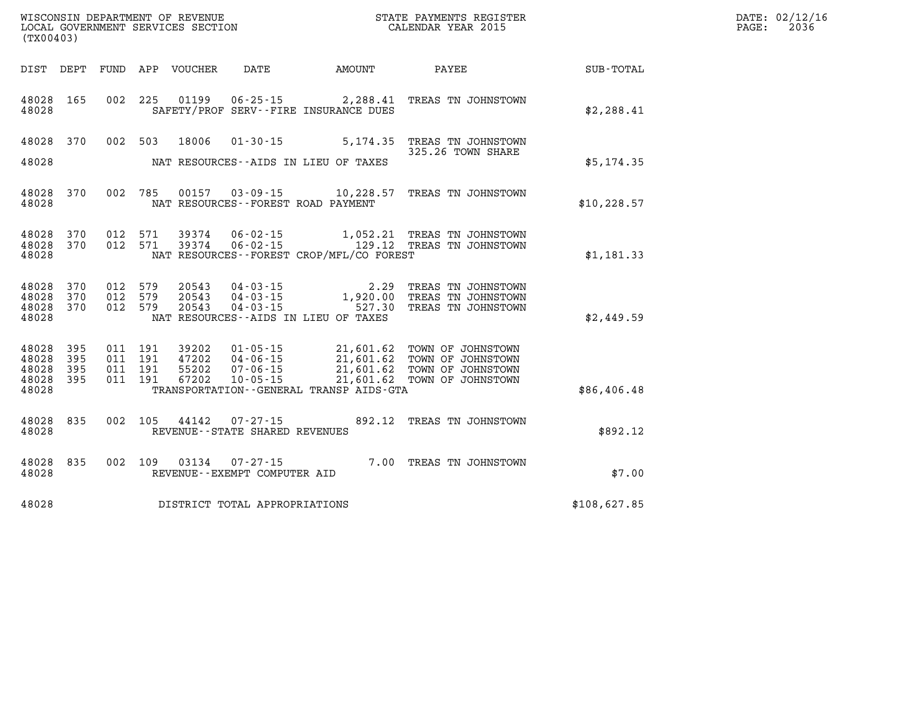WISCONSIN DEPARTMENT OF REVENUE
LOCAL GOVERNMENT SERVICES SECTION
(TX00403)

STATE PAYMENTS REGISTER
CALENDAR YEAR 2015

DATE: 02/12/16
PAGE: 2036

| DIST | DEPT | FUND | APP | VOUCHER | DATE | AMOUNT | PAYEE | SUB-TOTAL |
|---|---|---|---|---|---|---|---|---|
| 48028 | 165 | 002 | 225 | 01199 | 06-25-15 | 2,288.41 | TREAS TN JOHNSTOWN | |
| 48028 | | | | | SAFETY/PROF SERV--FIRE INSURANCE DUES | | | $2,288.41 |
| 48028 | 370 | 002 | 503 | 18006 | 01-30-15 | 5,174.35 | TREAS TN JOHNSTOWN 325.26 TOWN SHARE | |
| 48028 | | | | | NAT RESOURCES--AIDS IN LIEU OF TAXES | | | $5,174.35 |
| 48028 | 370 | 002 | 785 | 00157 | 03-09-15 | 10,228.57 | TREAS TN JOHNSTOWN | |
| 48028 | | | | | NAT RESOURCES--FOREST ROAD PAYMENT | | | $10,228.57 |
| 48028 | 370 | 012 | 571 | 39374 | 06-02-15 | 1,052.21 | TREAS TN JOHNSTOWN | |
| 48028 | 370 | 012 | 571 | 39374 | 06-02-15 | 129.12 | TREAS TN JOHNSTOWN | |
| 48028 | | | | | NAT RESOURCES--FOREST CROP/MFL/CO FOREST | | | $1,181.33 |
| 48028 | 370 | 012 | 579 | 20543 | 04-03-15 | 2.29 | TREAS TN JOHNSTOWN | |
| 48028 | 370 | 012 | 579 | 20543 | 04-03-15 | 1,920.00 | TREAS TN JOHNSTOWN | |
| 48028 | 370 | 012 | 579 | 20543 | 04-03-15 | 527.30 | TREAS TN JOHNSTOWN | |
| 48028 | | | | | NAT RESOURCES--AIDS IN LIEU OF TAXES | | | $2,449.59 |
| 48028 | 395 | 011 | 191 | 39202 | 01-05-15 | 21,601.62 | TOWN OF JOHNSTOWN | |
| 48028 | 395 | 011 | 191 | 47202 | 04-06-15 | 21,601.62 | TOWN OF JOHNSTOWN | |
| 48028 | 395 | 011 | 191 | 55202 | 07-06-15 | 21,601.62 | TOWN OF JOHNSTOWN | |
| 48028 | 395 | 011 | 191 | 67202 | 10-05-15 | 21,601.62 | TOWN OF JOHNSTOWN | |
| 48028 | | | | | TRANSPORTATION--GENERAL TRANSP AIDS-GTA | | | $86,406.48 |
| 48028 | 835 | 002 | 105 | 44142 | 07-27-15 | 892.12 | TREAS TN JOHNSTOWN | |
| 48028 | | | | | REVENUE--STATE SHARED REVENUES | | | $892.12 |
| 48028 | 835 | 002 | 109 | 03134 | 07-27-15 | 7.00 | TREAS TN JOHNSTOWN | |
| 48028 | | | | | REVENUE--EXEMPT COMPUTER AID | | | $7.00 |
| 48028 | | | | | DISTRICT TOTAL APPROPRIATIONS | | | $108,627.85 |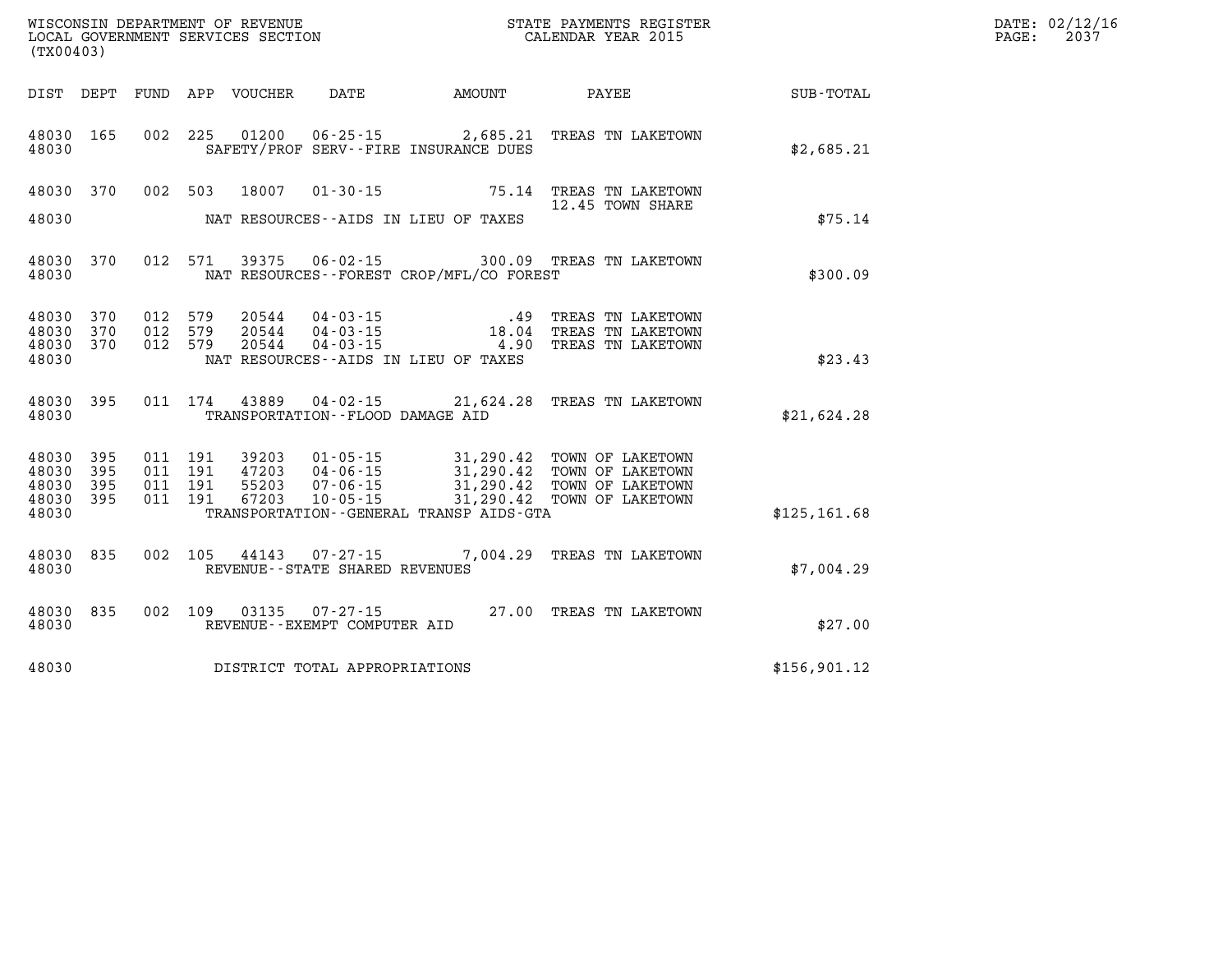WISCONSIN DEPARTMENT OF REVENUE
LOCAL GOVERNMENT SERVICES SECTION
(TX00403)

STATE PAYMENTS REGISTER
CALENDAR YEAR 2015

| DIST | DEPT | FUND | APP | VOUCHER | DATE | AMOUNT | PAYEE | SUB-TOTAL |
|---|---|---|---|---|---|---|---|---|
| 48030 | 165 | 002 | 225 | 01200 | 06-25-15 | 2,685.21 | TREAS TN LAKETOWN | |
| 48030 | | | | | SAFETY/PROF SERV--FIRE INSURANCE DUES | | | $2,685.21 |
| 48030 | 370 | 002 | 503 | 18007 | 01-30-15 | 75.14 | TREAS TN LAKETOWN | |
| | | | | | | | 12.45 TOWN SHARE | |
| 48030 | | | | | NAT RESOURCES--AIDS IN LIEU OF TAXES | | | $75.14 |
| 48030 | 370 | 012 | 571 | 39375 | 06-02-15 | 300.09 | TREAS TN LAKETOWN | |
| 48030 | | | | | NAT RESOURCES--FOREST CROP/MFL/CO FOREST | | | $300.09 |
| 48030 | 370 | 012 | 579 | 20544 | 04-03-15 | .49 | TREAS TN LAKETOWN | |
| 48030 | 370 | 012 | 579 | 20544 | 04-03-15 | 18.04 | TREAS TN LAKETOWN | |
| 48030 | 370 | 012 | 579 | 20544 | 04-03-15 | 4.90 | TREAS TN LAKETOWN | |
| 48030 | | | | | NAT RESOURCES--AIDS IN LIEU OF TAXES | | | $23.43 |
| 48030 | 395 | 011 | 174 | 43889 | 04-02-15 | 21,624.28 | TREAS TN LAKETOWN | |
| 48030 | | | | | TRANSPORTATION--FLOOD DAMAGE AID | | | $21,624.28 |
| 48030 | 395 | 011 | 191 | 39203 | 01-05-15 | 31,290.42 | TOWN OF LAKETOWN | |
| 48030 | 395 | 011 | 191 | 47203 | 04-06-15 | 31,290.42 | TOWN OF LAKETOWN | |
| 48030 | 395 | 011 | 191 | 55203 | 07-06-15 | 31,290.42 | TOWN OF LAKETOWN | |
| 48030 | 395 | 011 | 191 | 67203 | 10-05-15 | 31,290.42 | TOWN OF LAKETOWN | |
| 48030 | | | | | TRANSPORTATION--GENERAL TRANSP AIDS-GTA | | | $125,161.68 |
| 48030 | 835 | 002 | 105 | 44143 | 07-27-15 | 7,004.29 | TREAS TN LAKETOWN | |
| 48030 | | | | | REVENUE--STATE SHARED REVENUES | | | $7,004.29 |
| 48030 | 835 | 002 | 109 | 03135 | 07-27-15 | 27.00 | TREAS TN LAKETOWN | |
| 48030 | | | | | REVENUE--EXEMPT COMPUTER AID | | | $27.00 |
| 48030 | | | | | DISTRICT TOTAL APPROPRIATIONS | | | $156,901.12 |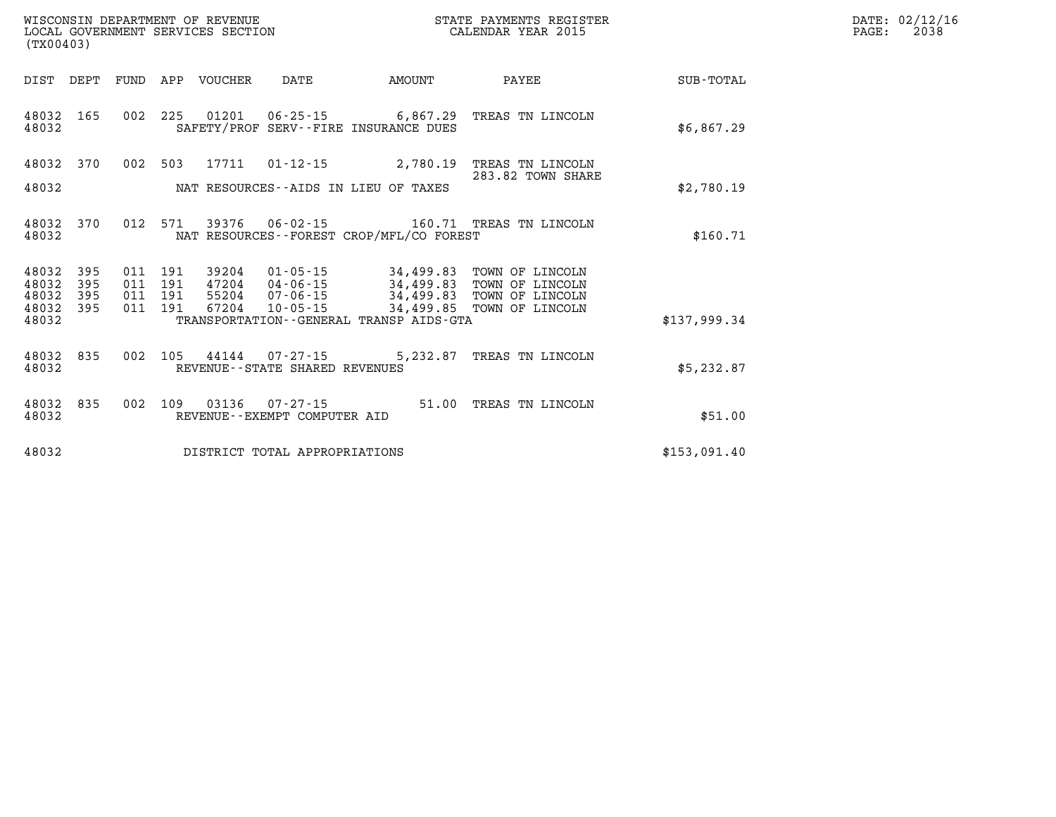WISCONSIN DEPARTMENT OF REVENUE
LOCAL GOVERNMENT SERVICES SECTION
(TX00403)

STATE PAYMENTS REGISTER
CALENDAR YEAR 2015

DATE: 02/12/16

| DIST | DEPT | FUND | APP | VOUCHER | DATE | AMOUNT | PAYEE | SUB-TOTAL |
|---|---|---|---|---|---|---|---|---|
| 48032 | 165 | 002 | 225 | 01201 | 06-25-15 | 6,867.29 | TREAS TN LINCOLN | |
| 48032 | | | | | SAFETY/PROF SERV--FIRE INSURANCE DUES | | | $6,867.29 |
| 48032 | 370 | 002 | 503 | 17711 | 01-12-15 | 2,780.19 | TREAS TN LINCOLN 283.82 TOWN SHARE | |
| 48032 | | | | | NAT RESOURCES--AIDS IN LIEU OF TAXES | | | $2,780.19 |
| 48032 | 370 | 012 | 571 | 39376 | 06-02-15 | 160.71 | TREAS TN LINCOLN | |
| 48032 | | | | | NAT RESOURCES--FOREST CROP/MFL/CO FOREST | | | $160.71 |
| 48032 | 395 | 011 | 191 | 39204 | 01-05-15 | 34,499.83 | TOWN OF LINCOLN | |
| 48032 | 395 | 011 | 191 | 47204 | 04-06-15 | 34,499.83 | TOWN OF LINCOLN | |
| 48032 | 395 | 011 | 191 | 55204 | 07-06-15 | 34,499.83 | TOWN OF LINCOLN | |
| 48032 | 395 | 011 | 191 | 67204 | 10-05-15 | 34,499.85 | TOWN OF LINCOLN | |
| 48032 | | | | | TRANSPORTATION--GENERAL TRANSP AIDS-GTA | | | $137,999.34 |
| 48032 | 835 | 002 | 105 | 44144 | 07-27-15 | 5,232.87 | TREAS TN LINCOLN | |
| 48032 | | | | | REVENUE--STATE SHARED REVENUES | | | $5,232.87 |
| 48032 | 835 | 002 | 109 | 03136 | 07-27-15 | 51.00 | TREAS TN LINCOLN | |
| 48032 | | | | | REVENUE--EXEMPT COMPUTER AID | | | $51.00 |
| 48032 | | | | | DISTRICT TOTAL APPROPRIATIONS | | | $153,091.40 |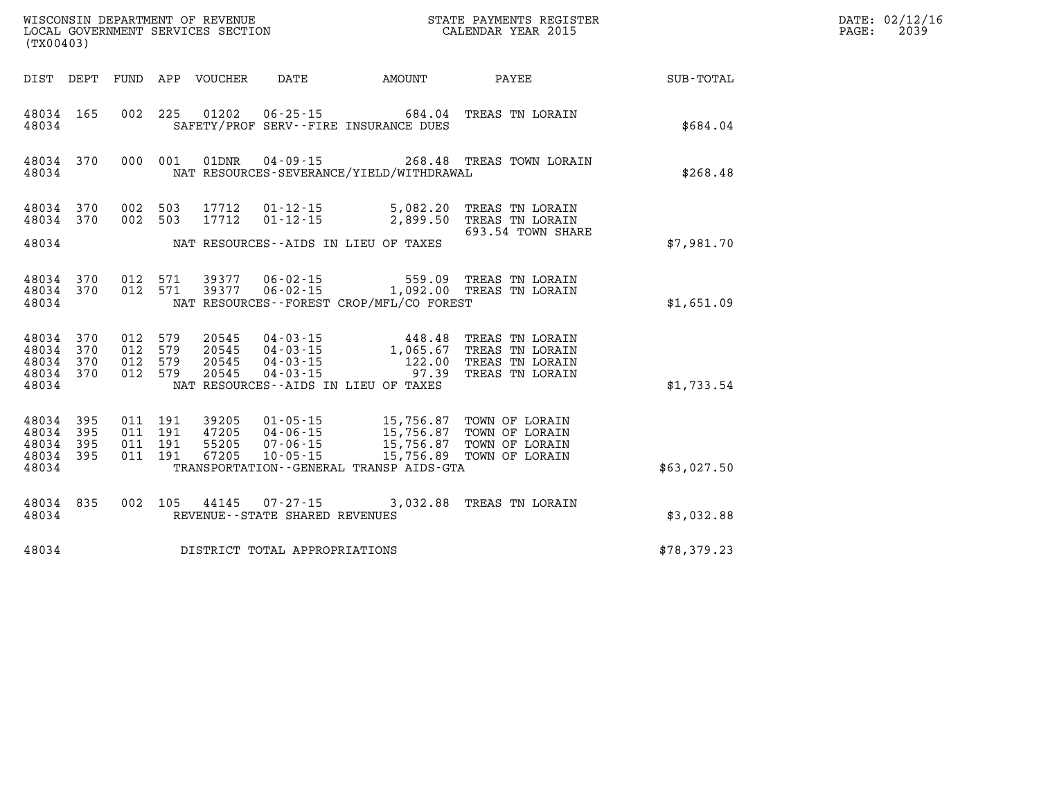WISCONSIN DEPARTMENT OF REVENUE
LOCAL GOVERNMENT SERVICES SECTION
(TX00403)

STATE PAYMENTS REGISTER
CALENDAR YEAR 2015

DATE: 02/12/16
PAGE: 2039

| DIST | DEPT | FUND | APP | VOUCHER | DATE | AMOUNT | PAYEE | SUB-TOTAL |
|---|---|---|---|---|---|---|---|---|
| 48034 | 165 | 002 | 225 | 01202 | 06-25-15 | 684.04 | TREAS TN LORAIN | |
| 48034 | | | | | SAFETY/PROF SERV--FIRE INSURANCE DUES | | | $684.04 |
| 48034 | 370 | 000 | 001 | 01DNR | 04-09-15 | 268.48 | TREAS TOWN LORAIN | |
| 48034 | | | | | NAT RESOURCES-SEVERANCE/YIELD/WITHDRAWAL | | | $268.48 |
| 48034 | 370 | 002 | 503 | 17712 | 01-12-15 | 5,082.20 | TREAS TN LORAIN | |
| 48034 | 370 | 002 | 503 | 17712 | 01-12-15 | 2,899.50 | TREAS TN LORAIN 693.54 TOWN SHARE | |
| 48034 | | | | | NAT RESOURCES--AIDS IN LIEU OF TAXES | | | $7,981.70 |
| 48034 | 370 | 012 | 571 | 39377 | 06-02-15 | 559.09 | TREAS TN LORAIN | |
| 48034 | 370 | 012 | 571 | 39377 | 06-02-15 | 1,092.00 | TREAS TN LORAIN | |
| 48034 | | | | | NAT RESOURCES--FOREST CROP/MFL/CO FOREST | | | $1,651.09 |
| 48034 | 370 | 012 | 579 | 20545 | 04-03-15 | 448.48 | TREAS TN LORAIN | |
| 48034 | 370 | 012 | 579 | 20545 | 04-03-15 | 1,065.67 | TREAS TN LORAIN | |
| 48034 | 370 | 012 | 579 | 20545 | 04-03-15 | 122.00 | TREAS TN LORAIN | |
| 48034 | 370 | 012 | 579 | 20545 | 04-03-15 | 97.39 | TREAS TN LORAIN | |
| 48034 | | | | | NAT RESOURCES--AIDS IN LIEU OF TAXES | | | $1,733.54 |
| 48034 | 395 | 011 | 191 | 39205 | 01-05-15 | 15,756.87 | TOWN OF LORAIN | |
| 48034 | 395 | 011 | 191 | 47205 | 04-06-15 | 15,756.87 | TOWN OF LORAIN | |
| 48034 | 395 | 011 | 191 | 55205 | 07-06-15 | 15,756.87 | TOWN OF LORAIN | |
| 48034 | 395 | 011 | 191 | 67205 | 10-05-15 | 15,756.89 | TOWN OF LORAIN | |
| 48034 | | | | | TRANSPORTATION--GENERAL TRANSP AIDS-GTA | | | $63,027.50 |
| 48034 | 835 | 002 | 105 | 44145 | 07-27-15 | 3,032.88 | TREAS TN LORAIN | |
| 48034 | | | | | REVENUE--STATE SHARED REVENUES | | | $3,032.88 |
| 48034 | | | | | DISTRICT TOTAL APPROPRIATIONS | | | $78,379.23 |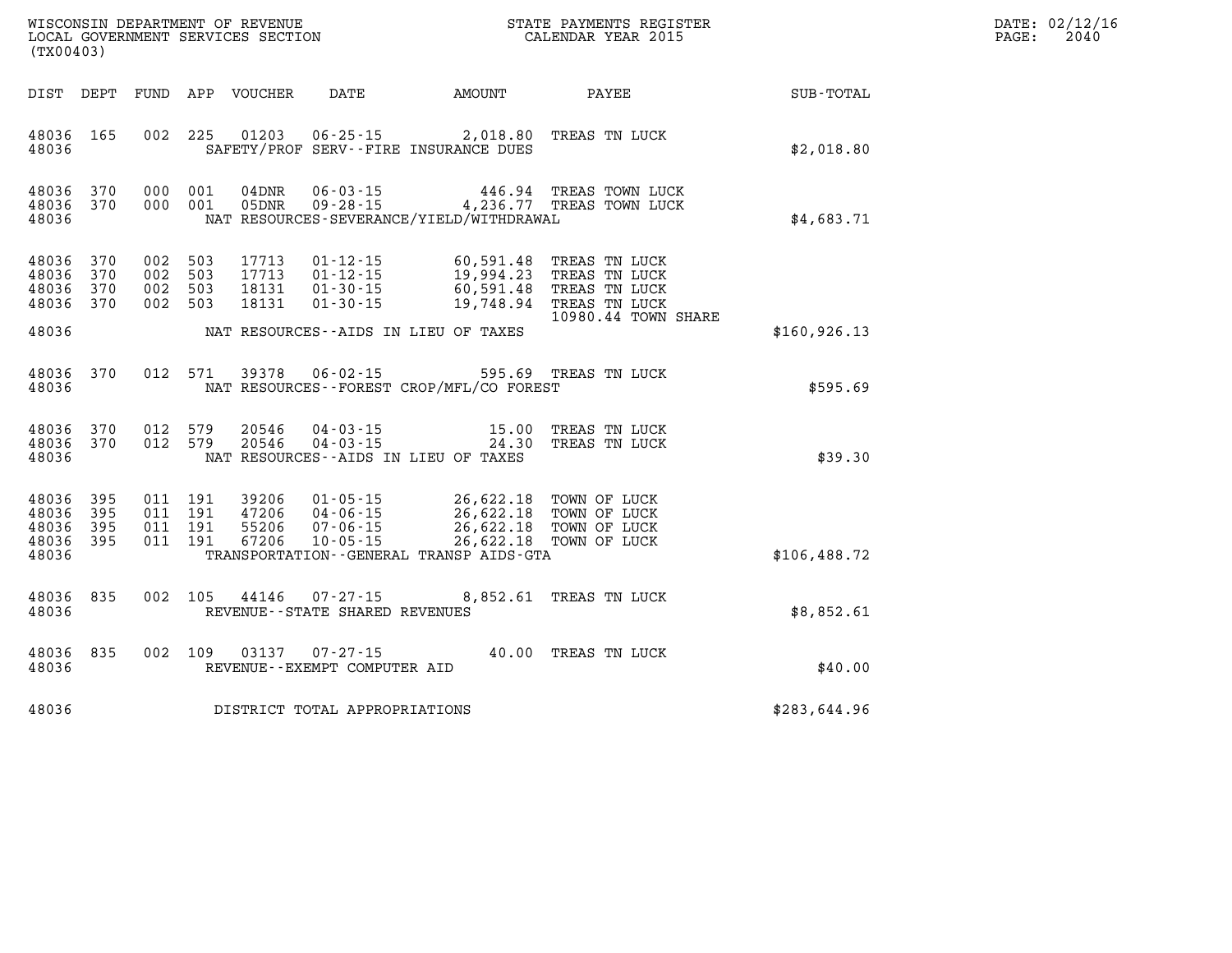WISCONSIN DEPARTMENT OF REVENUE
LOCAL GOVERNMENT SERVICES SECTION
(TX00403)

STATE PAYMENTS REGISTER
CALENDAR YEAR 2015

DATE: 02/12/16
PAGE: 2040

| DIST | DEPT | FUND | APP | VOUCHER | DATE | AMOUNT | PAYEE | SUB-TOTAL |
|---|---|---|---|---|---|---|---|---|
| 48036 | 165 | 002 | 225 | 01203 | 06-25-15 | 2,018.80 | TREAS TN LUCK | |
| 48036 | | | | | SAFETY/PROF SERV--FIRE INSURANCE DUES | | | $2,018.80 |
| 48036 | 370 | 000 | 001 | 04DNR | 06-03-15 | 446.94 | TREAS TOWN LUCK | |
| 48036 | 370 | 000 | 001 | 05DNR | 09-28-15 | 4,236.77 | TREAS TOWN LUCK | |
| 48036 | | | | | NAT RESOURCES-SEVERANCE/YIELD/WITHDRAWAL | | | $4,683.71 |
| 48036 | 370 | 002 | 503 | 17713 | 01-12-15 | 60,591.48 | TREAS TN LUCK | |
| 48036 | 370 | 002 | 503 | 17713 | 01-12-15 | 19,994.23 | TREAS TN LUCK | |
| 48036 | 370 | 002 | 503 | 18131 | 01-30-15 | 60,591.48 | TREAS TN LUCK | |
| 48036 | 370 | 002 | 503 | 18131 | 01-30-15 | 19,748.94 | TREAS TN LUCK | |
| | | | | | | | 10980.44 TOWN SHARE | |
| 48036 | | | | | NAT RESOURCES--AIDS IN LIEU OF TAXES | | | $160,926.13 |
| 48036 | 370 | 012 | 571 | 39378 | 06-02-15 | 595.69 | TREAS TN LUCK | |
| 48036 | | | | | NAT RESOURCES--FOREST CROP/MFL/CO FOREST | | | $595.69 |
| 48036 | 370 | 012 | 579 | 20546 | 04-03-15 | 15.00 | TREAS TN LUCK | |
| 48036 | 370 | 012 | 579 | 20546 | 04-03-15 | 24.30 | TREAS TN LUCK | |
| 48036 | | | | | NAT RESOURCES--AIDS IN LIEU OF TAXES | | | $39.30 |
| 48036 | 395 | 011 | 191 | 39206 | 01-05-15 | 26,622.18 | TOWN OF LUCK | |
| 48036 | 395 | 011 | 191 | 47206 | 04-06-15 | 26,622.18 | TOWN OF LUCK | |
| 48036 | 395 | 011 | 191 | 55206 | 07-06-15 | 26,622.18 | TOWN OF LUCK | |
| 48036 | 395 | 011 | 191 | 67206 | 10-05-15 | 26,622.18 | TOWN OF LUCK | |
| 48036 | | | | | TRANSPORTATION--GENERAL TRANSP AIDS-GTA | | | $106,488.72 |
| 48036 | 835 | 002 | 105 | 44146 | 07-27-15 | 8,852.61 | TREAS TN LUCK | |
| 48036 | | | | | REVENUE--STATE SHARED REVENUES | | | $8,852.61 |
| 48036 | 835 | 002 | 109 | 03137 | 07-27-15 | 40.00 | TREAS TN LUCK | |
| 48036 | | | | | REVENUE--EXEMPT COMPUTER AID | | | $40.00 |
| 48036 | | | | | DISTRICT TOTAL APPROPRIATIONS | | | $283,644.96 |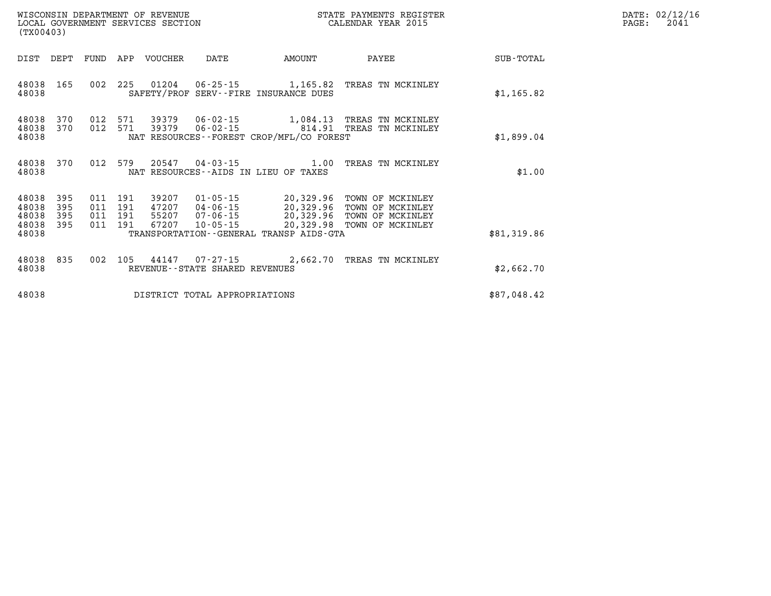WISCONSIN DEPARTMENT OF REVENUE
LOCAL GOVERNMENT SERVICES SECTION
(TX00403)

STATE PAYMENTS REGISTER
CALENDAR YEAR 2015

DATE: 02/12/16
PAGE: 2041

| DIST | DEPT | FUND | APP | VOUCHER | DATE | AMOUNT | PAYEE | SUB-TOTAL |
|---|---|---|---|---|---|---|---|---|
| 48038 | 165 | 002 | 225 | 01204 | 06-25-15 | 1,165.82 | TREAS TN MCKINLEY | |
| 48038 | | | | | SAFETY/PROF SERV--FIRE INSURANCE DUES | | | $1,165.82 |
| 48038 | 370 | 012 | 571 | 39379 | 06-02-15 | 1,084.13 | TREAS TN MCKINLEY | |
| 48038 | 370 | 012 | 571 | 39379 | 06-02-15 | 814.91 | TREAS TN MCKINLEY | |
| 48038 | | | | | NAT RESOURCES--FOREST CROP/MFL/CO FOREST | | | $1,899.04 |
| 48038 | 370 | 012 | 579 | 20547 | 04-03-15 | 1.00 | TREAS TN MCKINLEY | |
| 48038 | | | | | NAT RESOURCES--AIDS IN LIEU OF TAXES | | | $1.00 |
| 48038 | 395 | 011 | 191 | 39207 | 01-05-15 | 20,329.96 | TOWN OF MCKINLEY | |
| 48038 | 395 | 011 | 191 | 47207 | 04-06-15 | 20,329.96 | TOWN OF MCKINLEY | |
| 48038 | 395 | 011 | 191 | 55207 | 07-06-15 | 20,329.96 | TOWN OF MCKINLEY | |
| 48038 | 395 | 011 | 191 | 67207 | 10-05-15 | 20,329.98 | TOWN OF MCKINLEY | |
| 48038 | | | | | TRANSPORTATION--GENERAL TRANSP AIDS-GTA | | | $81,319.86 |
| 48038 | 835 | 002 | 105 | 44147 | 07-27-15 | 2,662.70 | TREAS TN MCKINLEY | |
| 48038 | | | | | REVENUE--STATE SHARED REVENUES | | | $2,662.70 |
| 48038 | | | | | DISTRICT TOTAL APPROPRIATIONS | | | $87,048.42 |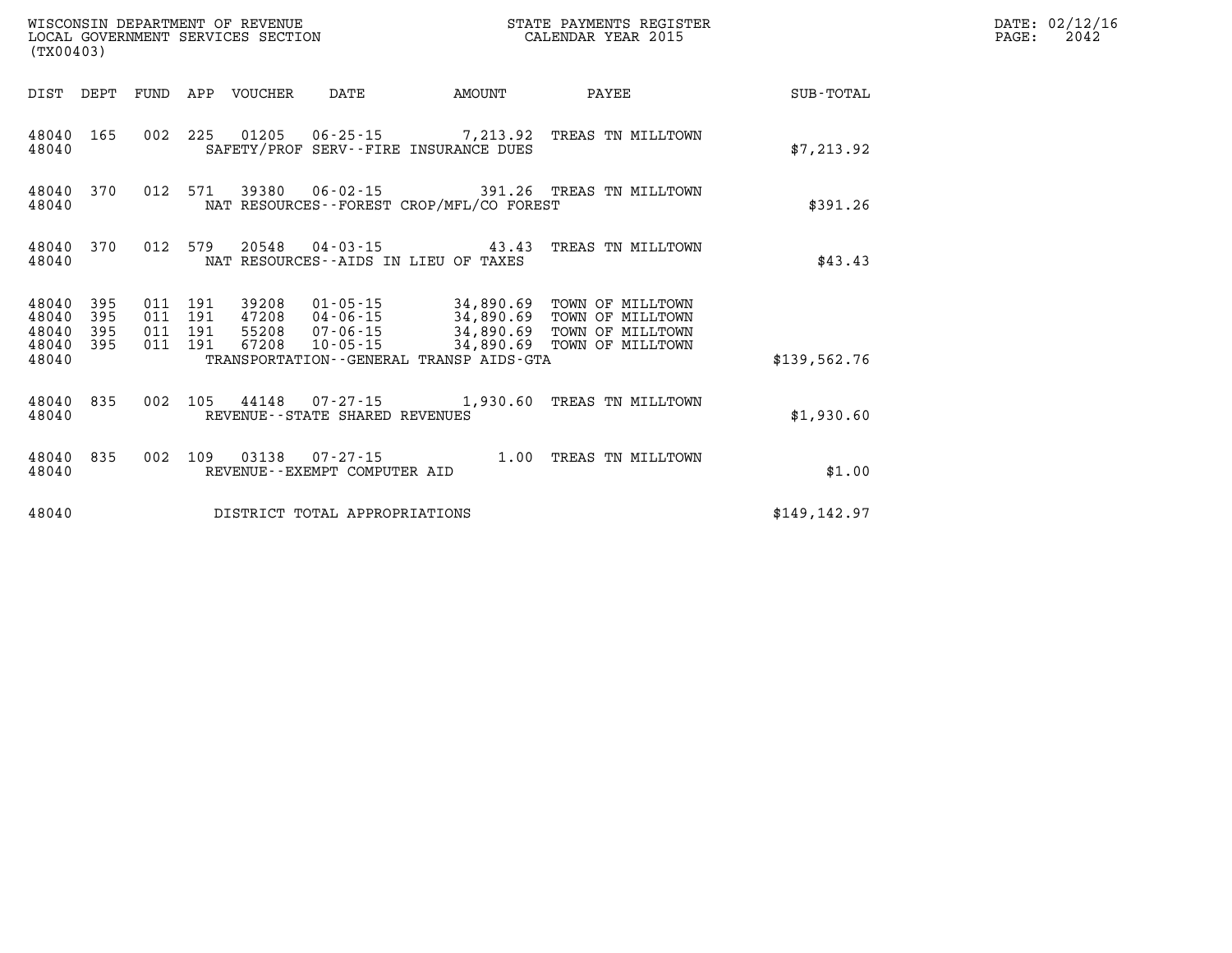WISCONSIN DEPARTMENT OF REVENUE
LOCAL GOVERNMENT SERVICES SECTION
(TX00403)

STATE PAYMENTS REGISTER
CALENDAR YEAR 2015

DATE: 02/12/16
PAGE: 2042

| DIST | DEPT | FUND | APP | VOUCHER | DATE | AMOUNT | PAYEE | SUB-TOTAL |
|---|---|---|---|---|---|---|---|---|
| 48040 | 165 | 002 | 225 | 01205 | 06-25-15 | 7,213.92 | TREAS TN MILLTOWN | |
| 48040 | | | | | SAFETY/PROF SERV--FIRE INSURANCE DUES | | | $7,213.92 |
| 48040 | 370 | 012 | 571 | 39380 | 06-02-15 | 391.26 | TREAS TN MILLTOWN | |
| 48040 | | | | | NAT RESOURCES--FOREST CROP/MFL/CO FOREST | | | $391.26 |
| 48040 | 370 | 012 | 579 | 20548 | 04-03-15 | 43.43 | TREAS TN MILLTOWN | |
| 48040 | | | | | NAT RESOURCES--AIDS IN LIEU OF TAXES | | | $43.43 |
| 48040 | 395 | 011 | 191 | 39208 | 01-05-15 | 34,890.69 | TOWN OF MILLTOWN | |
| 48040 | 395 | 011 | 191 | 47208 | 04-06-15 | 34,890.69 | TOWN OF MILLTOWN | |
| 48040 | 395 | 011 | 191 | 55208 | 07-06-15 | 34,890.69 | TOWN OF MILLTOWN | |
| 48040 | 395 | 011 | 191 | 67208 | 10-05-15 | 34,890.69 | TOWN OF MILLTOWN | |
| 48040 | | | | | TRANSPORTATION--GENERAL TRANSP AIDS-GTA | | | $139,562.76 |
| 48040 | 835 | 002 | 105 | 44148 | 07-27-15 | 1,930.60 | TREAS TN MILLTOWN | |
| 48040 | | | | | REVENUE--STATE SHARED REVENUES | | | $1,930.60 |
| 48040 | 835 | 002 | 109 | 03138 | 07-27-15 | 1.00 | TREAS TN MILLTOWN | |
| 48040 | | | | | REVENUE--EXEMPT COMPUTER AID | | | $1.00 |
| 48040 | | | | | DISTRICT TOTAL APPROPRIATIONS | | | $149,142.97 |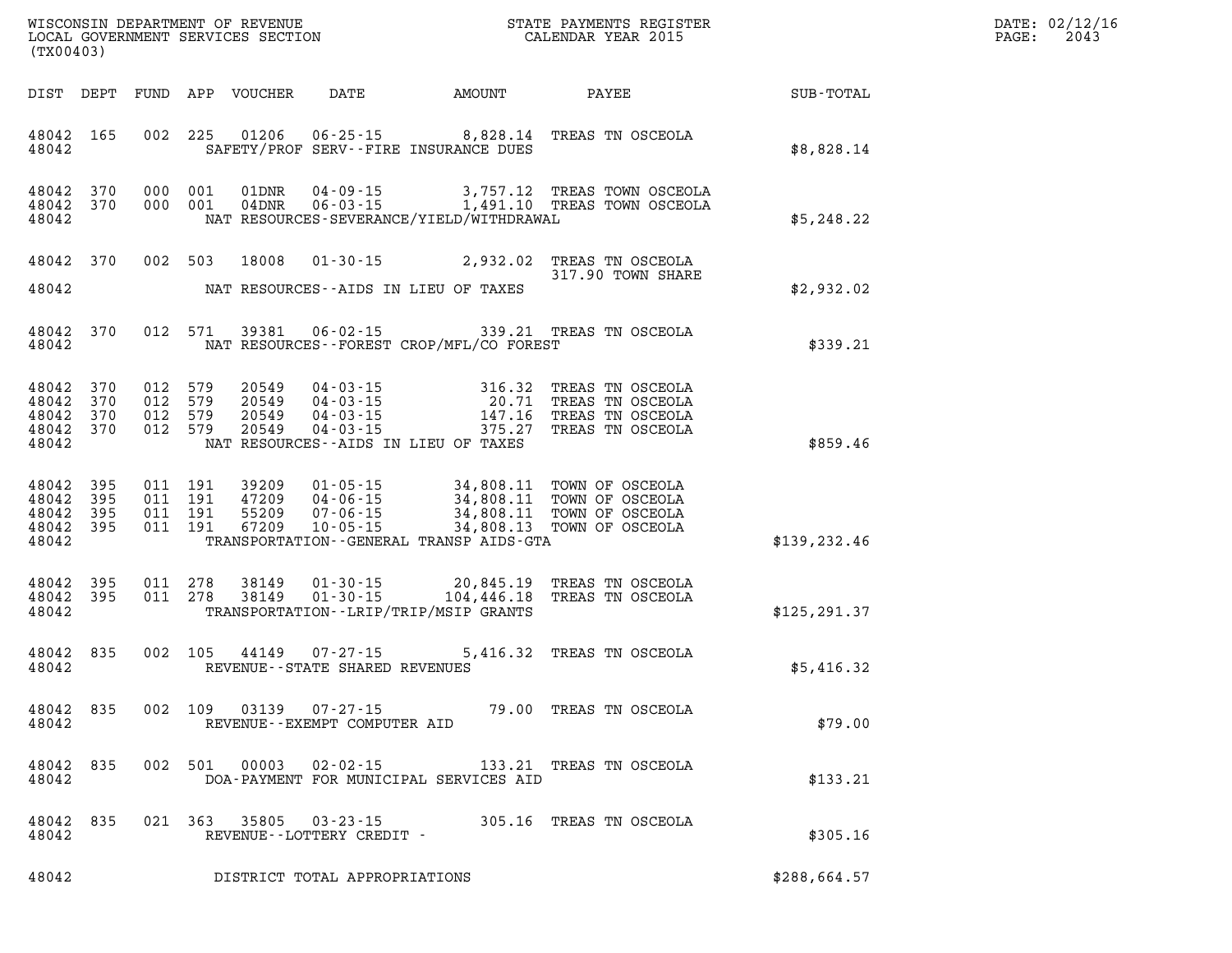WISCONSIN DEPARTMENT OF REVENUE
LOCAL GOVERNMENT SERVICES SECTION
(TX00403)

STATE PAYMENTS REGISTER
CALENDAR YEAR 2015

DATE: 02/12/16
PAGE: 2043

| DIST | DEPT | FUND | APP | VOUCHER | DATE | AMOUNT | PAYEE | SUB-TOTAL |
|---|---|---|---|---|---|---|---|---|
| 48042 | 165 | 002 | 225 | 01206 | 06-25-15 | 8,828.14 | TREAS TN OSCEOLA | |
| 48042 | | | | | SAFETY/PROF SERV--FIRE INSURANCE DUES | | | $8,828.14 |
| 48042 | 370 | 000 | 001 | 01DNR | 04-09-15 | 3,757.12 | TREAS TOWN OSCEOLA | |
| 48042 | 370 | 000 | 001 | 04DNR | 06-03-15 | 1,491.10 | TREAS TOWN OSCEOLA | |
| 48042 | | | | | NAT RESOURCES-SEVERANCE/YIELD/WITHDRAWAL | | | $5,248.22 |
| 48042 | 370 | 002 | 503 | 18008 | 01-30-15 | 2,932.02 | TREAS TN OSCEOLA 317.90 TOWN SHARE | |
| 48042 | | | | | NAT RESOURCES--AIDS IN LIEU OF TAXES | | | $2,932.02 |
| 48042 | 370 | 012 | 571 | 39381 | 06-02-15 | 339.21 | TREAS TN OSCEOLA | |
| 48042 | | | | | NAT RESOURCES--FOREST CROP/MFL/CO FOREST | | | $339.21 |
| 48042 | 370 | 012 | 579 | 20549 | 04-03-15 | 316.32 | TREAS TN OSCEOLA | |
| 48042 | 370 | 012 | 579 | 20549 | 04-03-15 | 20.71 | TREAS TN OSCEOLA | |
| 48042 | 370 | 012 | 579 | 20549 | 04-03-15 | 147.16 | TREAS TN OSCEOLA | |
| 48042 | 370 | 012 | 579 | 20549 | 04-03-15 | 375.27 | TREAS TN OSCEOLA | |
| 48042 | | | | | NAT RESOURCES--AIDS IN LIEU OF TAXES | | | $859.46 |
| 48042 | 395 | 011 | 191 | 39209 | 01-05-15 | 34,808.11 | TOWN OF OSCEOLA | |
| 48042 | 395 | 011 | 191 | 47209 | 04-06-15 | 34,808.11 | TOWN OF OSCEOLA | |
| 48042 | 395 | 011 | 191 | 55209 | 07-06-15 | 34,808.11 | TOWN OF OSCEOLA | |
| 48042 | 395 | 011 | 191 | 67209 | 10-05-15 | 34,808.13 | TOWN OF OSCEOLA | |
| 48042 | | | | | TRANSPORTATION--GENERAL TRANSP AIDS-GTA | | | $139,232.46 |
| 48042 | 395 | 011 | 278 | 38149 | 01-30-15 | 20,845.19 | TREAS TN OSCEOLA | |
| 48042 | 395 | 011 | 278 | 38149 | 01-30-15 | 104,446.18 | TREAS TN OSCEOLA | |
| 48042 | | | | | TRANSPORTATION--LRIP/TRIP/MSIP GRANTS | | | $125,291.37 |
| 48042 | 835 | 002 | 105 | 44149 | 07-27-15 | 5,416.32 | TREAS TN OSCEOLA | |
| 48042 | | | | | REVENUE--STATE SHARED REVENUES | | | $5,416.32 |
| 48042 | 835 | 002 | 109 | 03139 | 07-27-15 | 79.00 | TREAS TN OSCEOLA | |
| 48042 | | | | | REVENUE--EXEMPT COMPUTER AID | | | $79.00 |
| 48042 | 835 | 002 | 501 | 00003 | 02-02-15 | 133.21 | TREAS TN OSCEOLA | |
| 48042 | | | | | DOA-PAYMENT FOR MUNICIPAL SERVICES AID | | | $133.21 |
| 48042 | 835 | 021 | 363 | 35805 | 03-23-15 | 305.16 | TREAS TN OSCEOLA | |
| 48042 | | | | | REVENUE--LOTTERY CREDIT - | | | $305.16 |
| 48042 | | | | | DISTRICT TOTAL APPROPRIATIONS | | | $288,664.57 |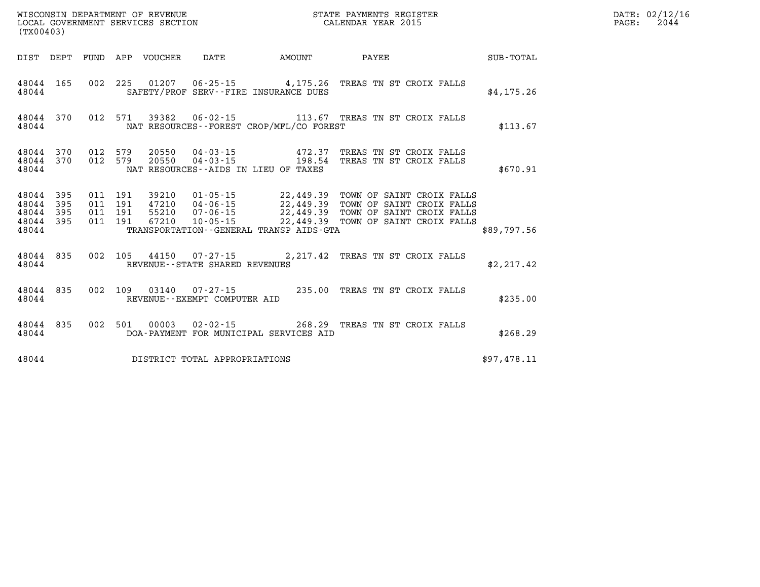WISCONSIN DEPARTMENT OF REVENUE
LOCAL GOVERNMENT SERVICES SECTION
(TX00403)

STATE PAYMENTS REGISTER
CALENDAR YEAR 2015

DATE: 02/12/16
PAGE: 2044

| DIST | DEPT | FUND | APP | VOUCHER | DATE | AMOUNT | PAYEE | SUB-TOTAL |
|---|---|---|---|---|---|---|---|---|
| 48044 | 165 | 002 | 225 | 01207 | 06-25-15 | 4,175.26 | TREAS TN ST CROIX FALLS | |
| 48044 | | | | | SAFETY/PROF SERV--FIRE INSURANCE DUES | | | $4,175.26 |
| 48044 | 370 | 012 | 571 | 39382 | 06-02-15 | 113.67 | TREAS TN ST CROIX FALLS | |
| 48044 | | | | | NAT RESOURCES--FOREST CROP/MFL/CO FOREST | | | $113.67 |
| 48044 | 370 | 012 | 579 | 20550 | 04-03-15 | 472.37 | TREAS TN ST CROIX FALLS | |
| 48044 | 370 | 012 | 579 | 20550 | 04-03-15 | 198.54 | TREAS TN ST CROIX FALLS | |
| 48044 | | | | | NAT RESOURCES--AIDS IN LIEU OF TAXES | | | $670.91 |
| 48044 | 395 | 011 | 191 | 39210 | 01-05-15 | 22,449.39 | TOWN OF SAINT CROIX FALLS | |
| 48044 | 395 | 011 | 191 | 47210 | 04-06-15 | 22,449.39 | TOWN OF SAINT CROIX FALLS | |
| 48044 | 395 | 011 | 191 | 55210 | 07-06-15 | 22,449.39 | TOWN OF SAINT CROIX FALLS | |
| 48044 | 395 | 011 | 191 | 67210 | 10-05-15 | 22,449.39 | TOWN OF SAINT CROIX FALLS | |
| 48044 | | | | | TRANSPORTATION--GENERAL TRANSP AIDS-GTA | | | $89,797.56 |
| 48044 | 835 | 002 | 105 | 44150 | 07-27-15 | 2,217.42 | TREAS TN ST CROIX FALLS | |
| 48044 | | | | | REVENUE--STATE SHARED REVENUES | | | $2,217.42 |
| 48044 | 835 | 002 | 109 | 03140 | 07-27-15 | 235.00 | TREAS TN ST CROIX FALLS | |
| 48044 | | | | | REVENUE--EXEMPT COMPUTER AID | | | $235.00 |
| 48044 | 835 | 002 | 501 | 00003 | 02-02-15 | 268.29 | TREAS TN ST CROIX FALLS | |
| 48044 | | | | | DOA-PAYMENT FOR MUNICIPAL SERVICES AID | | | $268.29 |
| 48044 | | | | | DISTRICT TOTAL APPROPRIATIONS | | | $97,478.11 |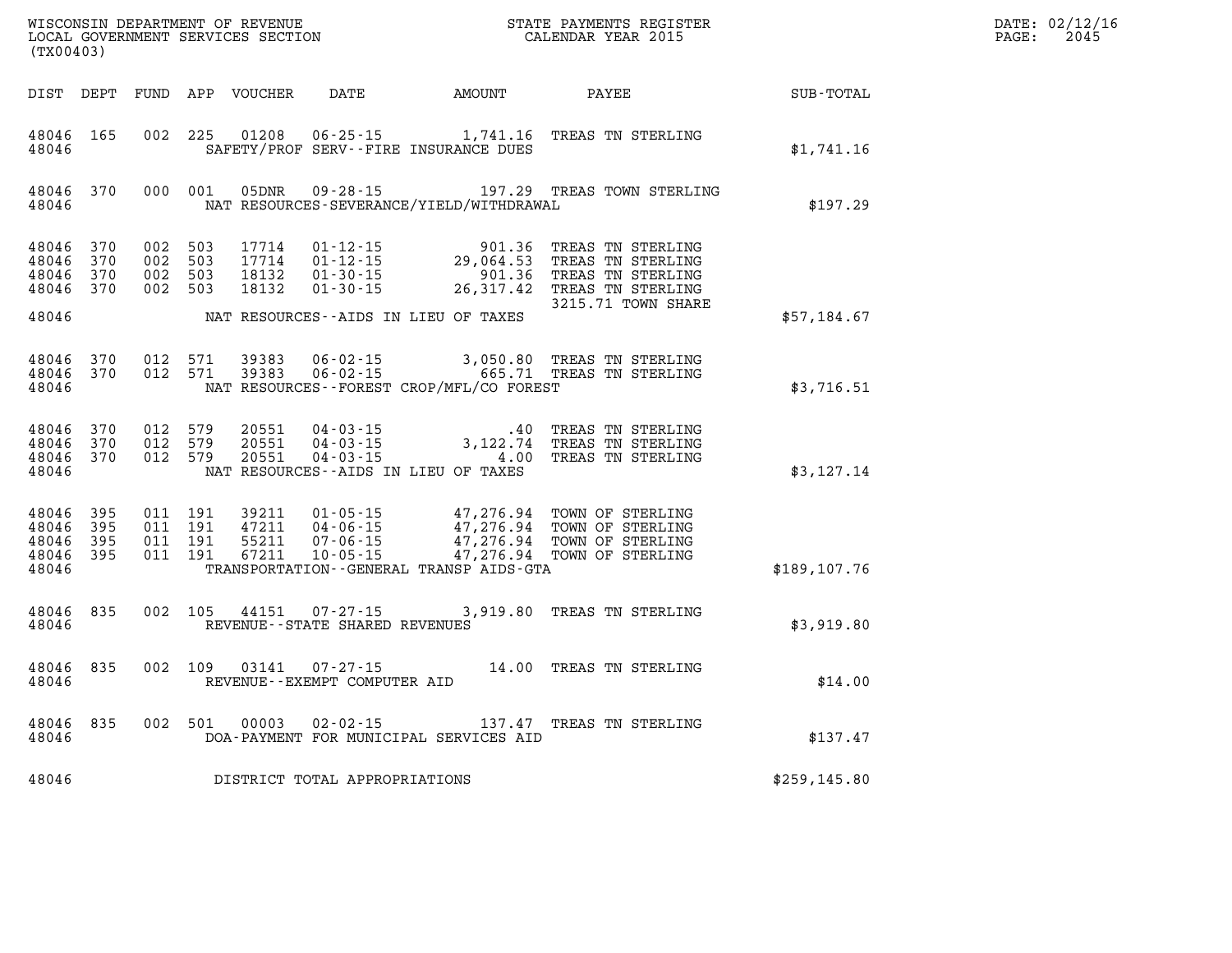WISCONSIN DEPARTMENT OF REVENUE
LOCAL GOVERNMENT SERVICES SECTION
(TX00403)

STATE PAYMENTS REGISTER
CALENDAR YEAR 2015

DATE: 02/12/16

| DIST | DEPT | FUND | APP | VOUCHER | DATE | AMOUNT | PAYEE | SUB-TOTAL |
|---|---|---|---|---|---|---|---|---|
| 48046 | 165 | 002 | 225 | 01208 | 06-25-15 | 1,741.16 | TREAS TN STERLING | |
| 48046 | | | | | SAFETY/PROF SERV--FIRE INSURANCE DUES | | | $1,741.16 |
| 48046 | 370 | 000 | 001 | 05DNR | 09-28-15 | 197.29 | TREAS TOWN STERLING | |
| 48046 | | | | | NAT RESOURCES-SEVERANCE/YIELD/WITHDRAWAL | | | $197.29 |
| 48046 | 370 | 002 | 503 | 17714 | 01-12-15 | 901.36 | TREAS TN STERLING | |
| 48046 | 370 | 002 | 503 | 17714 | 01-12-15 | 29,064.53 | TREAS TN STERLING | |
| 48046 | 370 | 002 | 503 | 18132 | 01-30-15 | 901.36 | TREAS TN STERLING | |
| 48046 | 370 | 002 | 503 | 18132 | 01-30-15 | 26,317.42 | TREAS TN STERLING | |
| | | | | | | | 3215.71 TOWN SHARE | |
| 48046 | | | | | NAT RESOURCES--AIDS IN LIEU OF TAXES | | | $57,184.67 |
| 48046 | 370 | 012 | 571 | 39383 | 06-02-15 | 3,050.80 | TREAS TN STERLING | |
| 48046 | 370 | 012 | 571 | 39383 | 06-02-15 | 665.71 | TREAS TN STERLING | |
| 48046 | | | | | NAT RESOURCES--FOREST CROP/MFL/CO FOREST | | | $3,716.51 |
| 48046 | 370 | 012 | 579 | 20551 | 04-03-15 | .40 | TREAS TN STERLING | |
| 48046 | 370 | 012 | 579 | 20551 | 04-03-15 | 3,122.74 | TREAS TN STERLING | |
| 48046 | 370 | 012 | 579 | 20551 | 04-03-15 | 4.00 | TREAS TN STERLING | |
| 48046 | | | | | NAT RESOURCES--AIDS IN LIEU OF TAXES | | | $3,127.14 |
| 48046 | 395 | 011 | 191 | 39211 | 01-05-15 | 47,276.94 | TOWN OF STERLING | |
| 48046 | 395 | 011 | 191 | 47211 | 04-06-15 | 47,276.94 | TOWN OF STERLING | |
| 48046 | 395 | 011 | 191 | 55211 | 07-06-15 | 47,276.94 | TOWN OF STERLING | |
| 48046 | 395 | 011 | 191 | 67211 | 10-05-15 | 47,276.94 | TOWN OF STERLING | |
| 48046 | | | | | TRANSPORTATION--GENERAL TRANSP AIDS-GTA | | | $189,107.76 |
| 48046 | 835 | 002 | 105 | 44151 | 07-27-15 | 3,919.80 | TREAS TN STERLING | |
| 48046 | | | | | REVENUE--STATE SHARED REVENUES | | | $3,919.80 |
| 48046 | 835 | 002 | 109 | 03141 | 07-27-15 | 14.00 | TREAS TN STERLING | |
| 48046 | | | | | REVENUE--EXEMPT COMPUTER AID | | | $14.00 |
| 48046 | 835 | 002 | 501 | 00003 | 02-02-15 | 137.47 | TREAS TN STERLING | |
| 48046 | | | | | DOA-PAYMENT FOR MUNICIPAL SERVICES AID | | | $137.47 |
| 48046 | | | | | DISTRICT TOTAL APPROPRIATIONS | | | $259,145.80 |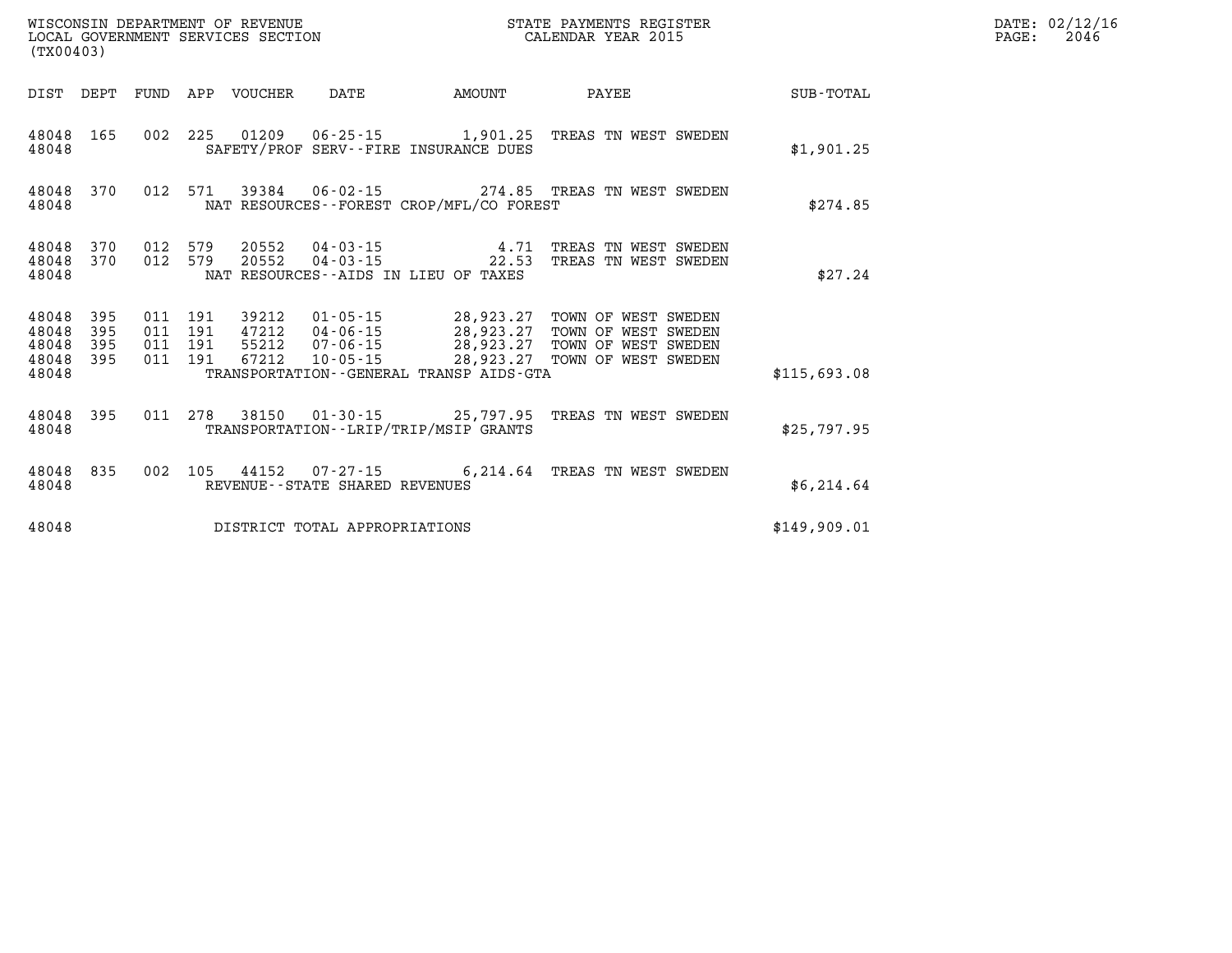WISCONSIN DEPARTMENT OF REVENUE
LOCAL GOVERNMENT SERVICES SECTION
(TX00403)

STATE PAYMENTS REGISTER
CALENDAR YEAR 2015

| DIST | DEPT | FUND | APP | VOUCHER | DATE | AMOUNT | PAYEE | SUB-TOTAL |
|---|---|---|---|---|---|---|---|---|
| 48048 | 165 | 002 | 225 | 01209 | 06-25-15 | 1,901.25 | TREAS TN WEST SWEDEN | |
| 48048 | | | | | SAFETY/PROF SERV--FIRE INSURANCE DUES | | | $1,901.25 |
| 48048 | 370 | 012 | 571 | 39384 | 06-02-15 | 274.85 | TREAS TN WEST SWEDEN | |
| 48048 | | | | | NAT RESOURCES--FOREST CROP/MFL/CO FOREST | | | $274.85 |
| 48048 | 370 | 012 | 579 | 20552 | 04-03-15 | 4.71 | TREAS TN WEST SWEDEN | |
| 48048 | 370 | 012 | 579 | 20552 | 04-03-15 | 22.53 | TREAS TN WEST SWEDEN | |
| 48048 | | | | | NAT RESOURCES--AIDS IN LIEU OF TAXES | | | $27.24 |
| 48048 | 395 | 011 | 191 | 39212 | 01-05-15 | 28,923.27 | TOWN OF WEST SWEDEN | |
| 48048 | 395 | 011 | 191 | 47212 | 04-06-15 | 28,923.27 | TOWN OF WEST SWEDEN | |
| 48048 | 395 | 011 | 191 | 55212 | 07-06-15 | 28,923.27 | TOWN OF WEST SWEDEN | |
| 48048 | 395 | 011 | 191 | 67212 | 10-05-15 | 28,923.27 | TOWN OF WEST SWEDEN | |
| 48048 | | | | | TRANSPORTATION--GENERAL TRANSP AIDS-GTA | | | $115,693.08 |
| 48048 | 395 | 011 | 278 | 38150 | 01-30-15 | 25,797.95 | TREAS TN WEST SWEDEN | |
| 48048 | | | | | TRANSPORTATION--LRIP/TRIP/MSIP GRANTS | | | $25,797.95 |
| 48048 | 835 | 002 | 105 | 44152 | 07-27-15 | 6,214.64 | TREAS TN WEST SWEDEN | |
| 48048 | | | | | REVENUE--STATE SHARED REVENUES | | | $6,214.64 |
| 48048 | | | | | DISTRICT TOTAL APPROPRIATIONS | | | $149,909.01 |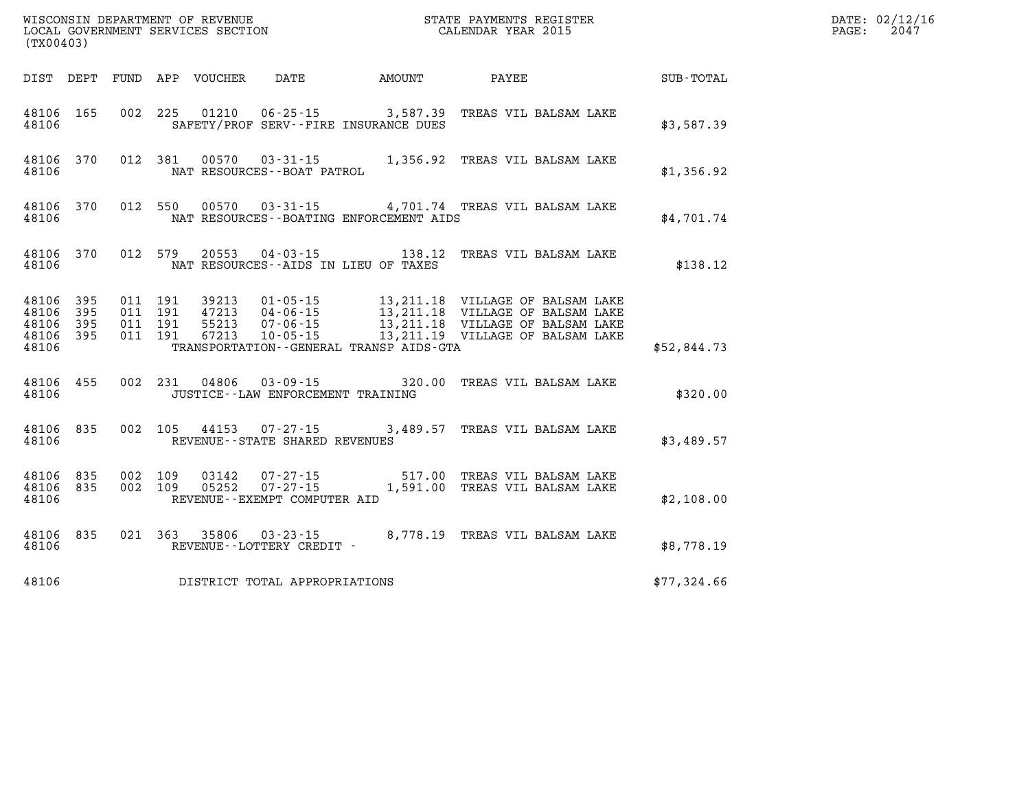WISCONSIN DEPARTMENT OF REVENUE
LOCAL GOVERNMENT SERVICES SECTION
(TX00403)

STATE PAYMENTS REGISTER
CALENDAR YEAR 2015

DATE: 02/12/16

| DIST | DEPT | FUND | APP | VOUCHER | DATE | AMOUNT | PAYEE | SUB-TOTAL |
|---|---|---|---|---|---|---|---|---|
| 48106 | 165 | 002 | 225 | 01210 | 06-25-15 | 3,587.39 | TREAS VIL BALSAM LAKE | |
| 48106 | | | | SAFETY/PROF SERV--FIRE INSURANCE DUES | | | | $3,587.39 |
| 48106 | 370 | 012 | 381 | 00570 | 03-31-15 | 1,356.92 | TREAS VIL BALSAM LAKE | |
| 48106 | | | | NAT RESOURCES--BOAT PATROL | | | | $1,356.92 |
| 48106 | 370 | 012 | 550 | 00570 | 03-31-15 | 4,701.74 | TREAS VIL BALSAM LAKE | |
| 48106 | | | | NAT RESOURCES--BOATING ENFORCEMENT AIDS | | | | $4,701.74 |
| 48106 | 370 | 012 | 579 | 20553 | 04-03-15 | 138.12 | TREAS VIL BALSAM LAKE | |
| 48106 | | | | NAT RESOURCES--AIDS IN LIEU OF TAXES | | | | $138.12 |
| 48106 | 395 | 011 | 191 | 39213 | 01-05-15 | 13,211.18 | VILLAGE OF BALSAM LAKE | |
| 48106 | 395 | 011 | 191 | 47213 | 04-06-15 | 13,211.18 | VILLAGE OF BALSAM LAKE | |
| 48106 | 395 | 011 | 191 | 55213 | 07-06-15 | 13,211.18 | VILLAGE OF BALSAM LAKE | |
| 48106 | 395 | 011 | 191 | 67213 | 10-05-15 | 13,211.19 | VILLAGE OF BALSAM LAKE | |
| 48106 | | | | TRANSPORTATION--GENERAL TRANSP AIDS-GTA | | | | $52,844.73 |
| 48106 | 455 | 002 | 231 | 04806 | 03-09-15 | 320.00 | TREAS VIL BALSAM LAKE | |
| 48106 | | | | JUSTICE--LAW ENFORCEMENT TRAINING | | | | $320.00 |
| 48106 | 835 | 002 | 105 | 44153 | 07-27-15 | 3,489.57 | TREAS VIL BALSAM LAKE | |
| 48106 | | | | REVENUE--STATE SHARED REVENUES | | | | $3,489.57 |
| 48106 | 835 | 002 | 109 | 03142 | 07-27-15 | 517.00 | TREAS VIL BALSAM LAKE | |
| 48106 | 835 | 002 | 109 | 05252 | 07-27-15 | 1,591.00 | TREAS VIL BALSAM LAKE | |
| 48106 | | | | REVENUE--EXEMPT COMPUTER AID | | | | $2,108.00 |
| 48106 | 835 | 021 | 363 | 35806 | 03-23-15 | 8,778.19 | TREAS VIL BALSAM LAKE | |
| 48106 | | | | REVENUE--LOTTERY CREDIT - | | | | $8,778.19 |
| 48106 | | | | DISTRICT TOTAL APPROPRIATIONS | | | | $77,324.66 |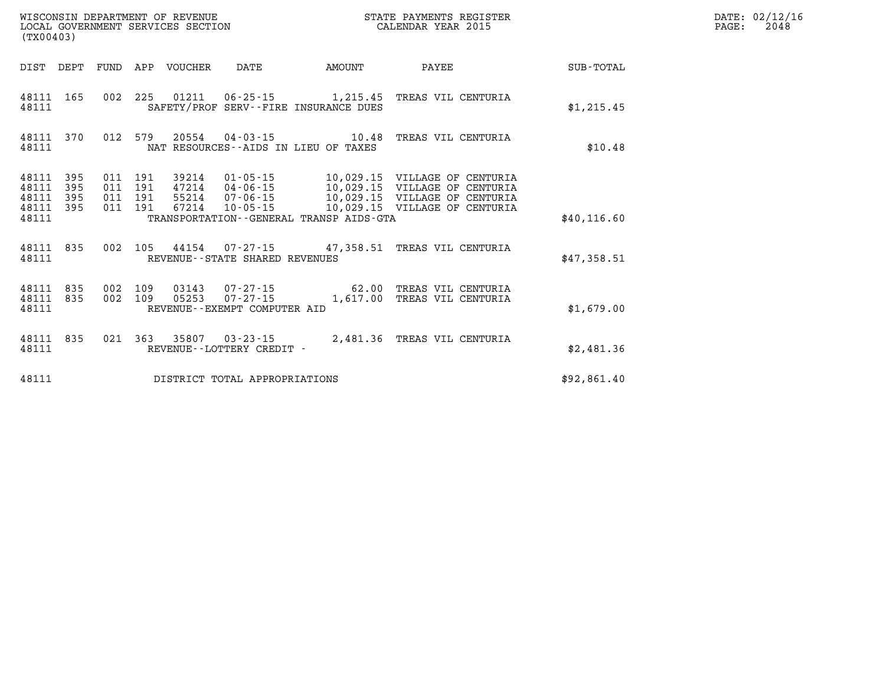| DIST | DEPT | FUND | APP | VOUCHER | DATE | AMOUNT | PAYEE | SUB-TOTAL |
|---|---|---|---|---|---|---|---|---|
| 48111 | 165 | 002 | 225 | 01211 | 06-25-15 | 1,215.45 | TREAS VIL CENTURIA | |
| 48111 | | | | SAFETY/PROF SERV--FIRE INSURANCE DUES | | | | $1,215.45 |
| 48111 | 370 | 012 | 579 | 20554 | 04-03-15 | 10.48 | TREAS VIL CENTURIA | |
| 48111 | | | | NAT RESOURCES--AIDS IN LIEU OF TAXES | | | | $10.48 |
| 48111 | 395 | 011 | 191 | 39214 | 01-05-15 | 10,029.15 | VILLAGE OF CENTURIA | |
| 48111 | 395 | 011 | 191 | 47214 | 04-06-15 | 10,029.15 | VILLAGE OF CENTURIA | |
| 48111 | 395 | 011 | 191 | 55214 | 07-06-15 | 10,029.15 | VILLAGE OF CENTURIA | |
| 48111 | 395 | 011 | 191 | 67214 | 10-05-15 | 10,029.15 | VILLAGE OF CENTURIA | |
| 48111 | | | | TRANSPORTATION--GENERAL TRANSP AIDS-GTA | | | | $40,116.60 |
| 48111 | 835 | 002 | 105 | 44154 | 07-27-15 | 47,358.51 | TREAS VIL CENTURIA | |
| 48111 | | | | REVENUE--STATE SHARED REVENUES | | | | $47,358.51 |
| 48111 | 835 | 002 | 109 | 03143 | 07-27-15 | 62.00 | TREAS VIL CENTURIA | |
| 48111 | 835 | 002 | 109 | 05253 | 07-27-15 | 1,617.00 | TREAS VIL CENTURIA | |
| 48111 | | | | REVENUE--EXEMPT COMPUTER AID | | | | $1,679.00 |
| 48111 | 835 | 021 | 363 | 35807 | 03-23-15 | 2,481.36 | TREAS VIL CENTURIA | |
| 48111 | | | | REVENUE--LOTTERY CREDIT - | | | | $2,481.36 |
| 48111 | | | | DISTRICT TOTAL APPROPRIATIONS | | | | $92,861.40 |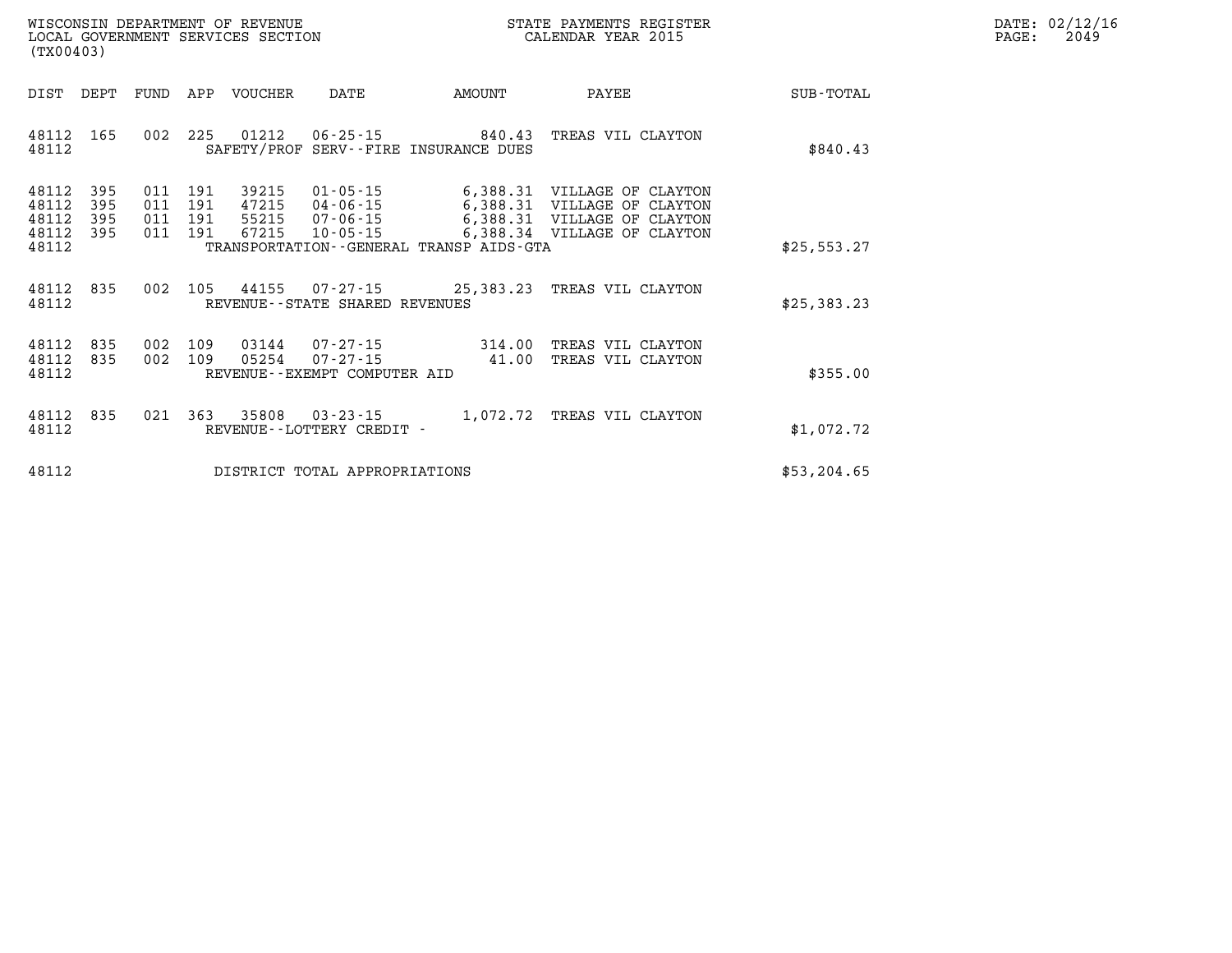WISCONSIN DEPARTMENT OF REVENUE
LOCAL GOVERNMENT SERVICES SECTION
(TX00403)

STATE PAYMENTS REGISTER
CALENDAR YEAR 2015

DATE: 02/12/16

| DIST | DEPT | FUND | APP | VOUCHER | DATE | AMOUNT | PAYEE | SUB-TOTAL |
|---|---|---|---|---|---|---|---|---|
| 48112 | 165 | 002 | 225 | 01212 | 06-25-15 | 840.43 | TREAS VIL CLAYTON | |
| 48112 | | | | | SAFETY/PROF SERV--FIRE INSURANCE DUES | | | $840.43 |
| 48112 | 395 | 011 | 191 | 39215 | 01-05-15 | 6,388.31 | VILLAGE OF CLAYTON | |
| 48112 | 395 | 011 | 191 | 47215 | 04-06-15 | 6,388.31 | VILLAGE OF CLAYTON | |
| 48112 | 395 | 011 | 191 | 55215 | 07-06-15 | 6,388.31 | VILLAGE OF CLAYTON | |
| 48112 | 395 | 011 | 191 | 67215 | 10-05-15 | 6,388.34 | VILLAGE OF CLAYTON | |
| 48112 | | | | | TRANSPORTATION--GENERAL TRANSP AIDS-GTA | | | $25,553.27 |
| 48112 | 835 | 002 | 105 | 44155 | 07-27-15 | 25,383.23 | TREAS VIL CLAYTON | |
| 48112 | | | | | REVENUE--STATE SHARED REVENUES | | | $25,383.23 |
| 48112 | 835 | 002 | 109 | 03144 | 07-27-15 | 314.00 | TREAS VIL CLAYTON | |
| 48112 | 835 | 002 | 109 | 05254 | 07-27-15 | 41.00 | TREAS VIL CLAYTON | |
| 48112 | | | | | REVENUE--EXEMPT COMPUTER AID | | | $355.00 |
| 48112 | 835 | 021 | 363 | 35808 | 03-23-15 | 1,072.72 | TREAS VIL CLAYTON | |
| 48112 | | | | | REVENUE--LOTTERY CREDIT - | | | $1,072.72 |
| 48112 | | | | | DISTRICT TOTAL APPROPRIATIONS | | | $53,204.65 |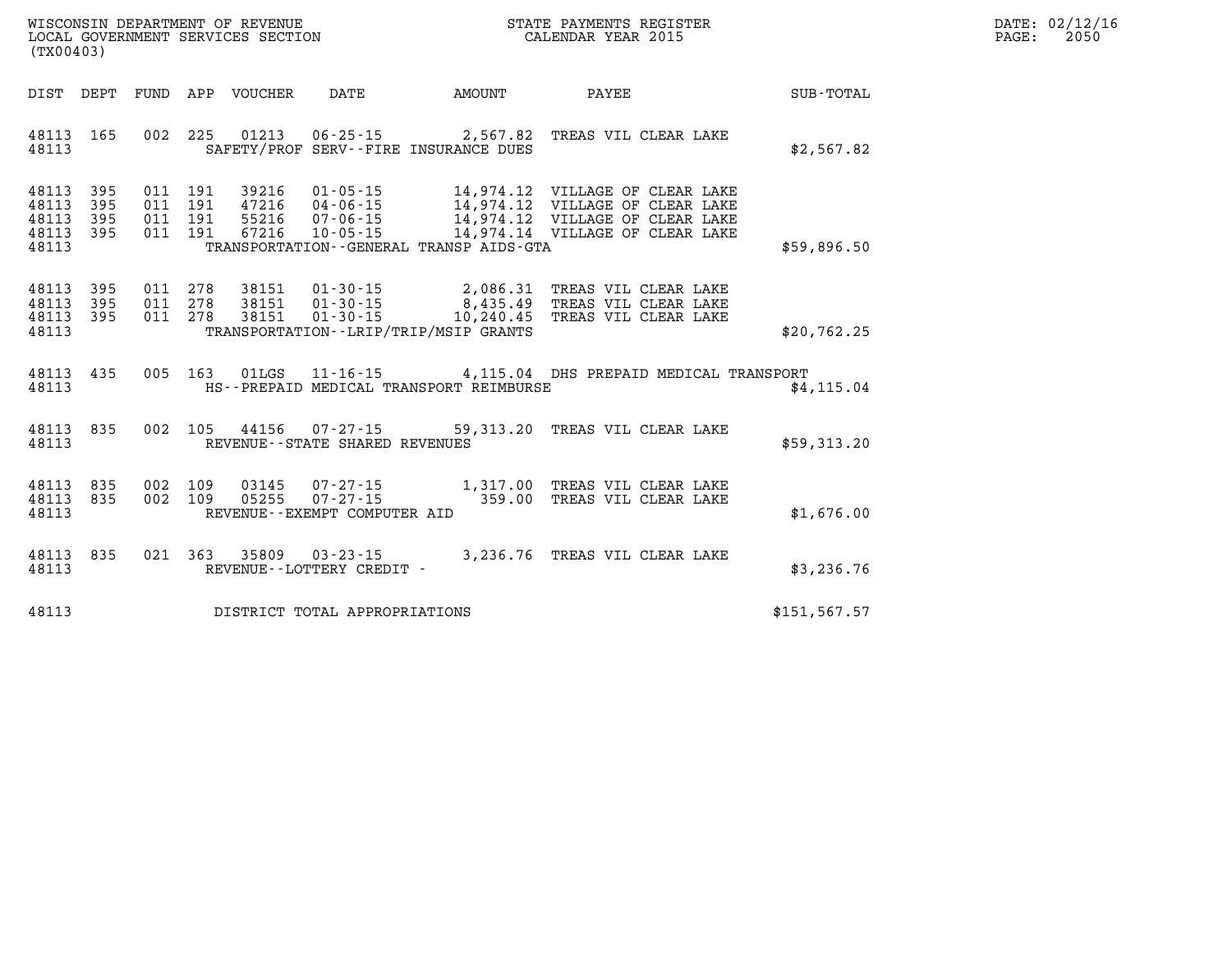WISCONSIN DEPARTMENT OF REVENUE
LOCAL GOVERNMENT SERVICES SECTION
(TX00403)

STATE PAYMENTS REGISTER
CALENDAR YEAR 2015

DATE: 02/12/16
PAGE: 2050

| DIST | DEPT | FUND | APP | VOUCHER | DATE | AMOUNT | PAYEE | SUB-TOTAL |
|---|---|---|---|---|---|---|---|---|
| 48113 | 165 | 002 | 225 | 01213 | 06-25-15 | 2,567.82 | TREAS VIL CLEAR LAKE | |
| 48113 | | | | | SAFETY/PROF SERV--FIRE INSURANCE DUES | | | $2,567.82 |
| 48113 | 395 | 011 | 191 | 39216 | 01-05-15 | 14,974.12 | VILLAGE OF CLEAR LAKE | |
| 48113 | 395 | 011 | 191 | 47216 | 04-06-15 | 14,974.12 | VILLAGE OF CLEAR LAKE | |
| 48113 | 395 | 011 | 191 | 55216 | 07-06-15 | 14,974.12 | VILLAGE OF CLEAR LAKE | |
| 48113 | 395 | 011 | 191 | 67216 | 10-05-15 | 14,974.14 | VILLAGE OF CLEAR LAKE | |
| 48113 | | | | | TRANSPORTATION--GENERAL TRANSP AIDS-GTA | | | $59,896.50 |
| 48113 | 395 | 011 | 278 | 38151 | 01-30-15 | 2,086.31 | TREAS VIL CLEAR LAKE | |
| 48113 | 395 | 011 | 278 | 38151 | 01-30-15 | 8,435.49 | TREAS VIL CLEAR LAKE | |
| 48113 | 395 | 011 | 278 | 38151 | 01-30-15 | 10,240.45 | TREAS VIL CLEAR LAKE | |
| 48113 | | | | | TRANSPORTATION--LRIP/TRIP/MSIP GRANTS | | | $20,762.25 |
| 48113 | 435 | 005 | 163 | 01LGS | 11-16-15 | 4,115.04 | DHS PREPAID MEDICAL TRANSPORT | |
| 48113 | | | | | HS--PREPAID MEDICAL TRANSPORT REIMBURSE | | | $4,115.04 |
| 48113 | 835 | 002 | 105 | 44156 | 07-27-15 | 59,313.20 | TREAS VIL CLEAR LAKE | |
| 48113 | | | | | REVENUE--STATE SHARED REVENUES | | | $59,313.20 |
| 48113 | 835 | 002 | 109 | 03145 | 07-27-15 | 1,317.00 | TREAS VIL CLEAR LAKE | |
| 48113 | 835 | 002 | 109 | 05255 | 07-27-15 | 359.00 | TREAS VIL CLEAR LAKE | |
| 48113 | | | | | REVENUE--EXEMPT COMPUTER AID | | | $1,676.00 |
| 48113 | 835 | 021 | 363 | 35809 | 03-23-15 | 3,236.76 | TREAS VIL CLEAR LAKE | |
| 48113 | | | | | REVENUE--LOTTERY CREDIT - | | | $3,236.76 |
| 48113 | | | | | DISTRICT TOTAL APPROPRIATIONS | | | $151,567.57 |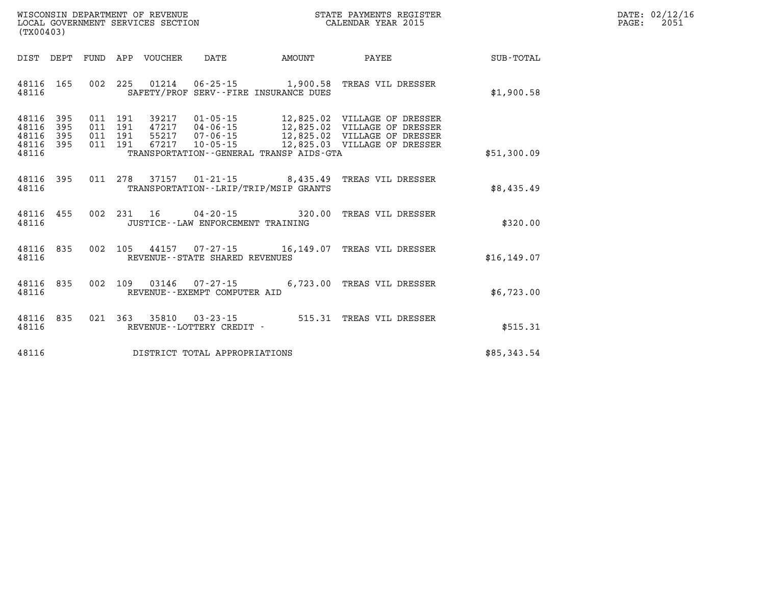WISCONSIN DEPARTMENT OF REVENUE
LOCAL GOVERNMENT SERVICES SECTION
(TX00403)

STATE PAYMENTS REGISTER
CALENDAR YEAR 2015

| DIST | DEPT | FUND | APP | VOUCHER | DATE | AMOUNT | PAYEE | SUB-TOTAL |
|---|---|---|---|---|---|---|---|---|
| 48116 | 165 | 002 | 225 | 01214 | 06-25-15 | 1,900.58 | TREAS VIL DRESSER | |
| 48116 | | | | | SAFETY/PROF SERV--FIRE INSURANCE DUES | | | $1,900.58 |
| 48116 | 395 | 011 | 191 | 39217 | 01-05-15 | 12,825.02 | VILLAGE OF DRESSER | |
| 48116 | 395 | 011 | 191 | 47217 | 04-06-15 | 12,825.02 | VILLAGE OF DRESSER | |
| 48116 | 395 | 011 | 191 | 55217 | 07-06-15 | 12,825.02 | VILLAGE OF DRESSER | |
| 48116 | 395 | 011 | 191 | 67217 | 10-05-15 | 12,825.03 | VILLAGE OF DRESSER | |
| 48116 | | | | | TRANSPORTATION--GENERAL TRANSP AIDS-GTA | | | $51,300.09 |
| 48116 | 395 | 011 | 278 | 37157 | 01-21-15 | 8,435.49 | TREAS VIL DRESSER | |
| 48116 | | | | | TRANSPORTATION--LRIP/TRIP/MSIP GRANTS | | | $8,435.49 |
| 48116 | 455 | 002 | 231 | 16 | 04-20-15 | 320.00 | TREAS VIL DRESSER | |
| 48116 | | | | | JUSTICE--LAW ENFORCEMENT TRAINING | | | $320.00 |
| 48116 | 835 | 002 | 105 | 44157 | 07-27-15 | 16,149.07 | TREAS VIL DRESSER | |
| 48116 | | | | | REVENUE--STATE SHARED REVENUES | | | $16,149.07 |
| 48116 | 835 | 002 | 109 | 03146 | 07-27-15 | 6,723.00 | TREAS VIL DRESSER | |
| 48116 | | | | | REVENUE--EXEMPT COMPUTER AID | | | $6,723.00 |
| 48116 | 835 | 021 | 363 | 35810 | 03-23-15 | 515.31 | TREAS VIL DRESSER | |
| 48116 | | | | | REVENUE--LOTTERY CREDIT - | | | $515.31 |
| 48116 | | | | | DISTRICT TOTAL APPROPRIATIONS | | | $85,343.54 |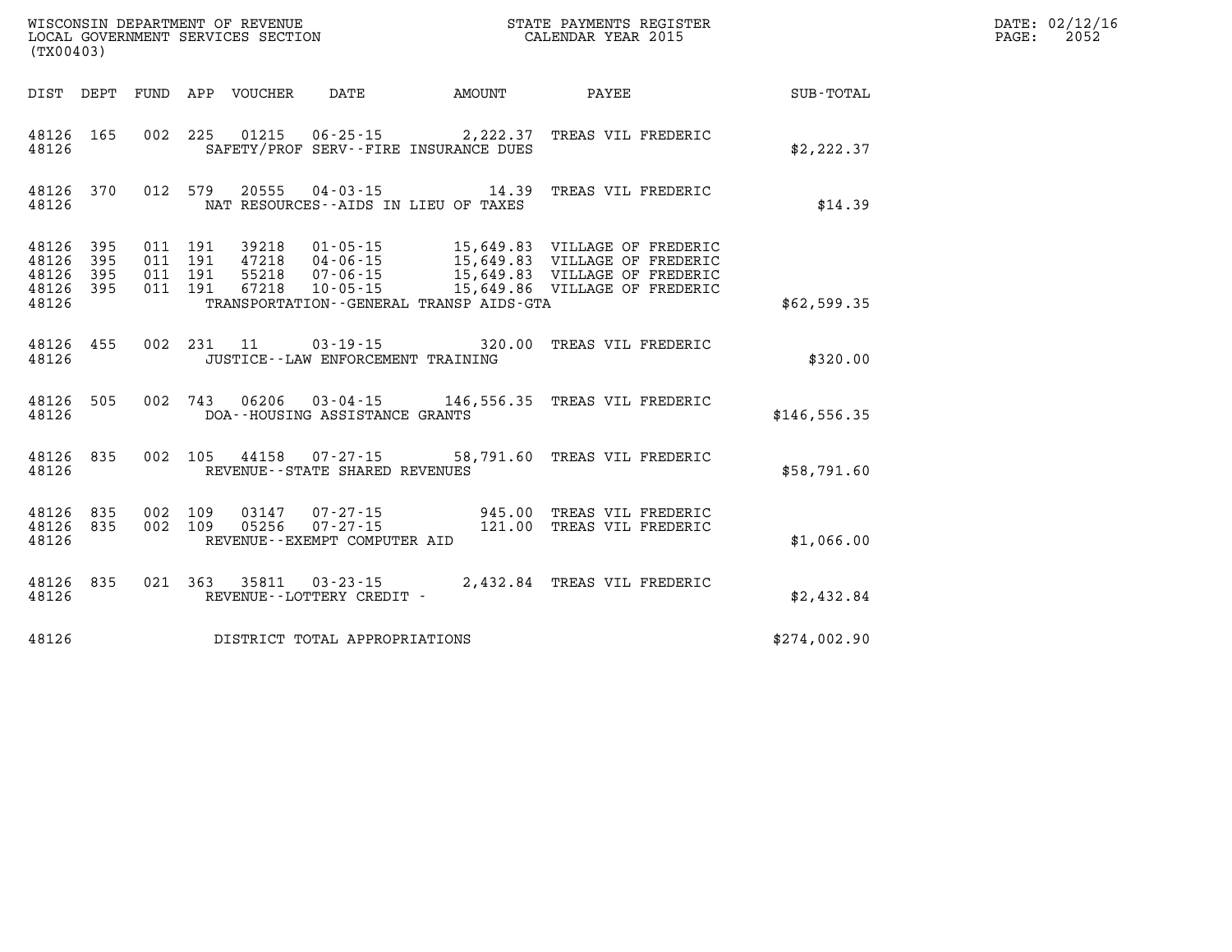WISCONSIN DEPARTMENT OF REVENUE
LOCAL GOVERNMENT SERVICES SECTION
(TX00403)

STATE PAYMENTS REGISTER
CALENDAR YEAR 2015

DATE: 02/12/16
PAGE: 2052

| DIST | DEPT | FUND | APP | VOUCHER | DATE | AMOUNT | PAYEE | SUB-TOTAL |
|---|---|---|---|---|---|---|---|---|
| 48126 | 165 | 002 | 225 | 01215 | 06-25-15 | 2,222.37 | TREAS VIL FREDERIC | |
| 48126 | | | | SAFETY/PROF SERV--FIRE INSURANCE DUES | | | | $2,222.37 |
| 48126 | 370 | 012 | 579 | 20555 | 04-03-15 | 14.39 | TREAS VIL FREDERIC | |
| 48126 | | | | NAT RESOURCES--AIDS IN LIEU OF TAXES | | | | $14.39 |
| 48126 | 395 | 011 | 191 | 39218 | 01-05-15 | 15,649.83 | VILLAGE OF FREDERIC | |
| 48126 | 395 | 011 | 191 | 47218 | 04-06-15 | 15,649.83 | VILLAGE OF FREDERIC | |
| 48126 | 395 | 011 | 191 | 55218 | 07-06-15 | 15,649.83 | VILLAGE OF FREDERIC | |
| 48126 | 395 | 011 | 191 | 67218 | 10-05-15 | 15,649.86 | VILLAGE OF FREDERIC | |
| 48126 | | | | TRANSPORTATION--GENERAL TRANSP AIDS-GTA | | | | $62,599.35 |
| 48126 | 455 | 002 | 231 | 11 | 03-19-15 | 320.00 | TREAS VIL FREDERIC | |
| 48126 | | | | JUSTICE--LAW ENFORCEMENT TRAINING | | | | $320.00 |
| 48126 | 505 | 002 | 743 | 06206 | 03-04-15 | 146,556.35 | TREAS VIL FREDERIC | |
| 48126 | | | | DOA--HOUSING ASSISTANCE GRANTS | | | | $146,556.35 |
| 48126 | 835 | 002 | 105 | 44158 | 07-27-15 | 58,791.60 | TREAS VIL FREDERIC | |
| 48126 | | | | REVENUE--STATE SHARED REVENUES | | | | $58,791.60 |
| 48126 | 835 | 002 | 109 | 03147 | 07-27-15 | 945.00 | TREAS VIL FREDERIC | |
| 48126 | 835 | 002 | 109 | 05256 | 07-27-15 | 121.00 | TREAS VIL FREDERIC | |
| 48126 | | | | REVENUE--EXEMPT COMPUTER AID | | | | $1,066.00 |
| 48126 | 835 | 021 | 363 | 35811 | 03-23-15 | 2,432.84 | TREAS VIL FREDERIC | |
| 48126 | | | | REVENUE--LOTTERY CREDIT - | | | | $2,432.84 |
| 48126 | | | | DISTRICT TOTAL APPROPRIATIONS | | | | $274,002.90 |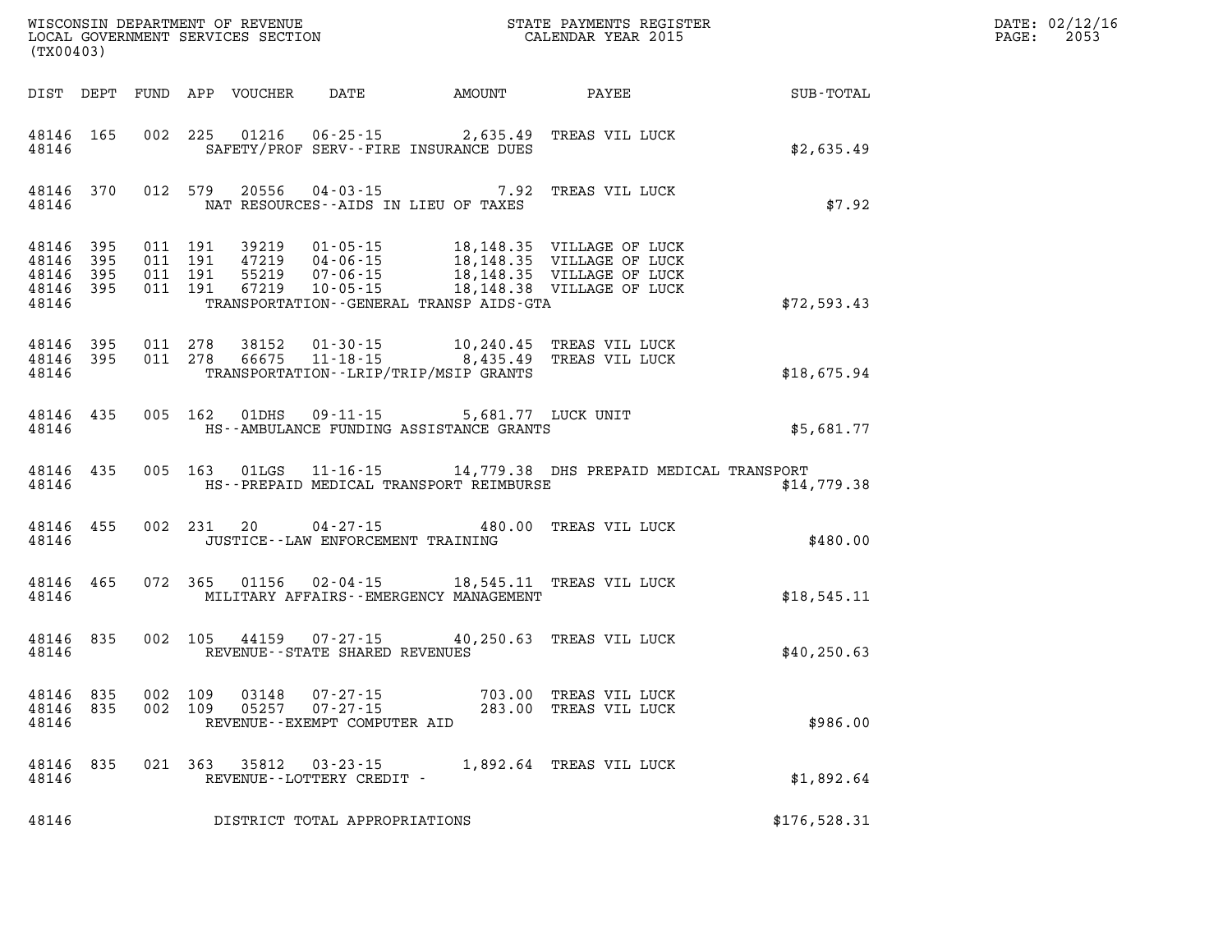WISCONSIN DEPARTMENT OF REVENUE
LOCAL GOVERNMENT SERVICES SECTION
(TX00403)

STATE PAYMENTS REGISTER
CALENDAR YEAR 2015

DATE: 02/12/16

| DIST | DEPT | FUND | APP | VOUCHER | DATE | AMOUNT | PAYEE | SUB-TOTAL |
|---|---|---|---|---|---|---|---|---|
| 48146 | 165 | 002 | 225 | 01216 | 06-25-15 | 2,635.49 | TREAS VIL LUCK | |
| 48146 | | | | SAFETY/PROF SERV--FIRE INSURANCE DUES | | | | $2,635.49 |
| 48146 | 370 | 012 | 579 | 20556 | 04-03-15 | 7.92 | TREAS VIL LUCK | |
| 48146 | | | | NAT RESOURCES--AIDS IN LIEU OF TAXES | | | | $7.92 |
| 48146 | 395 | 011 | 191 | 39219 | 01-05-15 | 18,148.35 | VILLAGE OF LUCK | |
| 48146 | 395 | 011 | 191 | 47219 | 04-06-15 | 18,148.35 | VILLAGE OF LUCK | |
| 48146 | 395 | 011 | 191 | 55219 | 07-06-15 | 18,148.35 | VILLAGE OF LUCK | |
| 48146 | 395 | 011 | 191 | 67219 | 10-05-15 | 18,148.38 | VILLAGE OF LUCK | |
| 48146 | | | | TRANSPORTATION--GENERAL TRANSP AIDS-GTA | | | | $72,593.43 |
| 48146 | 395 | 011 | 278 | 38152 | 01-30-15 | 10,240.45 | TREAS VIL LUCK | |
| 48146 | 395 | 011 | 278 | 66675 | 11-18-15 | 8,435.49 | TREAS VIL LUCK | |
| 48146 | | | | TRANSPORTATION--LRIP/TRIP/MSIP GRANTS | | | | $18,675.94 |
| 48146 | 435 | 005 | 162 | 01DHS | 09-11-15 | 5,681.77 | LUCK UNIT | |
| 48146 | | | | HS--AMBULANCE FUNDING ASSISTANCE GRANTS | | | | $5,681.77 |
| 48146 | 435 | 005 | 163 | 01LGS | 11-16-15 | 14,779.38 | DHS PREPAID MEDICAL TRANSPORT | |
| 48146 | | | | HS--PREPAID MEDICAL TRANSPORT REIMBURSE | | | | $14,779.38 |
| 48146 | 455 | 002 | 231 | 20 | 04-27-15 | 480.00 | TREAS VIL LUCK | |
| 48146 | | | | JUSTICE--LAW ENFORCEMENT TRAINING | | | | $480.00 |
| 48146 | 465 | 072 | 365 | 01156 | 02-04-15 | 18,545.11 | TREAS VIL LUCK | |
| 48146 | | | | MILITARY AFFAIRS--EMERGENCY MANAGEMENT | | | | $18,545.11 |
| 48146 | 835 | 002 | 105 | 44159 | 07-27-15 | 40,250.63 | TREAS VIL LUCK | |
| 48146 | | | | REVENUE--STATE SHARED REVENUES | | | | $40,250.63 |
| 48146 | 835 | 002 | 109 | 03148 | 07-27-15 | 703.00 | TREAS VIL LUCK | |
| 48146 | 835 | 002 | 109 | 05257 | 07-27-15 | 283.00 | TREAS VIL LUCK | |
| 48146 | | | | REVENUE--EXEMPT COMPUTER AID | | | | $986.00 |
| 48146 | 835 | 021 | 363 | 35812 | 03-23-15 | 1,892.64 | TREAS VIL LUCK | |
| 48146 | | | | REVENUE--LOTTERY CREDIT - | | | | $1,892.64 |
| 48146 | | | | DISTRICT TOTAL APPROPRIATIONS | | | | $176,528.31 |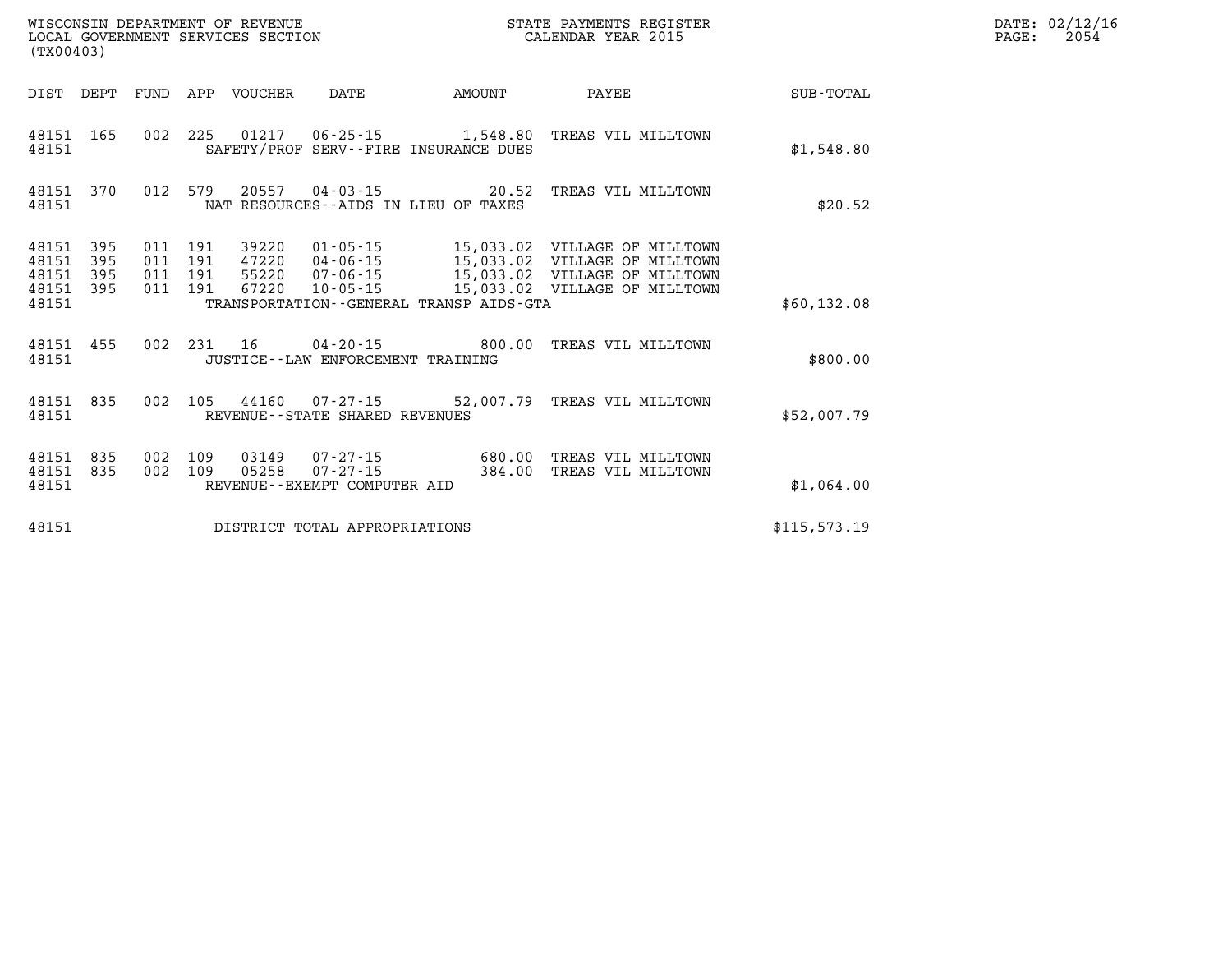WISCONSIN DEPARTMENT OF REVENUE
LOCAL GOVERNMENT SERVICES SECTION
(TX00403)

STATE PAYMENTS REGISTER
CALENDAR YEAR 2015

DATE: 02/12/16
PAGE: 2054

| DIST | DEPT | FUND | APP | VOUCHER | DATE | AMOUNT | PAYEE | SUB-TOTAL |
|---|---|---|---|---|---|---|---|---|
| 48151 | 165 | 002 | 225 | 01217 | 06-25-15 | 1,548.80 | TREAS VIL MILLTOWN | |
| 48151 | | | | | SAFETY/PROF SERV--FIRE INSURANCE DUES | | | $1,548.80 |
| 48151 | 370 | 012 | 579 | 20557 | 04-03-15 | 20.52 | TREAS VIL MILLTOWN | |
| 48151 | | | | | NAT RESOURCES--AIDS IN LIEU OF TAXES | | | $20.52 |
| 48151 | 395 | 011 | 191 | 39220 | 01-05-15 | 15,033.02 | VILLAGE OF MILLTOWN | |
| 48151 | 395 | 011 | 191 | 47220 | 04-06-15 | 15,033.02 | VILLAGE OF MILLTOWN | |
| 48151 | 395 | 011 | 191 | 55220 | 07-06-15 | 15,033.02 | VILLAGE OF MILLTOWN | |
| 48151 | 395 | 011 | 191 | 67220 | 10-05-15 | 15,033.02 | VILLAGE OF MILLTOWN | |
| 48151 | | | | | TRANSPORTATION--GENERAL TRANSP AIDS-GTA | | | $60,132.08 |
| 48151 | 455 | 002 | 231 | 16 | 04-20-15 | 800.00 | TREAS VIL MILLTOWN | |
| 48151 | | | | | JUSTICE--LAW ENFORCEMENT TRAINING | | | $800.00 |
| 48151 | 835 | 002 | 105 | 44160 | 07-27-15 | 52,007.79 | TREAS VIL MILLTOWN | |
| 48151 | | | | | REVENUE--STATE SHARED REVENUES | | | $52,007.79 |
| 48151 | 835 | 002 | 109 | 03149 | 07-27-15 | 680.00 | TREAS VIL MILLTOWN | |
| 48151 | 835 | 002 | 109 | 05258 | 07-27-15 | 384.00 | TREAS VIL MILLTOWN | |
| 48151 | | | | | REVENUE--EXEMPT COMPUTER AID | | | $1,064.00 |
| 48151 | | | | | DISTRICT TOTAL APPROPRIATIONS | | | $115,573.19 |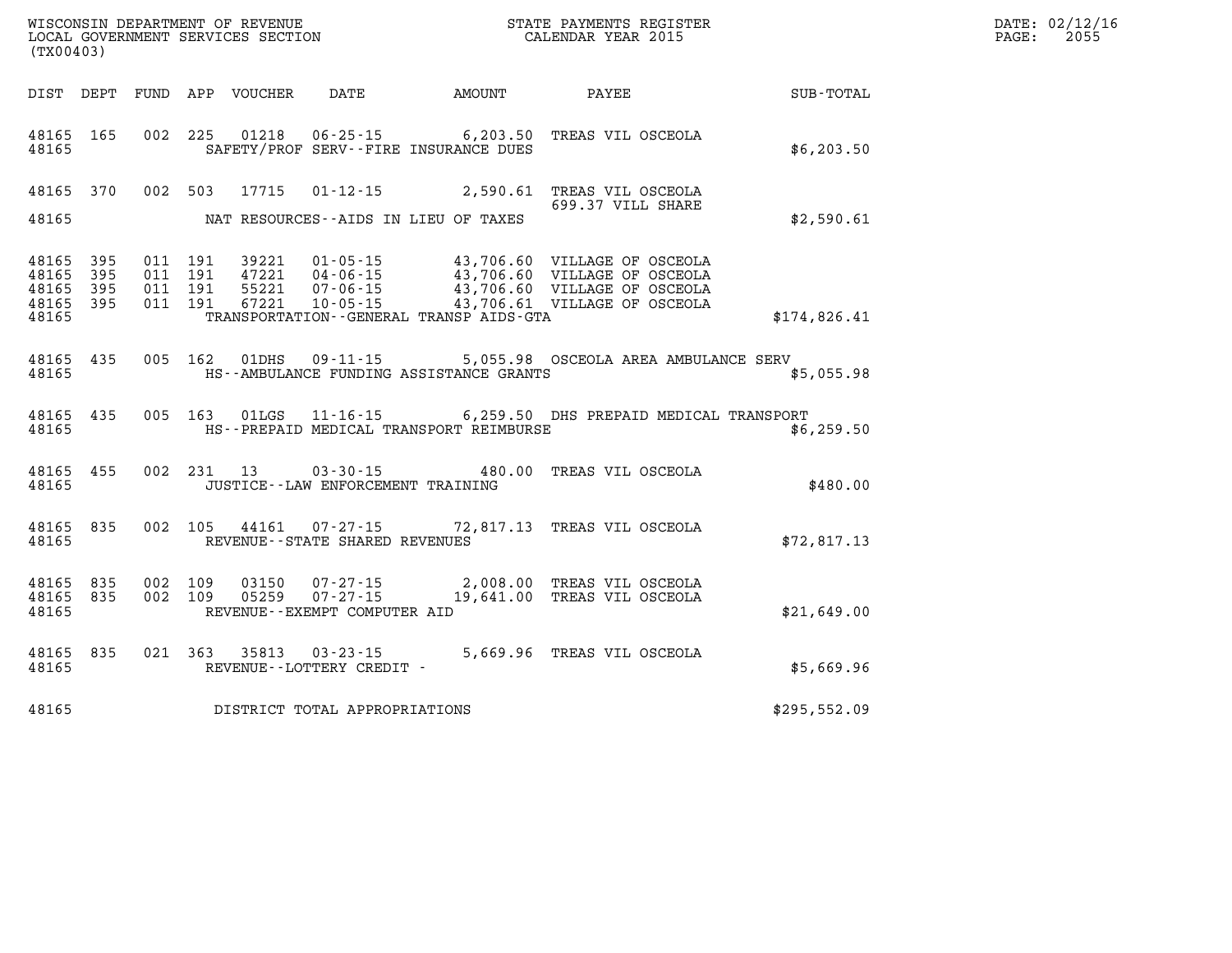WISCONSIN DEPARTMENT OF REVENUE
LOCAL GOVERNMENT SERVICES SECTION
(TX00403)

STATE PAYMENTS REGISTER
CALENDAR YEAR 2015

DATE: 02/12/16
PAGE: 2055

| DIST | DEPT | FUND | APP | VOUCHER | DATE | AMOUNT | PAYEE | SUB-TOTAL |
|---|---|---|---|---|---|---|---|---|
| 48165 | 165 | 002 | 225 | 01218 | 06-25-15 | 6,203.50 | TREAS VIL OSCEOLA | |
| 48165 | | | | | SAFETY/PROF SERV--FIRE INSURANCE DUES | | | $6,203.50 |
| 48165 | 370 | 002 | 503 | 17715 | 01-12-15 | 2,590.61 | TREAS VIL OSCEOLA 699.37 VILL SHARE | |
| 48165 | | | | | NAT RESOURCES--AIDS IN LIEU OF TAXES | | | $2,590.61 |
| 48165 | 395 | 011 | 191 | 39221 | 01-05-15 | 43,706.60 | VILLAGE OF OSCEOLA | |
| 48165 | 395 | 011 | 191 | 47221 | 04-06-15 | 43,706.60 | VILLAGE OF OSCEOLA | |
| 48165 | 395 | 011 | 191 | 55221 | 07-06-15 | 43,706.60 | VILLAGE OF OSCEOLA | |
| 48165 | 395 | 011 | 191 | 67221 | 10-05-15 | 43,706.61 | VILLAGE OF OSCEOLA | |
| 48165 | | | | | TRANSPORTATION--GENERAL TRANSP AIDS-GTA | | | $174,826.41 |
| 48165 | 435 | 005 | 162 | 01DHS | 09-11-15 | 5,055.98 | OSCEOLA AREA AMBULANCE SERV | |
| 48165 | | | | | HS--AMBULANCE FUNDING ASSISTANCE GRANTS | | | $5,055.98 |
| 48165 | 435 | 005 | 163 | 01LGS | 11-16-15 | 6,259.50 | DHS PREPAID MEDICAL TRANSPORT | |
| 48165 | | | | | HS--PREPAID MEDICAL TRANSPORT REIMBURSE | | | $6,259.50 |
| 48165 | 455 | 002 | 231 | 13 | 03-30-15 | 480.00 | TREAS VIL OSCEOLA | |
| 48165 | | | | | JUSTICE--LAW ENFORCEMENT TRAINING | | | $480.00 |
| 48165 | 835 | 002 | 105 | 44161 | 07-27-15 | 72,817.13 | TREAS VIL OSCEOLA | |
| 48165 | | | | | REVENUE--STATE SHARED REVENUES | | | $72,817.13 |
| 48165 | 835 | 002 | 109 | 03150 | 07-27-15 | 2,008.00 | TREAS VIL OSCEOLA | |
| 48165 | 835 | 002 | 109 | 05259 | 07-27-15 | 19,641.00 | TREAS VIL OSCEOLA | |
| 48165 | | | | | REVENUE--EXEMPT COMPUTER AID | | | $21,649.00 |
| 48165 | 835 | 021 | 363 | 35813 | 03-23-15 | 5,669.96 | TREAS VIL OSCEOLA | |
| 48165 | | | | | REVENUE--LOTTERY CREDIT - | | | $5,669.96 |
| 48165 | | | | | DISTRICT TOTAL APPROPRIATIONS | | | $295,552.09 |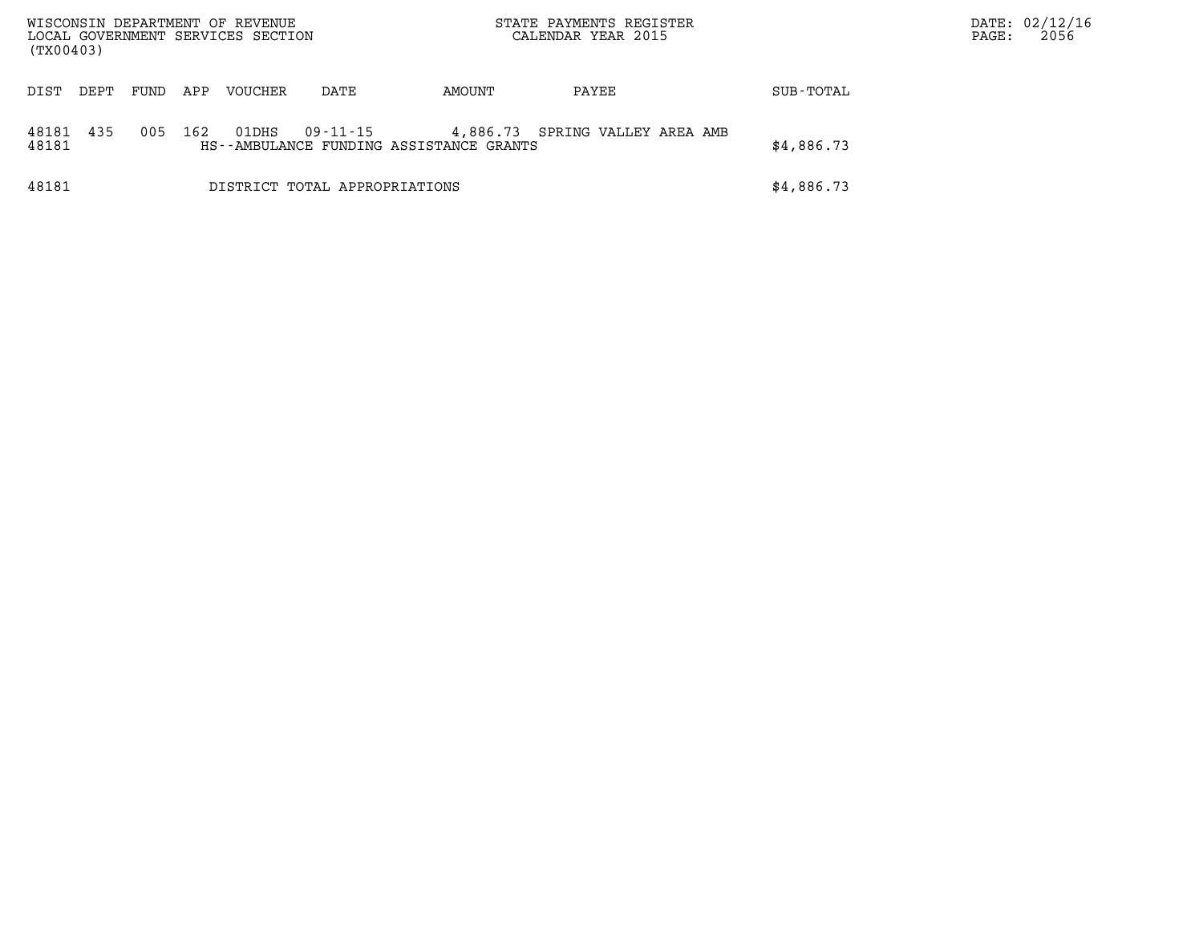| DIST | DEPT | FUND | APP | VOUCHER | DATE | AMOUNT | PAYEE | SUB-TOTAL |
|---|---|---|---|---|---|---|---|---|
| 48181 | 435 | 005 | 162 | 01DHS | 09-11-15 | 4,886.73 | SPRING VALLEY AREA AMB | |
| 48181 | | | | HS--AMBULANCE FUNDING ASSISTANCE GRANTS | | | | $4,886.73 |
| 48181 | | | | DISTRICT TOTAL APPROPRIATIONS | | | | $4,886.73 |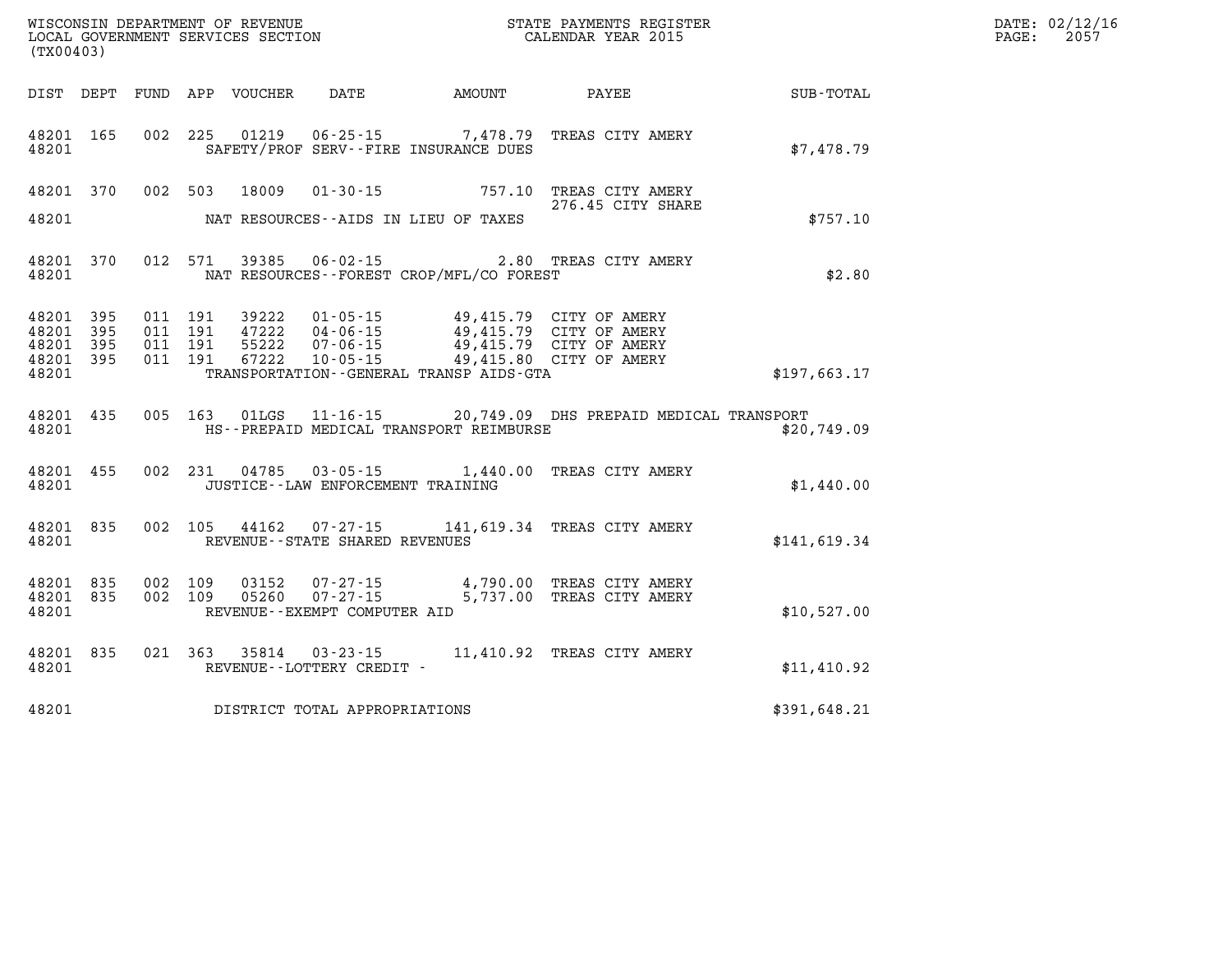WISCONSIN DEPARTMENT OF REVENUE
LOCAL GOVERNMENT SERVICES SECTION
(TX00403)

STATE PAYMENTS REGISTER
CALENDAR YEAR 2015

DATE: 02/12/16
PAGE: 2057

| DIST | DEPT | FUND | APP | VOUCHER | DATE | AMOUNT | PAYEE | SUB-TOTAL |
|---|---|---|---|---|---|---|---|---|
| 48201 | 165 | 002 | 225 | 01219 | 06-25-15 | 7,478.79 | TREAS CITY AMERY | |
| 48201 | | | | | SAFETY/PROF SERV--FIRE INSURANCE DUES | | | $7,478.79 |
| 48201 | 370 | 002 | 503 | 18009 | 01-30-15 | 757.10 | TREAS CITY AMERY 276.45 CITY SHARE | |
| 48201 | | | | | NAT RESOURCES--AIDS IN LIEU OF TAXES | | | $757.10 |
| 48201 | 370 | 012 | 571 | 39385 | 06-02-15 | 2.80 | TREAS CITY AMERY | |
| 48201 | | | | | NAT RESOURCES--FOREST CROP/MFL/CO FOREST | | | $2.80 |
| 48201 | 395 | 011 | 191 | 39222 | 01-05-15 | 49,415.79 | CITY OF AMERY | |
| 48201 | 395 | 011 | 191 | 47222 | 04-06-15 | 49,415.79 | CITY OF AMERY | |
| 48201 | 395 | 011 | 191 | 55222 | 07-06-15 | 49,415.79 | CITY OF AMERY | |
| 48201 | 395 | 011 | 191 | 67222 | 10-05-15 | 49,415.80 | CITY OF AMERY | |
| 48201 | | | | | TRANSPORTATION--GENERAL TRANSP AIDS-GTA | | | $197,663.17 |
| 48201 | 435 | 005 | 163 | 01LGS | 11-16-15 | 20,749.09 | DHS PREPAID MEDICAL TRANSPORT | |
| 48201 | | | | | HS--PREPAID MEDICAL TRANSPORT REIMBURSE | | | $20,749.09 |
| 48201 | 455 | 002 | 231 | 04785 | 03-05-15 | 1,440.00 | TREAS CITY AMERY | |
| 48201 | | | | | JUSTICE--LAW ENFORCEMENT TRAINING | | | $1,440.00 |
| 48201 | 835 | 002 | 105 | 44162 | 07-27-15 | 141,619.34 | TREAS CITY AMERY | |
| 48201 | | | | | REVENUE--STATE SHARED REVENUES | | | $141,619.34 |
| 48201 | 835 | 002 | 109 | 03152 | 07-27-15 | 4,790.00 | TREAS CITY AMERY | |
| 48201 | 835 | 002 | 109 | 05260 | 07-27-15 | 5,737.00 | TREAS CITY AMERY | |
| 48201 | | | | | REVENUE--EXEMPT COMPUTER AID | | | $10,527.00 |
| 48201 | 835 | 021 | 363 | 35814 | 03-23-15 | 11,410.92 | TREAS CITY AMERY | |
| 48201 | | | | | REVENUE--LOTTERY CREDIT - | | | $11,410.92 |
| 48201 | | | | | DISTRICT TOTAL APPROPRIATIONS | | | $391,648.21 |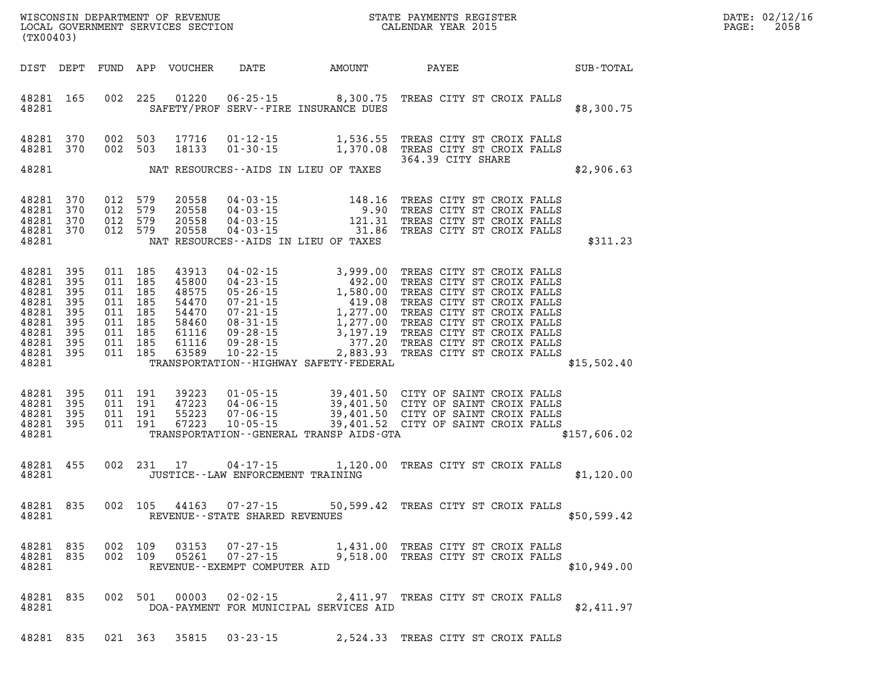WISCONSIN DEPARTMENT OF REVENUE
LOCAL GOVERNMENT SERVICES SECTION
(TX00403)

STATE PAYMENTS REGISTER
CALENDAR YEAR 2015

DATE: 02/12/16
PAGE: 2058

| DIST | DEPT | FUND | APP | VOUCHER | DATE | AMOUNT | PAYEE | SUB-TOTAL |
|---|---|---|---|---|---|---|---|---|
| 48281 | 165 | 002 | 225 | 01220 | 06-25-15 | 8,300.75 | TREAS CITY ST CROIX FALLS | |
| 48281 | | | | | SAFETY/PROF SERV--FIRE INSURANCE DUES | | | $8,300.75 |
| 48281 | 370 | 002 | 503 | 17716 | 01-12-15 | 1,536.55 | TREAS CITY ST CROIX FALLS | |
| 48281 | 370 | 002 | 503 | 18133 | 01-30-15 | 1,370.08 | TREAS CITY ST CROIX FALLS | |
| | | | | | | | 364.39 CITY SHARE | |
| 48281 | | | | | NAT RESOURCES--AIDS IN LIEU OF TAXES | | | $2,906.63 |
| 48281 | 370 | 012 | 579 | 20558 | 04-03-15 | 148.16 | TREAS CITY ST CROIX FALLS | |
| 48281 | 370 | 012 | 579 | 20558 | 04-03-15 | 9.90 | TREAS CITY ST CROIX FALLS | |
| 48281 | 370 | 012 | 579 | 20558 | 04-03-15 | 121.31 | TREAS CITY ST CROIX FALLS | |
| 48281 | 370 | 012 | 579 | 20558 | 04-03-15 | 31.86 | TREAS CITY ST CROIX FALLS | |
| 48281 | | | | | NAT RESOURCES--AIDS IN LIEU OF TAXES | | | $311.23 |
| 48281 | 395 | 011 | 185 | 43913 | 04-02-15 | 3,999.00 | TREAS CITY ST CROIX FALLS | |
| 48281 | 395 | 011 | 185 | 45800 | 04-23-15 | 492.00 | TREAS CITY ST CROIX FALLS | |
| 48281 | 395 | 011 | 185 | 48575 | 05-26-15 | 1,580.00 | TREAS CITY ST CROIX FALLS | |
| 48281 | 395 | 011 | 185 | 54470 | 07-21-15 | 419.08 | TREAS CITY ST CROIX FALLS | |
| 48281 | 395 | 011 | 185 | 54470 | 07-21-15 | 1,277.00 | TREAS CITY ST CROIX FALLS | |
| 48281 | 395 | 011 | 185 | 58460 | 08-31-15 | 1,277.00 | TREAS CITY ST CROIX FALLS | |
| 48281 | 395 | 011 | 185 | 61116 | 09-28-15 | 3,197.19 | TREAS CITY ST CROIX FALLS | |
| 48281 | 395 | 011 | 185 | 61116 | 09-28-15 | 377.20 | TREAS CITY ST CROIX FALLS | |
| 48281 | 395 | 011 | 185 | 63589 | 10-22-15 | 2,883.93 | TREAS CITY ST CROIX FALLS | |
| 48281 | | | | | TRANSPORTATION--HIGHWAY SAFETY-FEDERAL | | | $15,502.40 |
| 48281 | 395 | 011 | 191 | 39223 | 01-05-15 | 39,401.50 | CITY OF SAINT CROIX FALLS | |
| 48281 | 395 | 011 | 191 | 47223 | 04-06-15 | 39,401.50 | CITY OF SAINT CROIX FALLS | |
| 48281 | 395 | 011 | 191 | 55223 | 07-06-15 | 39,401.50 | CITY OF SAINT CROIX FALLS | |
| 48281 | 395 | 011 | 191 | 67223 | 10-05-15 | 39,401.52 | CITY OF SAINT CROIX FALLS | |
| 48281 | | | | | TRANSPORTATION--GENERAL TRANSP AIDS-GTA | | | $157,606.02 |
| 48281 | 455 | 002 | 231 | 17 | 04-17-15 | 1,120.00 | TREAS CITY ST CROIX FALLS | |
| 48281 | | | | | JUSTICE--LAW ENFORCEMENT TRAINING | | | $1,120.00 |
| 48281 | 835 | 002 | 105 | 44163 | 07-27-15 | 50,599.42 | TREAS CITY ST CROIX FALLS | |
| 48281 | | | | | REVENUE--STATE SHARED REVENUES | | | $50,599.42 |
| 48281 | 835 | 002 | 109 | 03153 | 07-27-15 | 1,431.00 | TREAS CITY ST CROIX FALLS | |
| 48281 | 835 | 002 | 109 | 05261 | 07-27-15 | 9,518.00 | TREAS CITY ST CROIX FALLS | |
| 48281 | | | | | REVENUE--EXEMPT COMPUTER AID | | | $10,949.00 |
| 48281 | 835 | 002 | 501 | 00003 | 02-02-15 | 2,411.97 | TREAS CITY ST CROIX FALLS | |
| 48281 | | | | | DOA-PAYMENT FOR MUNICIPAL SERVICES AID | | | $2,411.97 |
| 48281 | 835 | 021 | 363 | 35815 | 03-23-15 | 2,524.33 | TREAS CITY ST CROIX FALLS | |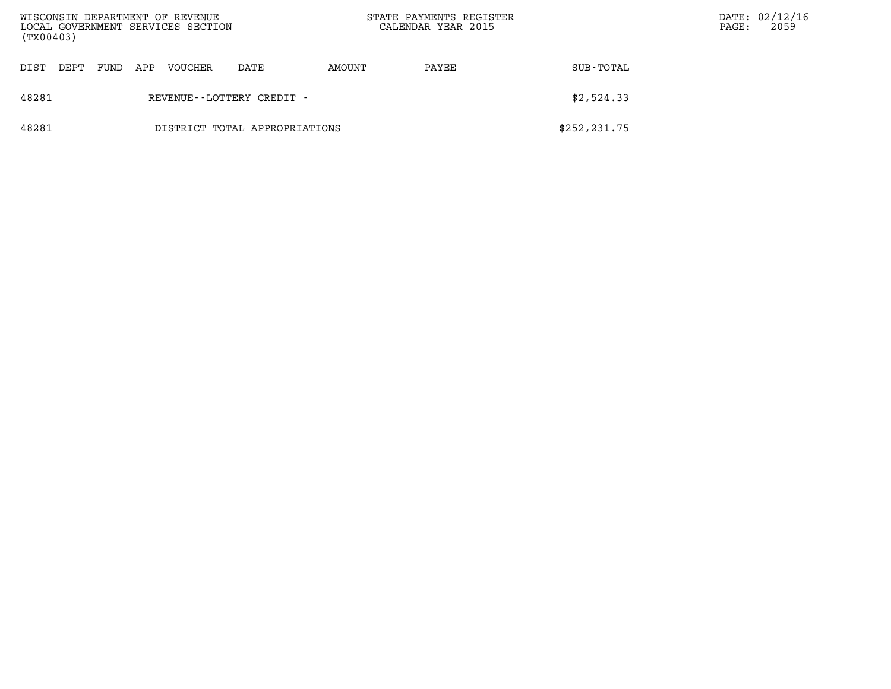| DIST | DEPT | FUND | APP | VOUCHER | DATE | AMOUNT | PAYEE | SUB-TOTAL |
|---|---|---|---|---|---|---|---|---|
| 48281 | | | | REVENUE--LOTTERY CREDIT - | | | | $2,524.33 |
| 48281 | | | | DISTRICT TOTAL APPROPRIATIONS | | | | $252,231.75 |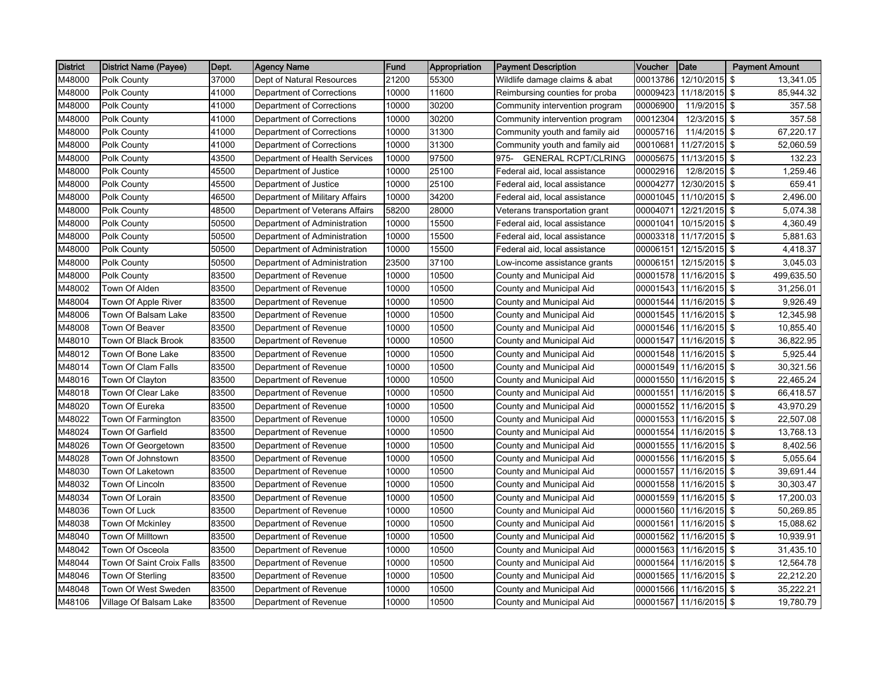| District | District Name (Payee) | Dept. | Agency Name | Fund | Appropriation | Payment Description | Voucher | Date | Payment Amount |
|---|---|---|---|---|---|---|---|---|---|
| M48000 | Polk County | 37000 | Dept of Natural Resources | 21200 | 55300 | Wildlife damage claims & abat | 00013786 | 12/10/2015 | $ 13,341.05 |
| M48000 | Polk County | 41000 | Department of Corrections | 10000 | 11600 | Reimbursing counties for proba | 00009423 | 11/18/2015 | $ 85,944.32 |
| M48000 | Polk County | 41000 | Department of Corrections | 10000 | 30200 | Community intervention program | 00006900 | 11/9/2015 | $ 357.58 |
| M48000 | Polk County | 41000 | Department of Corrections | 10000 | 30200 | Community intervention program | 00012304 | 12/3/2015 | $ 357.58 |
| M48000 | Polk County | 41000 | Department of Corrections | 10000 | 31300 | Community youth and family aid | 00005716 | 11/4/2015 | $ 67,220.17 |
| M48000 | Polk County | 41000 | Department of Corrections | 10000 | 31300 | Community youth and family aid | 00010681 | 11/27/2015 | $ 52,060.59 |
| M48000 | Polk County | 43500 | Department of Health Services | 10000 | 97500 | 975- GENERAL RCPT/CLRING | 00005675 | 11/13/2015 | $ 132.23 |
| M48000 | Polk County | 45500 | Department of Justice | 10000 | 25100 | Federal aid, local assistance | 00002916 | 12/8/2015 | $ 1,259.46 |
| M48000 | Polk County | 45500 | Department of Justice | 10000 | 25100 | Federal aid, local assistance | 00004277 | 12/30/2015 | $ 659.41 |
| M48000 | Polk County | 46500 | Department of Military Affairs | 10000 | 34200 | Federal aid, local assistance | 00001045 | 11/10/2015 | $ 2,496.00 |
| M48000 | Polk County | 48500 | Department of Veterans Affairs | 58200 | 28000 | Veterans transportation grant | 00004071 | 12/21/2015 | $ 5,074.38 |
| M48000 | Polk County | 50500 | Department of Administration | 10000 | 15500 | Federal aid, local assistance | 00001041 | 10/15/2015 | $ 4,360.49 |
| M48000 | Polk County | 50500 | Department of Administration | 10000 | 15500 | Federal aid, local assistance | 00003318 | 11/17/2015 | $ 5,881.63 |
| M48000 | Polk County | 50500 | Department of Administration | 10000 | 15500 | Federal aid, local assistance | 00006151 | 12/15/2015 | $ 4,418.37 |
| M48000 | Polk County | 50500 | Department of Administration | 23500 | 37100 | Low-income assistance grants | 00006151 | 12/15/2015 | $ 3,045.03 |
| M48000 | Polk County | 83500 | Department of Revenue | 10000 | 10500 | County and Municipal Aid | 00001578 | 11/16/2015 | $ 499,635.50 |
| M48002 | Town Of Alden | 83500 | Department of Revenue | 10000 | 10500 | County and Municipal Aid | 00001543 | 11/16/2015 | $ 31,256.01 |
| M48004 | Town Of Apple River | 83500 | Department of Revenue | 10000 | 10500 | County and Municipal Aid | 00001544 | 11/16/2015 | $ 9,926.49 |
| M48006 | Town Of Balsam Lake | 83500 | Department of Revenue | 10000 | 10500 | County and Municipal Aid | 00001545 | 11/16/2015 | $ 12,345.98 |
| M48008 | Town Of Beaver | 83500 | Department of Revenue | 10000 | 10500 | County and Municipal Aid | 00001546 | 11/16/2015 | $ 10,855.40 |
| M48010 | Town Of Black Brook | 83500 | Department of Revenue | 10000 | 10500 | County and Municipal Aid | 00001547 | 11/16/2015 | $ 36,822.95 |
| M48012 | Town Of Bone Lake | 83500 | Department of Revenue | 10000 | 10500 | County and Municipal Aid | 00001548 | 11/16/2015 | $ 5,925.44 |
| M48014 | Town Of Clam Falls | 83500 | Department of Revenue | 10000 | 10500 | County and Municipal Aid | 00001549 | 11/16/2015 | $ 30,321.56 |
| M48016 | Town Of Clayton | 83500 | Department of Revenue | 10000 | 10500 | County and Municipal Aid | 00001550 | 11/16/2015 | $ 22,465.24 |
| M48018 | Town Of Clear Lake | 83500 | Department of Revenue | 10000 | 10500 | County and Municipal Aid | 00001551 | 11/16/2015 | $ 66,418.57 |
| M48020 | Town Of Eureka | 83500 | Department of Revenue | 10000 | 10500 | County and Municipal Aid | 00001552 | 11/16/2015 | $ 43,970.29 |
| M48022 | Town Of Farmington | 83500 | Department of Revenue | 10000 | 10500 | County and Municipal Aid | 00001553 | 11/16/2015 | $ 22,507.08 |
| M48024 | Town Of Garfield | 83500 | Department of Revenue | 10000 | 10500 | County and Municipal Aid | 00001554 | 11/16/2015 | $ 13,768.13 |
| M48026 | Town Of Georgetown | 83500 | Department of Revenue | 10000 | 10500 | County and Municipal Aid | 00001555 | 11/16/2015 | $ 8,402.56 |
| M48028 | Town Of Johnstown | 83500 | Department of Revenue | 10000 | 10500 | County and Municipal Aid | 00001556 | 11/16/2015 | $ 5,055.64 |
| M48030 | Town Of Laketown | 83500 | Department of Revenue | 10000 | 10500 | County and Municipal Aid | 00001557 | 11/16/2015 | $ 39,691.44 |
| M48032 | Town Of Lincoln | 83500 | Department of Revenue | 10000 | 10500 | County and Municipal Aid | 00001558 | 11/16/2015 | $ 30,303.47 |
| M48034 | Town Of Lorain | 83500 | Department of Revenue | 10000 | 10500 | County and Municipal Aid | 00001559 | 11/16/2015 | $ 17,200.03 |
| M48036 | Town Of Luck | 83500 | Department of Revenue | 10000 | 10500 | County and Municipal Aid | 00001560 | 11/16/2015 | $ 50,269.85 |
| M48038 | Town Of Mckinley | 83500 | Department of Revenue | 10000 | 10500 | County and Municipal Aid | 00001561 | 11/16/2015 | $ 15,088.62 |
| M48040 | Town Of Milltown | 83500 | Department of Revenue | 10000 | 10500 | County and Municipal Aid | 00001562 | 11/16/2015 | $ 10,939.91 |
| M48042 | Town Of Osceola | 83500 | Department of Revenue | 10000 | 10500 | County and Municipal Aid | 00001563 | 11/16/2015 | $ 31,435.10 |
| M48044 | Town Of Saint Croix Falls | 83500 | Department of Revenue | 10000 | 10500 | County and Municipal Aid | 00001564 | 11/16/2015 | $ 12,564.78 |
| M48046 | Town Of Sterling | 83500 | Department of Revenue | 10000 | 10500 | County and Municipal Aid | 00001565 | 11/16/2015 | $ 22,212.20 |
| M48048 | Town Of West Sweden | 83500 | Department of Revenue | 10000 | 10500 | County and Municipal Aid | 00001566 | 11/16/2015 | $ 35,222.21 |
| M48106 | Village Of Balsam Lake | 83500 | Department of Revenue | 10000 | 10500 | County and Municipal Aid | 00001567 | 11/16/2015 | $ 19,780.79 |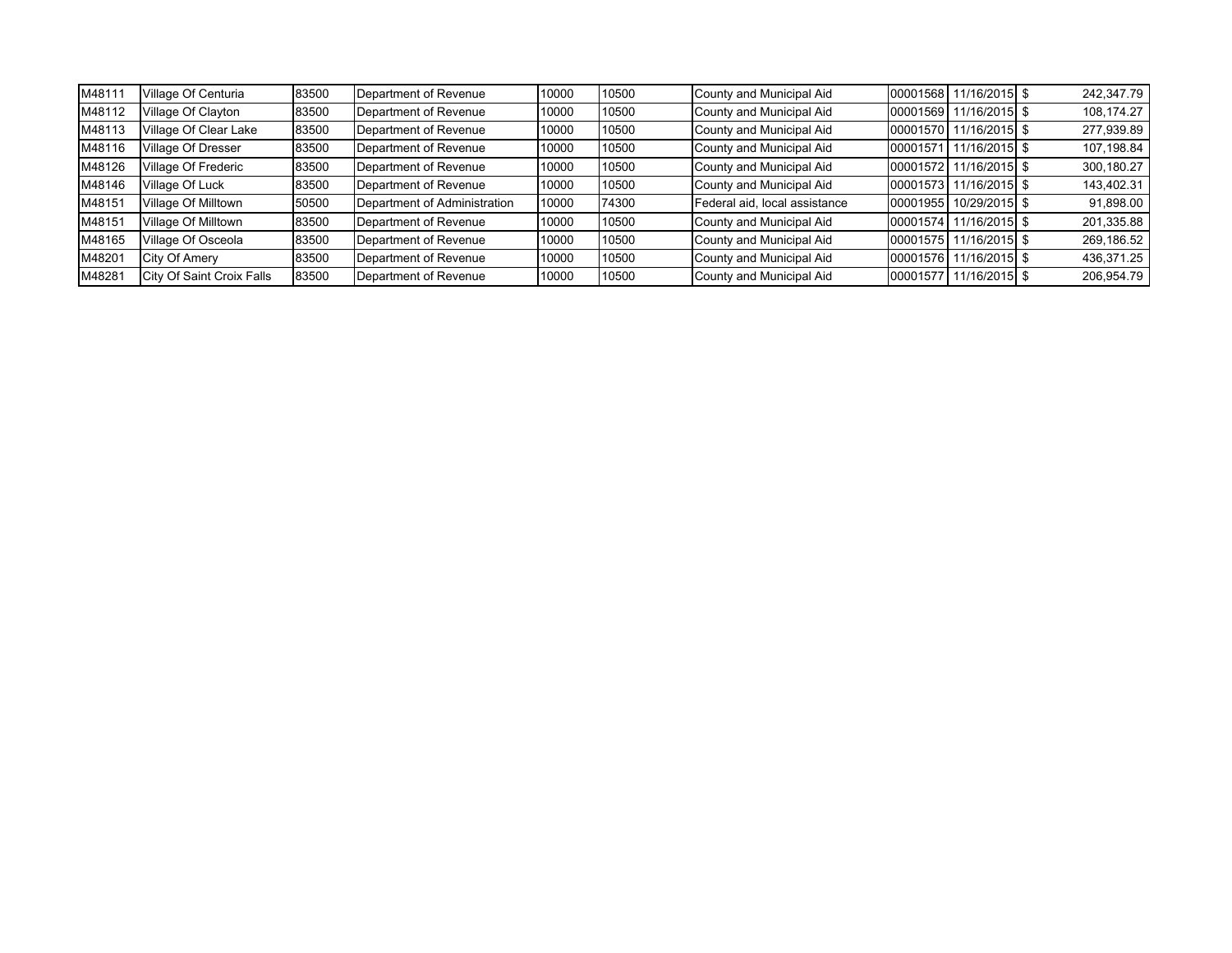| | | | | | | | | | | |
|---|---|---|---|---|---|---|---|---|---|---|
| M48111 | Village Of Centuria | 83500 | Department of Revenue | 10000 | 10500 | County and Municipal Aid | 00001568 | 11/16/2015 | $ | 242,347.79 |
| M48112 | Village Of Clayton | 83500 | Department of Revenue | 10000 | 10500 | County and Municipal Aid | 00001569 | 11/16/2015 | $ | 108,174.27 |
| M48113 | Village Of Clear Lake | 83500 | Department of Revenue | 10000 | 10500 | County and Municipal Aid | 00001570 | 11/16/2015 | $ | 277,939.89 |
| M48116 | Village Of Dresser | 83500 | Department of Revenue | 10000 | 10500 | County and Municipal Aid | 00001571 | 11/16/2015 | $ | 107,198.84 |
| M48126 | Village Of Frederic | 83500 | Department of Revenue | 10000 | 10500 | County and Municipal Aid | 00001572 | 11/16/2015 | $ | 300,180.27 |
| M48146 | Village Of Luck | 83500 | Department of Revenue | 10000 | 10500 | County and Municipal Aid | 00001573 | 11/16/2015 | $ | 143,402.31 |
| M48151 | Village Of Milltown | 50500 | Department of Administration | 10000 | 74300 | Federal aid, local assistance | 00001955 | 10/29/2015 | $ | 91,898.00 |
| M48151 | Village Of Milltown | 83500 | Department of Revenue | 10000 | 10500 | County and Municipal Aid | 00001574 | 11/16/2015 | $ | 201,335.88 |
| M48165 | Village Of Osceola | 83500 | Department of Revenue | 10000 | 10500 | County and Municipal Aid | 00001575 | 11/16/2015 | $ | 269,186.52 |
| M48201 | City Of Amery | 83500 | Department of Revenue | 10000 | 10500 | County and Municipal Aid | 00001576 | 11/16/2015 | $ | 436,371.25 |
| M48281 | City Of Saint Croix Falls | 83500 | Department of Revenue | 10000 | 10500 | County and Municipal Aid | 00001577 | 11/16/2015 | $ | 206,954.79 |